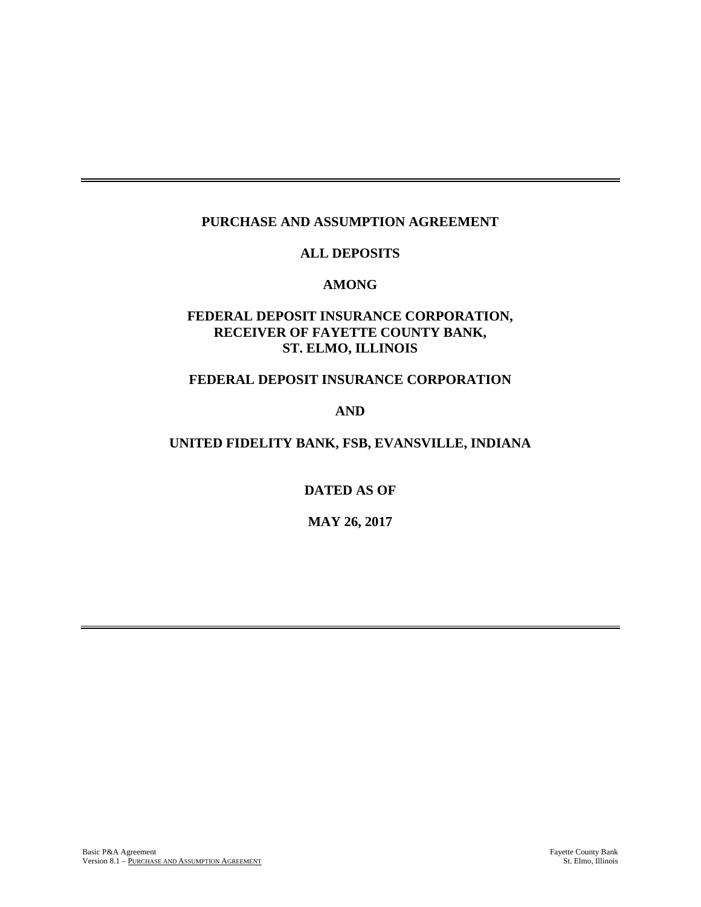**PURCHASE AND ASSUMPTION AGREEMENT**

**ALL DEPOSITS**

**AMONG**

**FEDERAL DEPOSIT INSURANCE CORPORATION, RECEIVER OF FAYETTE COUNTY BANK, ST. ELMO, ILLINOIS**

**FEDERAL DEPOSIT INSURANCE CORPORATION**

**AND**

**UNITED FIDELITY BANK, FSB, EVANSVILLE, INDIANA**

**DATED AS OF**

**MAY 26, 2017**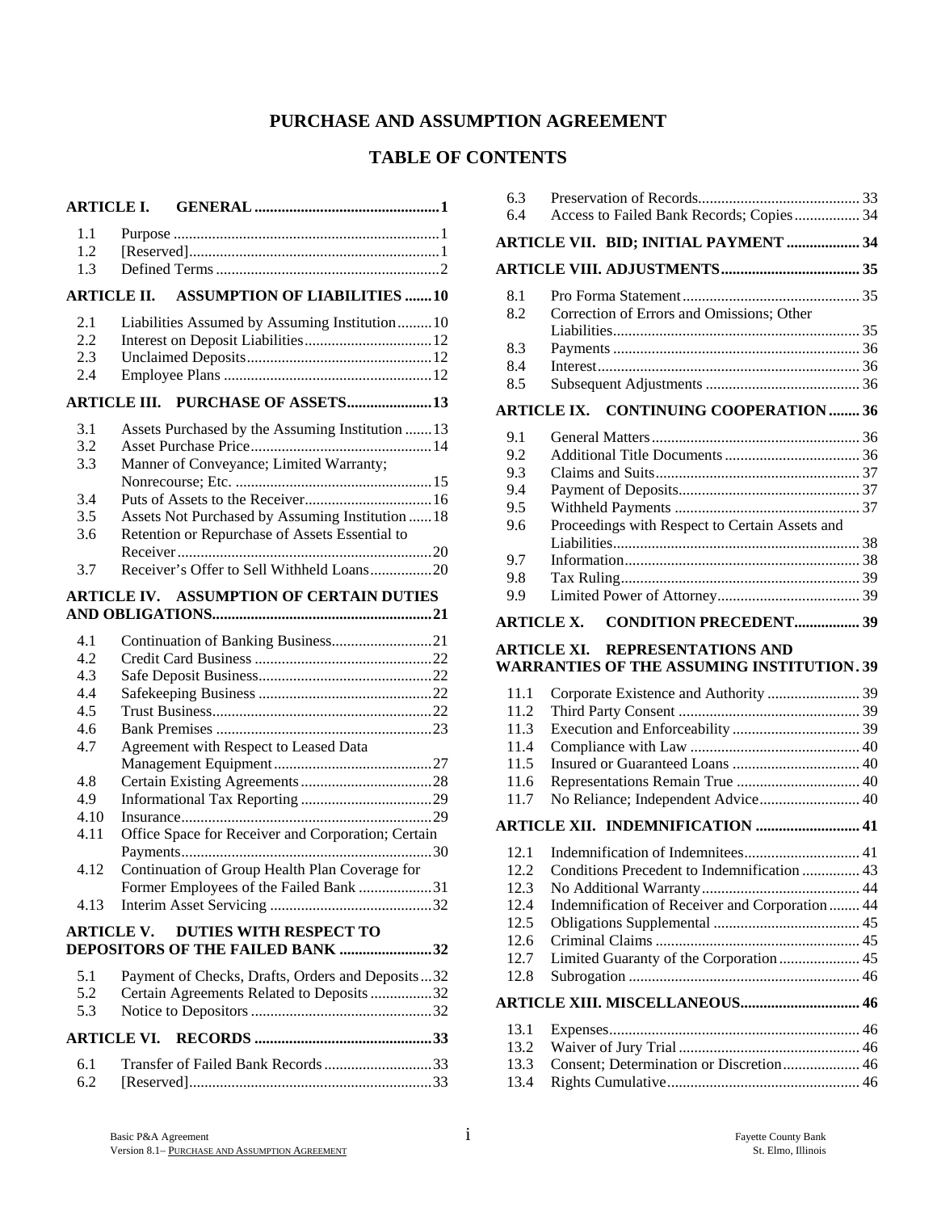# PURCHASE AND ASSUMPTION AGREEMENT

## TABLE OF CONTENTS

**ARTICLE I. GENERAL ... 1**

1.1 Purpose ... 1
1.2 [Reserved] ... 1
1.3 Defined Terms ... 2

**ARTICLE II. ASSUMPTION OF LIABILITIES ... 10**

2.1 Liabilities Assumed by Assuming Institution ... 10
2.2 Interest on Deposit Liabilities ... 12
2.3 Unclaimed Deposits ... 12
2.4 Employee Plans ... 12

**ARTICLE III. PURCHASE OF ASSETS ... 13**

3.1 Assets Purchased by the Assuming Institution ... 13
3.2 Asset Purchase Price ... 14
3.3 Manner of Conveyance; Limited Warranty; Nonrecourse; Etc. ... 15
3.4 Puts of Assets to the Receiver ... 16
3.5 Assets Not Purchased by Assuming Institution ... 18
3.6 Retention or Repurchase of Assets Essential to Receiver ... 20
3.7 Receiver's Offer to Sell Withheld Loans ... 20

**ARTICLE IV. ASSUMPTION OF CERTAIN DUTIES AND OBLIGATIONS ... 21**

4.1 Continuation of Banking Business ... 21
4.2 Credit Card Business ... 22
4.3 Safe Deposit Business ... 22
4.4 Safekeeping Business ... 22
4.5 Trust Business ... 22
4.6 Bank Premises ... 23
4.7 Agreement with Respect to Leased Data Management Equipment ... 27
4.8 Certain Existing Agreements ... 28
4.9 Informational Tax Reporting ... 29
4.10 Insurance ... 29
4.11 Office Space for Receiver and Corporation; Certain Payments ... 30
4.12 Continuation of Group Health Plan Coverage for Former Employees of the Failed Bank ... 31
4.13 Interim Asset Servicing ... 32

**ARTICLE V. DUTIES WITH RESPECT TO DEPOSITORS OF THE FAILED BANK ... 32**

5.1 Payment of Checks, Drafts, Orders and Deposits ... 32
5.2 Certain Agreements Related to Deposits ... 32
5.3 Notice to Depositors ... 32

**ARTICLE VI. RECORDS ... 33**

6.1 Transfer of Failed Bank Records ... 33
6.2 [Reserved] ... 33
6.3 Preservation of Records ... 33
6.4 Access to Failed Bank Records; Copies ... 34

**ARTICLE VII. BID; INITIAL PAYMENT ... 34**

**ARTICLE VIII. ADJUSTMENTS ... 35**

8.1 Pro Forma Statement ... 35
8.2 Correction of Errors and Omissions; Other Liabilities ... 35
8.3 Payments ... 36
8.4 Interest ... 36
8.5 Subsequent Adjustments ... 36

**ARTICLE IX. CONTINUING COOPERATION ... 36**

9.1 General Matters ... 36
9.2 Additional Title Documents ... 36
9.3 Claims and Suits ... 37
9.4 Payment of Deposits ... 37
9.5 Withheld Payments ... 37
9.6 Proceedings with Respect to Certain Assets and Liabilities ... 38
9.7 Information ... 38
9.8 Tax Ruling ... 39
9.9 Limited Power of Attorney ... 39

**ARTICLE X. CONDITION PRECEDENT ... 39**

**ARTICLE XI. REPRESENTATIONS AND WARRANTIES OF THE ASSUMING INSTITUTION ... 39**

11.1 Corporate Existence and Authority ... 39
11.2 Third Party Consent ... 39
11.3 Execution and Enforceability ... 39
11.4 Compliance with Law ... 40
11.5 Insured or Guaranteed Loans ... 40
11.6 Representations Remain True ... 40
11.7 No Reliance; Independent Advice ... 40

**ARTICLE XII. INDEMNIFICATION ... 41**

12.1 Indemnification of Indemnitees ... 41
12.2 Conditions Precedent to Indemnification ... 43
12.3 No Additional Warranty ... 44
12.4 Indemnification of Receiver and Corporation ... 44
12.5 Obligations Supplemental ... 45
12.6 Criminal Claims ... 45
12.7 Limited Guaranty of the Corporation ... 45
12.8 Subrogation ... 46

**ARTICLE XIII. MISCELLANEOUS ... 46**

13.1 Expenses ... 46
13.2 Waiver of Jury Trial ... 46
13.3 Consent; Determination or Discretion ... 46
13.4 Rights Cumulative ... 46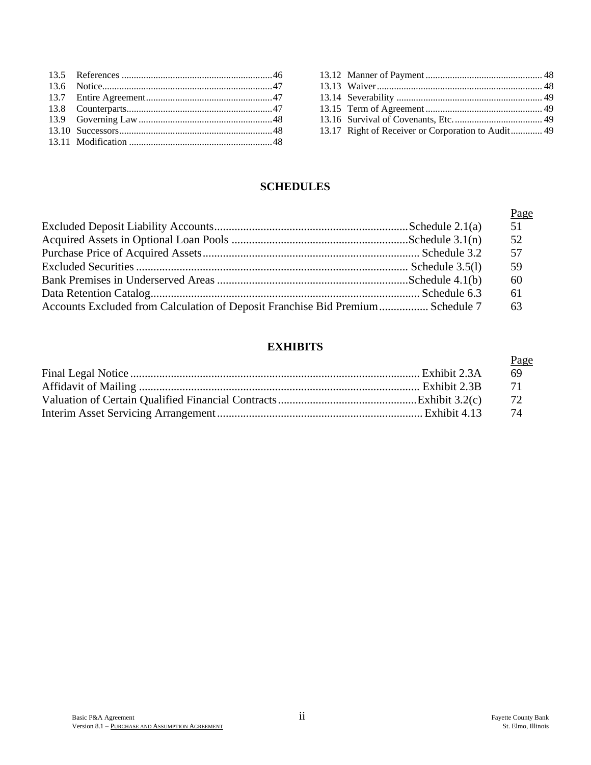13.5 References ....................................................46
13.6 Notice................................................................47
13.7 Entire Agreement...............................................47
13.8 Counterparts.......................................................47
13.9 Governing Law...................................................48
13.10 Successors.........................................................48
13.11 Modification .....................................................48
13.12 Manner of Payment ..........................................48
13.13 Waiver...............................................................48
13.14 Severability .......................................................49
13.15 Term of Agreement ..........................................49
13.16 Survival of Covenants, Etc. ..............................49
13.17 Right of Receiver or Corporation to Audit..........49

## SCHEDULES

| | | Page |
|---|---|---|
| Excluded Deposit Liability Accounts | Schedule 2.1(a) | 51 |
| Acquired Assets in Optional Loan Pools | Schedule 3.1(n) | 52 |
| Purchase Price of Acquired Assets | Schedule 3.2 | 57 |
| Excluded Securities | Schedule 3.5(l) | 59 |
| Bank Premises in Underserved Areas | Schedule 4.1(b) | 60 |
| Data Retention Catalog | Schedule 6.3 | 61 |
| Accounts Excluded from Calculation of Deposit Franchise Bid Premium | Schedule 7 | 63 |

## EXHIBITS

| | | Page |
|---|---|---|
| Final Legal Notice | Exhibit 2.3A | 69 |
| Affidavit of Mailing | Exhibit 2.3B | 71 |
| Valuation of Certain Qualified Financial Contracts | Exhibit 3.2(c) | 72 |
| Interim Asset Servicing Arrangement | Exhibit 4.13 | 74 |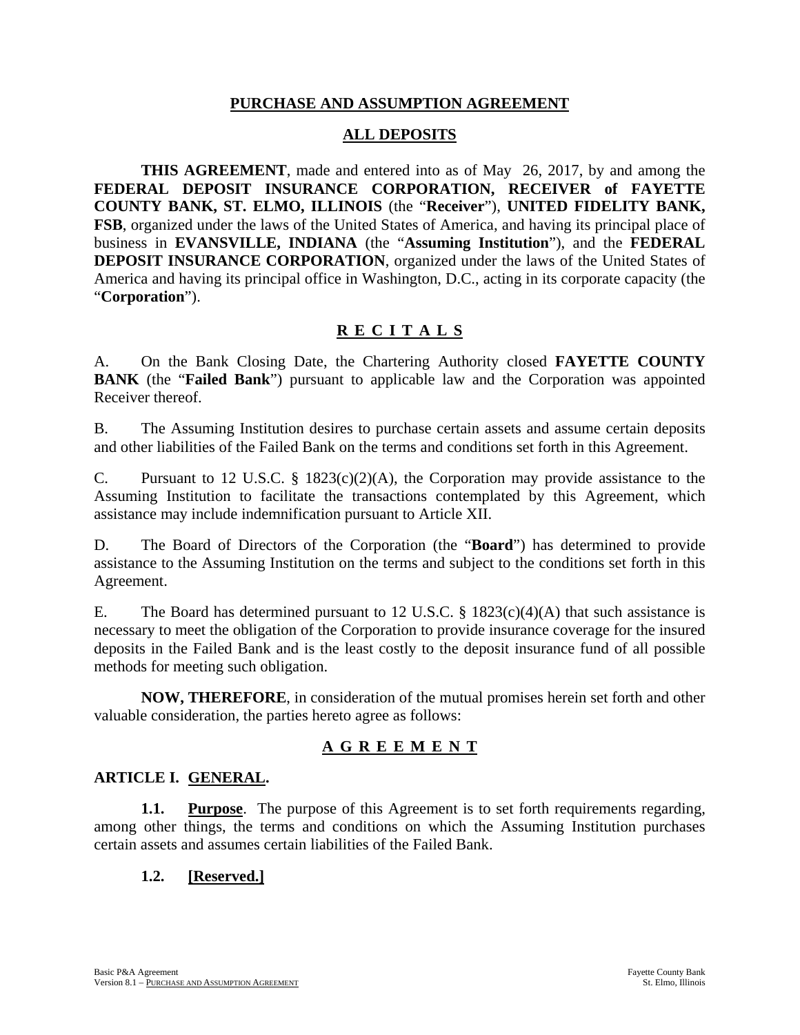## PURCHASE AND ASSUMPTION AGREEMENT

## ALL DEPOSITS

**THIS AGREEMENT**, made and entered into as of May 26, 2017, by and among the **FEDERAL DEPOSIT INSURANCE CORPORATION, RECEIVER of FAYETTE COUNTY BANK, ST. ELMO, ILLINOIS** (the "**Receiver**"), **UNITED FIDELITY BANK, FSB**, organized under the laws of the United States of America, and having its principal place of business in **EVANSVILLE, INDIANA** (the "**Assuming Institution**"), and the **FEDERAL DEPOSIT INSURANCE CORPORATION**, organized under the laws of the United States of America and having its principal office in Washington, D.C., acting in its corporate capacity (the "**Corporation**").

## R E C I T A L S

A. On the Bank Closing Date, the Chartering Authority closed **FAYETTE COUNTY BANK** (the "**Failed Bank**") pursuant to applicable law and the Corporation was appointed Receiver thereof.

B. The Assuming Institution desires to purchase certain assets and assume certain deposits and other liabilities of the Failed Bank on the terms and conditions set forth in this Agreement.

C. Pursuant to 12 U.S.C. § 1823(c)(2)(A), the Corporation may provide assistance to the Assuming Institution to facilitate the transactions contemplated by this Agreement, which assistance may include indemnification pursuant to Article XII.

D. The Board of Directors of the Corporation (the "**Board**") has determined to provide assistance to the Assuming Institution on the terms and subject to the conditions set forth in this Agreement.

E. The Board has determined pursuant to 12 U.S.C. § 1823(c)(4)(A) that such assistance is necessary to meet the obligation of the Corporation to provide insurance coverage for the insured deposits in the Failed Bank and is the least costly to the deposit insurance fund of all possible methods for meeting such obligation.

**NOW, THEREFORE**, in consideration of the mutual promises herein set forth and other valuable consideration, the parties hereto agree as follows:

## A G R E E M E N T

### ARTICLE I. GENERAL.

**1.1. Purpose**. The purpose of this Agreement is to set forth requirements regarding, among other things, the terms and conditions on which the Assuming Institution purchases certain assets and assumes certain liabilities of the Failed Bank.

**1.2. [Reserved.]**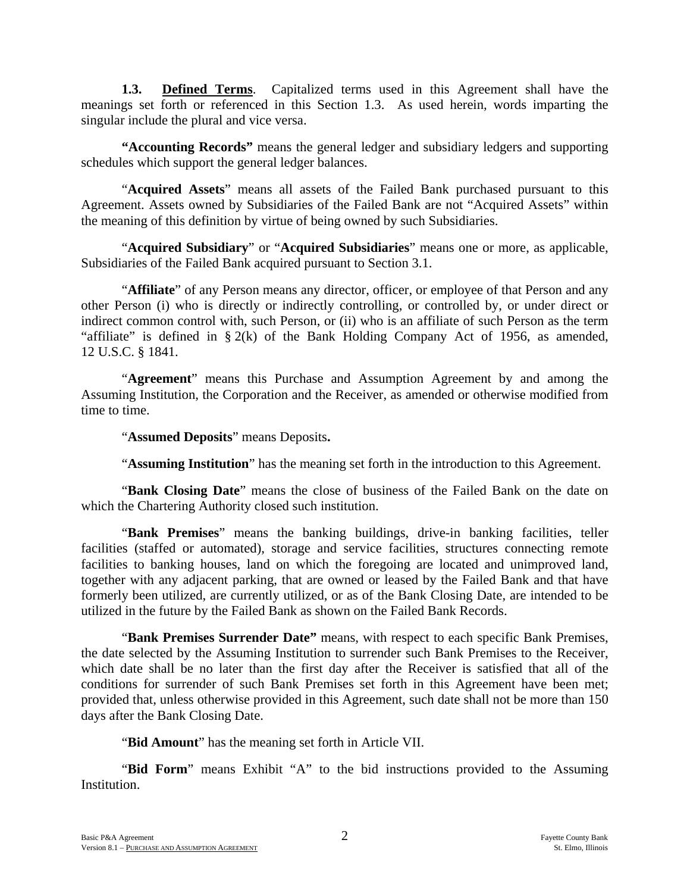**1.3. Defined Terms**. Capitalized terms used in this Agreement shall have the meanings set forth or referenced in this Section 1.3. As used herein, words imparting the singular include the plural and vice versa.

**"Accounting Records"** means the general ledger and subsidiary ledgers and supporting schedules which support the general ledger balances.

"**Acquired Assets**" means all assets of the Failed Bank purchased pursuant to this Agreement. Assets owned by Subsidiaries of the Failed Bank are not "Acquired Assets" within the meaning of this definition by virtue of being owned by such Subsidiaries.

"**Acquired Subsidiary**" or "**Acquired Subsidiaries**" means one or more, as applicable, Subsidiaries of the Failed Bank acquired pursuant to Section 3.1.

"**Affiliate**" of any Person means any director, officer, or employee of that Person and any other Person (i) who is directly or indirectly controlling, or controlled by, or under direct or indirect common control with, such Person, or (ii) who is an affiliate of such Person as the term "affiliate" is defined in § 2(k) of the Bank Holding Company Act of 1956, as amended, 12 U.S.C. § 1841.

"**Agreement**" means this Purchase and Assumption Agreement by and among the Assuming Institution, the Corporation and the Receiver, as amended or otherwise modified from time to time.

"**Assumed Deposits**" means Deposits**.**

"**Assuming Institution**" has the meaning set forth in the introduction to this Agreement.

"**Bank Closing Date**" means the close of business of the Failed Bank on the date on which the Chartering Authority closed such institution.

"**Bank Premises**" means the banking buildings, drive-in banking facilities, teller facilities (staffed or automated), storage and service facilities, structures connecting remote facilities to banking houses, land on which the foregoing are located and unimproved land, together with any adjacent parking, that are owned or leased by the Failed Bank and that have formerly been utilized, are currently utilized, or as of the Bank Closing Date, are intended to be utilized in the future by the Failed Bank as shown on the Failed Bank Records.

"**Bank Premises Surrender Date"** means, with respect to each specific Bank Premises, the date selected by the Assuming Institution to surrender such Bank Premises to the Receiver, which date shall be no later than the first day after the Receiver is satisfied that all of the conditions for surrender of such Bank Premises set forth in this Agreement have been met; provided that, unless otherwise provided in this Agreement, such date shall not be more than 150 days after the Bank Closing Date.

"**Bid Amount**" has the meaning set forth in Article VII.

"**Bid Form**" means Exhibit "A" to the bid instructions provided to the Assuming Institution.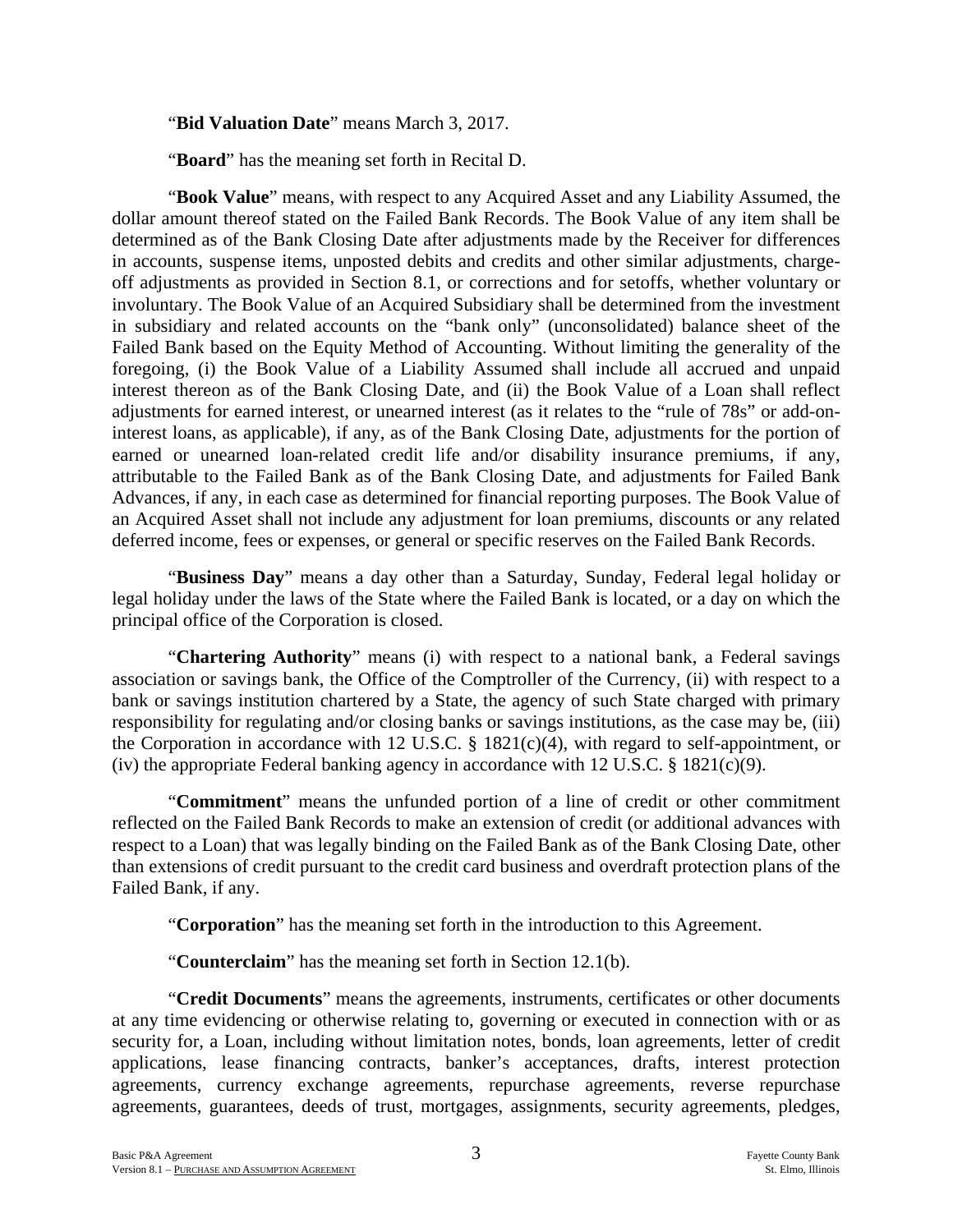"**Bid Valuation Date**" means March 3, 2017.

"**Board**" has the meaning set forth in Recital D.

"**Book Value**" means, with respect to any Acquired Asset and any Liability Assumed, the dollar amount thereof stated on the Failed Bank Records. The Book Value of any item shall be determined as of the Bank Closing Date after adjustments made by the Receiver for differences in accounts, suspense items, unposted debits and credits and other similar adjustments, charge-off adjustments as provided in Section 8.1, or corrections and for setoffs, whether voluntary or involuntary. The Book Value of an Acquired Subsidiary shall be determined from the investment in subsidiary and related accounts on the "bank only" (unconsolidated) balance sheet of the Failed Bank based on the Equity Method of Accounting. Without limiting the generality of the foregoing, (i) the Book Value of a Liability Assumed shall include all accrued and unpaid interest thereon as of the Bank Closing Date, and (ii) the Book Value of a Loan shall reflect adjustments for earned interest, or unearned interest (as it relates to the "rule of 78s" or add-on-interest loans, as applicable), if any, as of the Bank Closing Date, adjustments for the portion of earned or unearned loan-related credit life and/or disability insurance premiums, if any, attributable to the Failed Bank as of the Bank Closing Date, and adjustments for Failed Bank Advances, if any, in each case as determined for financial reporting purposes. The Book Value of an Acquired Asset shall not include any adjustment for loan premiums, discounts or any related deferred income, fees or expenses, or general or specific reserves on the Failed Bank Records.

"**Business Day**" means a day other than a Saturday, Sunday, Federal legal holiday or legal holiday under the laws of the State where the Failed Bank is located, or a day on which the principal office of the Corporation is closed.

"**Chartering Authority**" means (i) with respect to a national bank, a Federal savings association or savings bank, the Office of the Comptroller of the Currency, (ii) with respect to a bank or savings institution chartered by a State, the agency of such State charged with primary responsibility for regulating and/or closing banks or savings institutions, as the case may be, (iii) the Corporation in accordance with 12 U.S.C. § 1821(c)(4), with regard to self-appointment, or (iv) the appropriate Federal banking agency in accordance with 12 U.S.C. § 1821(c)(9).

"**Commitment**" means the unfunded portion of a line of credit or other commitment reflected on the Failed Bank Records to make an extension of credit (or additional advances with respect to a Loan) that was legally binding on the Failed Bank as of the Bank Closing Date, other than extensions of credit pursuant to the credit card business and overdraft protection plans of the Failed Bank, if any.

"**Corporation**" has the meaning set forth in the introduction to this Agreement.

"**Counterclaim**" has the meaning set forth in Section 12.1(b).

"**Credit Documents**" means the agreements, instruments, certificates or other documents at any time evidencing or otherwise relating to, governing or executed in connection with or as security for, a Loan, including without limitation notes, bonds, loan agreements, letter of credit applications, lease financing contracts, banker's acceptances, drafts, interest protection agreements, currency exchange agreements, repurchase agreements, reverse repurchase agreements, guarantees, deeds of trust, mortgages, assignments, security agreements, pledges,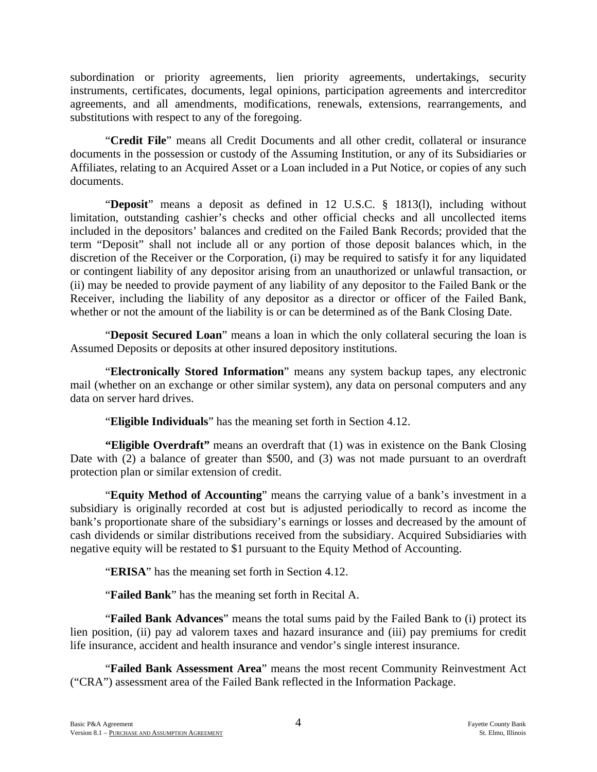subordination or priority agreements, lien priority agreements, undertakings, security instruments, certificates, documents, legal opinions, participation agreements and intercreditor agreements, and all amendments, modifications, renewals, extensions, rearrangements, and substitutions with respect to any of the foregoing.

"**Credit File**" means all Credit Documents and all other credit, collateral or insurance documents in the possession or custody of the Assuming Institution, or any of its Subsidiaries or Affiliates, relating to an Acquired Asset or a Loan included in a Put Notice, or copies of any such documents.

"**Deposit**" means a deposit as defined in 12 U.S.C. § 1813(l), including without limitation, outstanding cashier's checks and other official checks and all uncollected items included in the depositors' balances and credited on the Failed Bank Records; provided that the term "Deposit" shall not include all or any portion of those deposit balances which, in the discretion of the Receiver or the Corporation, (i) may be required to satisfy it for any liquidated or contingent liability of any depositor arising from an unauthorized or unlawful transaction, or (ii) may be needed to provide payment of any liability of any depositor to the Failed Bank or the Receiver, including the liability of any depositor as a director or officer of the Failed Bank, whether or not the amount of the liability is or can be determined as of the Bank Closing Date.

"**Deposit Secured Loan**" means a loan in which the only collateral securing the loan is Assumed Deposits or deposits at other insured depository institutions.

"**Electronically Stored Information**" means any system backup tapes, any electronic mail (whether on an exchange or other similar system), any data on personal computers and any data on server hard drives.

"**Eligible Individuals**" has the meaning set forth in Section 4.12.

**"Eligible Overdraft"** means an overdraft that (1) was in existence on the Bank Closing Date with (2) a balance of greater than $500, and (3) was not made pursuant to an overdraft protection plan or similar extension of credit.

"**Equity Method of Accounting**" means the carrying value of a bank's investment in a subsidiary is originally recorded at cost but is adjusted periodically to record as income the bank's proportionate share of the subsidiary's earnings or losses and decreased by the amount of cash dividends or similar distributions received from the subsidiary. Acquired Subsidiaries with negative equity will be restated to $1 pursuant to the Equity Method of Accounting.

"**ERISA**" has the meaning set forth in Section 4.12.

"**Failed Bank**" has the meaning set forth in Recital A.

"**Failed Bank Advances**" means the total sums paid by the Failed Bank to (i) protect its lien position, (ii) pay ad valorem taxes and hazard insurance and (iii) pay premiums for credit life insurance, accident and health insurance and vendor's single interest insurance.

"**Failed Bank Assessment Area**" means the most recent Community Reinvestment Act ("CRA") assessment area of the Failed Bank reflected in the Information Package.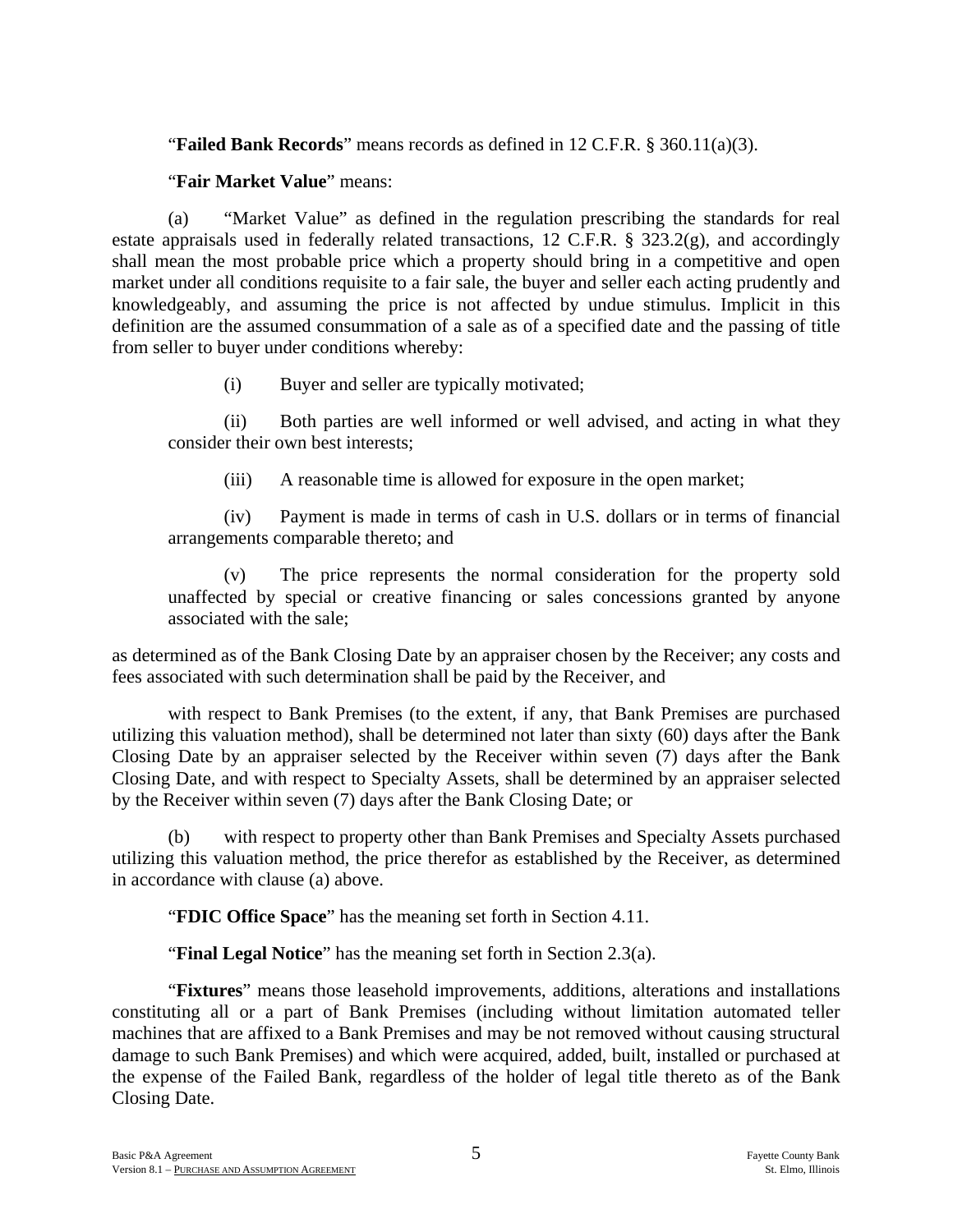"**Failed Bank Records**" means records as defined in 12 C.F.R. § 360.11(a)(3).

"**Fair Market Value**" means:

(a) "Market Value" as defined in the regulation prescribing the standards for real estate appraisals used in federally related transactions, 12 C.F.R. § 323.2(g), and accordingly shall mean the most probable price which a property should bring in a competitive and open market under all conditions requisite to a fair sale, the buyer and seller each acting prudently and knowledgeably, and assuming the price is not affected by undue stimulus. Implicit in this definition are the assumed consummation of a sale as of a specified date and the passing of title from seller to buyer under conditions whereby:

(i) Buyer and seller are typically motivated;

(ii) Both parties are well informed or well advised, and acting in what they consider their own best interests;

(iii) A reasonable time is allowed for exposure in the open market;

(iv) Payment is made in terms of cash in U.S. dollars or in terms of financial arrangements comparable thereto; and

(v) The price represents the normal consideration for the property sold unaffected by special or creative financing or sales concessions granted by anyone associated with the sale;

as determined as of the Bank Closing Date by an appraiser chosen by the Receiver; any costs and fees associated with such determination shall be paid by the Receiver, and

with respect to Bank Premises (to the extent, if any, that Bank Premises are purchased utilizing this valuation method), shall be determined not later than sixty (60) days after the Bank Closing Date by an appraiser selected by the Receiver within seven (7) days after the Bank Closing Date, and with respect to Specialty Assets, shall be determined by an appraiser selected by the Receiver within seven (7) days after the Bank Closing Date; or

(b) with respect to property other than Bank Premises and Specialty Assets purchased utilizing this valuation method, the price therefor as established by the Receiver, as determined in accordance with clause (a) above.

"**FDIC Office Space**" has the meaning set forth in Section 4.11.

"**Final Legal Notice**" has the meaning set forth in Section 2.3(a).

"**Fixtures**" means those leasehold improvements, additions, alterations and installations constituting all or a part of Bank Premises (including without limitation automated teller machines that are affixed to a Bank Premises and may be not removed without causing structural damage to such Bank Premises) and which were acquired, added, built, installed or purchased at the expense of the Failed Bank, regardless of the holder of legal title thereto as of the Bank Closing Date.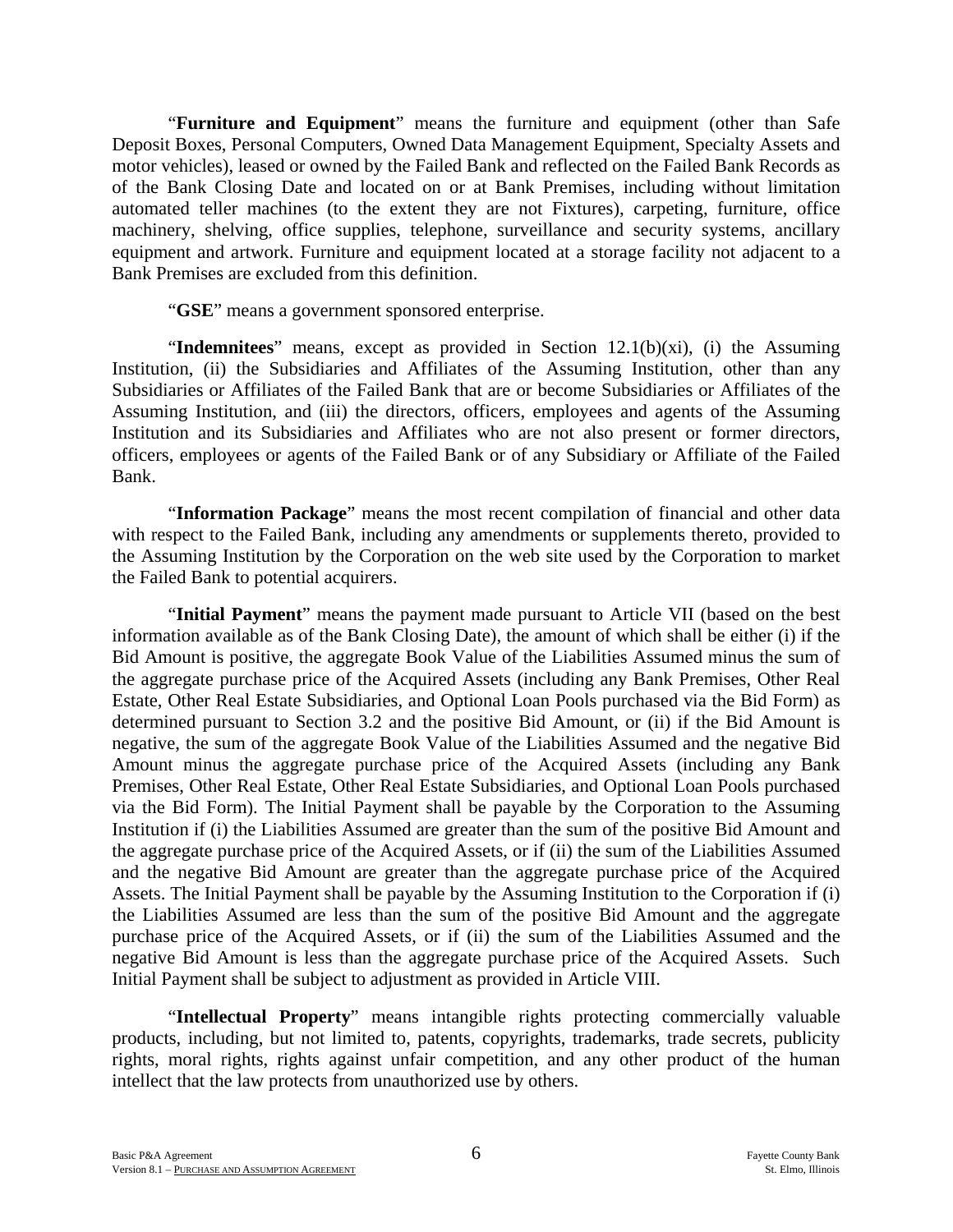"**Furniture and Equipment**" means the furniture and equipment (other than Safe Deposit Boxes, Personal Computers, Owned Data Management Equipment, Specialty Assets and motor vehicles), leased or owned by the Failed Bank and reflected on the Failed Bank Records as of the Bank Closing Date and located on or at Bank Premises, including without limitation automated teller machines (to the extent they are not Fixtures), carpeting, furniture, office machinery, shelving, office supplies, telephone, surveillance and security systems, ancillary equipment and artwork. Furniture and equipment located at a storage facility not adjacent to a Bank Premises are excluded from this definition.

"**GSE**" means a government sponsored enterprise.

"**Indemnitees**" means, except as provided in Section 12.1(b)(xi), (i) the Assuming Institution, (ii) the Subsidiaries and Affiliates of the Assuming Institution, other than any Subsidiaries or Affiliates of the Failed Bank that are or become Subsidiaries or Affiliates of the Assuming Institution, and (iii) the directors, officers, employees and agents of the Assuming Institution and its Subsidiaries and Affiliates who are not also present or former directors, officers, employees or agents of the Failed Bank or of any Subsidiary or Affiliate of the Failed Bank.

"**Information Package**" means the most recent compilation of financial and other data with respect to the Failed Bank, including any amendments or supplements thereto, provided to the Assuming Institution by the Corporation on the web site used by the Corporation to market the Failed Bank to potential acquirers.

"**Initial Payment**" means the payment made pursuant to Article VII (based on the best information available as of the Bank Closing Date), the amount of which shall be either (i) if the Bid Amount is positive, the aggregate Book Value of the Liabilities Assumed minus the sum of the aggregate purchase price of the Acquired Assets (including any Bank Premises, Other Real Estate, Other Real Estate Subsidiaries, and Optional Loan Pools purchased via the Bid Form) as determined pursuant to Section 3.2 and the positive Bid Amount, or (ii) if the Bid Amount is negative, the sum of the aggregate Book Value of the Liabilities Assumed and the negative Bid Amount minus the aggregate purchase price of the Acquired Assets (including any Bank Premises, Other Real Estate, Other Real Estate Subsidiaries, and Optional Loan Pools purchased via the Bid Form). The Initial Payment shall be payable by the Corporation to the Assuming Institution if (i) the Liabilities Assumed are greater than the sum of the positive Bid Amount and the aggregate purchase price of the Acquired Assets, or if (ii) the sum of the Liabilities Assumed and the negative Bid Amount are greater than the aggregate purchase price of the Acquired Assets. The Initial Payment shall be payable by the Assuming Institution to the Corporation if (i) the Liabilities Assumed are less than the sum of the positive Bid Amount and the aggregate purchase price of the Acquired Assets, or if (ii) the sum of the Liabilities Assumed and the negative Bid Amount is less than the aggregate purchase price of the Acquired Assets. Such Initial Payment shall be subject to adjustment as provided in Article VIII.

"**Intellectual Property**" means intangible rights protecting commercially valuable products, including, but not limited to, patents, copyrights, trademarks, trade secrets, publicity rights, moral rights, rights against unfair competition, and any other product of the human intellect that the law protects from unauthorized use by others.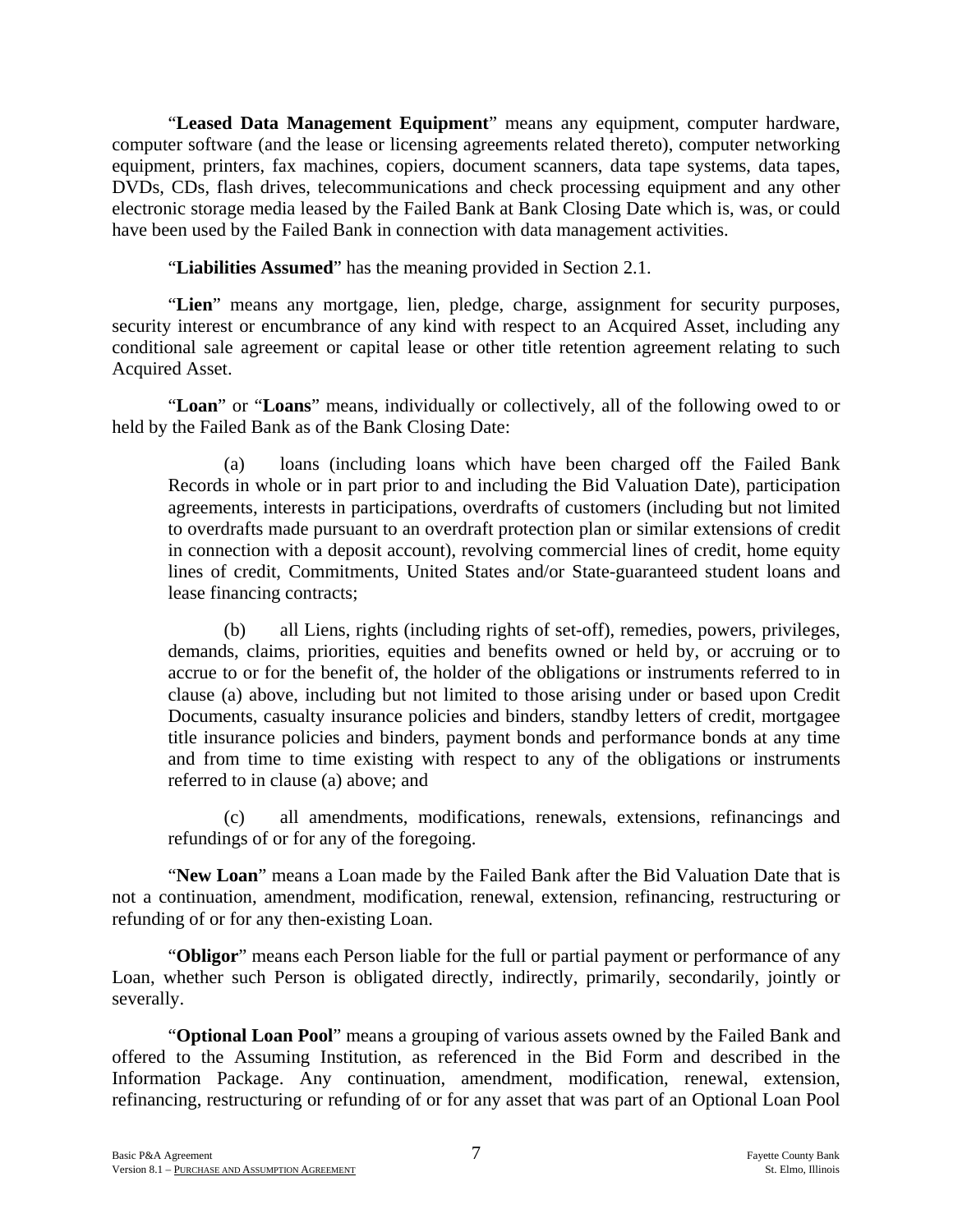"**Leased Data Management Equipment**" means any equipment, computer hardware, computer software (and the lease or licensing agreements related thereto), computer networking equipment, printers, fax machines, copiers, document scanners, data tape systems, data tapes, DVDs, CDs, flash drives, telecommunications and check processing equipment and any other electronic storage media leased by the Failed Bank at Bank Closing Date which is, was, or could have been used by the Failed Bank in connection with data management activities.

"**Liabilities Assumed**" has the meaning provided in Section 2.1.

"**Lien**" means any mortgage, lien, pledge, charge, assignment for security purposes, security interest or encumbrance of any kind with respect to an Acquired Asset, including any conditional sale agreement or capital lease or other title retention agreement relating to such Acquired Asset.

"**Loan**" or "**Loans**" means, individually or collectively, all of the following owed to or held by the Failed Bank as of the Bank Closing Date:

(a) loans (including loans which have been charged off the Failed Bank Records in whole or in part prior to and including the Bid Valuation Date), participation agreements, interests in participations, overdrafts of customers (including but not limited to overdrafts made pursuant to an overdraft protection plan or similar extensions of credit in connection with a deposit account), revolving commercial lines of credit, home equity lines of credit, Commitments, United States and/or State-guaranteed student loans and lease financing contracts;

(b) all Liens, rights (including rights of set-off), remedies, powers, privileges, demands, claims, priorities, equities and benefits owned or held by, or accruing or to accrue to or for the benefit of, the holder of the obligations or instruments referred to in clause (a) above, including but not limited to those arising under or based upon Credit Documents, casualty insurance policies and binders, standby letters of credit, mortgagee title insurance policies and binders, payment bonds and performance bonds at any time and from time to time existing with respect to any of the obligations or instruments referred to in clause (a) above; and

(c) all amendments, modifications, renewals, extensions, refinancings and refundings of or for any of the foregoing.

"**New Loan**" means a Loan made by the Failed Bank after the Bid Valuation Date that is not a continuation, amendment, modification, renewal, extension, refinancing, restructuring or refunding of or for any then-existing Loan.

"**Obligor**" means each Person liable for the full or partial payment or performance of any Loan, whether such Person is obligated directly, indirectly, primarily, secondarily, jointly or severally.

"**Optional Loan Pool**" means a grouping of various assets owned by the Failed Bank and offered to the Assuming Institution, as referenced in the Bid Form and described in the Information Package. Any continuation, amendment, modification, renewal, extension, refinancing, restructuring or refunding of or for any asset that was part of an Optional Loan Pool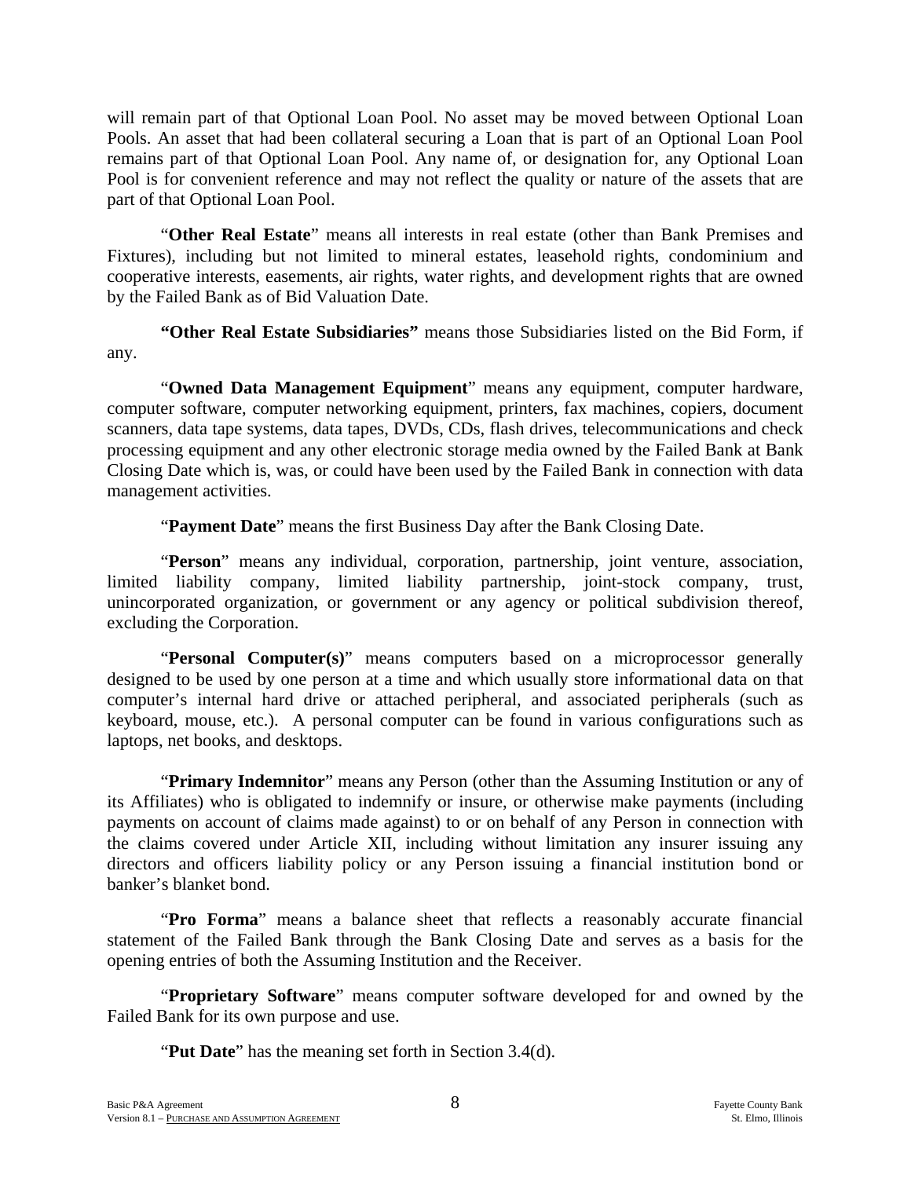will remain part of that Optional Loan Pool. No asset may be moved between Optional Loan Pools. An asset that had been collateral securing a Loan that is part of an Optional Loan Pool remains part of that Optional Loan Pool. Any name of, or designation for, any Optional Loan Pool is for convenient reference and may not reflect the quality or nature of the assets that are part of that Optional Loan Pool.

"**Other Real Estate**" means all interests in real estate (other than Bank Premises and Fixtures), including but not limited to mineral estates, leasehold rights, condominium and cooperative interests, easements, air rights, water rights, and development rights that are owned by the Failed Bank as of Bid Valuation Date.

**"Other Real Estate Subsidiaries"** means those Subsidiaries listed on the Bid Form, if any.

"**Owned Data Management Equipment**" means any equipment, computer hardware, computer software, computer networking equipment, printers, fax machines, copiers, document scanners, data tape systems, data tapes, DVDs, CDs, flash drives, telecommunications and check processing equipment and any other electronic storage media owned by the Failed Bank at Bank Closing Date which is, was, or could have been used by the Failed Bank in connection with data management activities.

"**Payment Date**" means the first Business Day after the Bank Closing Date.

"**Person**" means any individual, corporation, partnership, joint venture, association, limited liability company, limited liability partnership, joint-stock company, trust, unincorporated organization, or government or any agency or political subdivision thereof, excluding the Corporation.

"**Personal Computer(s)**" means computers based on a microprocessor generally designed to be used by one person at a time and which usually store informational data on that computer's internal hard drive or attached peripheral, and associated peripherals (such as keyboard, mouse, etc.). A personal computer can be found in various configurations such as laptops, net books, and desktops.

"**Primary Indemnitor**" means any Person (other than the Assuming Institution or any of its Affiliates) who is obligated to indemnify or insure, or otherwise make payments (including payments on account of claims made against) to or on behalf of any Person in connection with the claims covered under Article XII, including without limitation any insurer issuing any directors and officers liability policy or any Person issuing a financial institution bond or banker's blanket bond.

"**Pro Forma**" means a balance sheet that reflects a reasonably accurate financial statement of the Failed Bank through the Bank Closing Date and serves as a basis for the opening entries of both the Assuming Institution and the Receiver.

"**Proprietary Software**" means computer software developed for and owned by the Failed Bank for its own purpose and use.

"**Put Date**" has the meaning set forth in Section 3.4(d).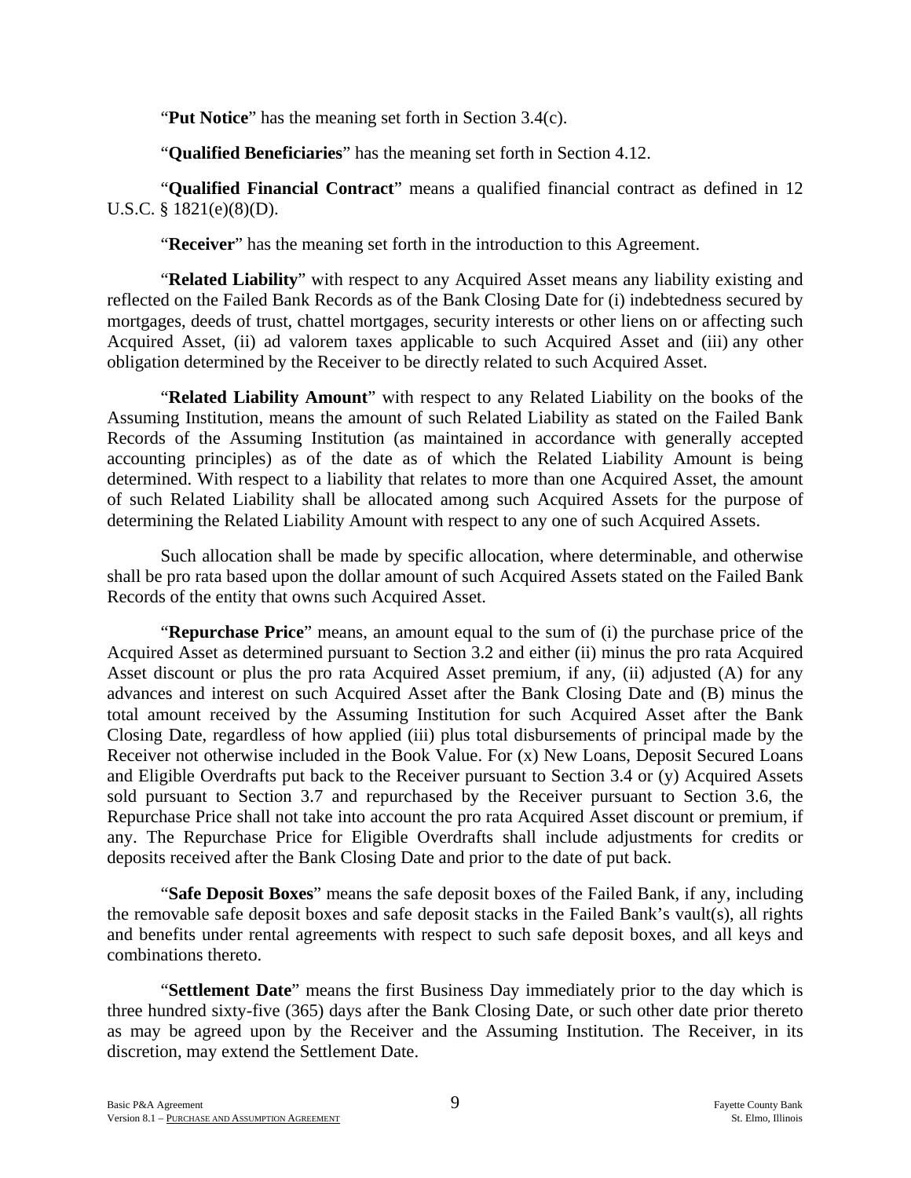"**Put Notice**" has the meaning set forth in Section 3.4(c).

"**Qualified Beneficiaries**" has the meaning set forth in Section 4.12.

"**Qualified Financial Contract**" means a qualified financial contract as defined in 12 U.S.C. § 1821(e)(8)(D).

"**Receiver**" has the meaning set forth in the introduction to this Agreement.

"**Related Liability**" with respect to any Acquired Asset means any liability existing and reflected on the Failed Bank Records as of the Bank Closing Date for (i) indebtedness secured by mortgages, deeds of trust, chattel mortgages, security interests or other liens on or affecting such Acquired Asset, (ii) ad valorem taxes applicable to such Acquired Asset and (iii) any other obligation determined by the Receiver to be directly related to such Acquired Asset.

"**Related Liability Amount**" with respect to any Related Liability on the books of the Assuming Institution, means the amount of such Related Liability as stated on the Failed Bank Records of the Assuming Institution (as maintained in accordance with generally accepted accounting principles) as of the date as of which the Related Liability Amount is being determined. With respect to a liability that relates to more than one Acquired Asset, the amount of such Related Liability shall be allocated among such Acquired Assets for the purpose of determining the Related Liability Amount with respect to any one of such Acquired Assets.

Such allocation shall be made by specific allocation, where determinable, and otherwise shall be pro rata based upon the dollar amount of such Acquired Assets stated on the Failed Bank Records of the entity that owns such Acquired Asset.

"**Repurchase Price**" means, an amount equal to the sum of (i) the purchase price of the Acquired Asset as determined pursuant to Section 3.2 and either (ii) minus the pro rata Acquired Asset discount or plus the pro rata Acquired Asset premium, if any, (ii) adjusted (A) for any advances and interest on such Acquired Asset after the Bank Closing Date and (B) minus the total amount received by the Assuming Institution for such Acquired Asset after the Bank Closing Date, regardless of how applied (iii) plus total disbursements of principal made by the Receiver not otherwise included in the Book Value. For (x) New Loans, Deposit Secured Loans and Eligible Overdrafts put back to the Receiver pursuant to Section 3.4 or (y) Acquired Assets sold pursuant to Section 3.7 and repurchased by the Receiver pursuant to Section 3.6, the Repurchase Price shall not take into account the pro rata Acquired Asset discount or premium, if any. The Repurchase Price for Eligible Overdrafts shall include adjustments for credits or deposits received after the Bank Closing Date and prior to the date of put back.

"**Safe Deposit Boxes**" means the safe deposit boxes of the Failed Bank, if any, including the removable safe deposit boxes and safe deposit stacks in the Failed Bank's vault(s), all rights and benefits under rental agreements with respect to such safe deposit boxes, and all keys and combinations thereto.

"**Settlement Date**" means the first Business Day immediately prior to the day which is three hundred sixty-five (365) days after the Bank Closing Date, or such other date prior thereto as may be agreed upon by the Receiver and the Assuming Institution. The Receiver, in its discretion, may extend the Settlement Date.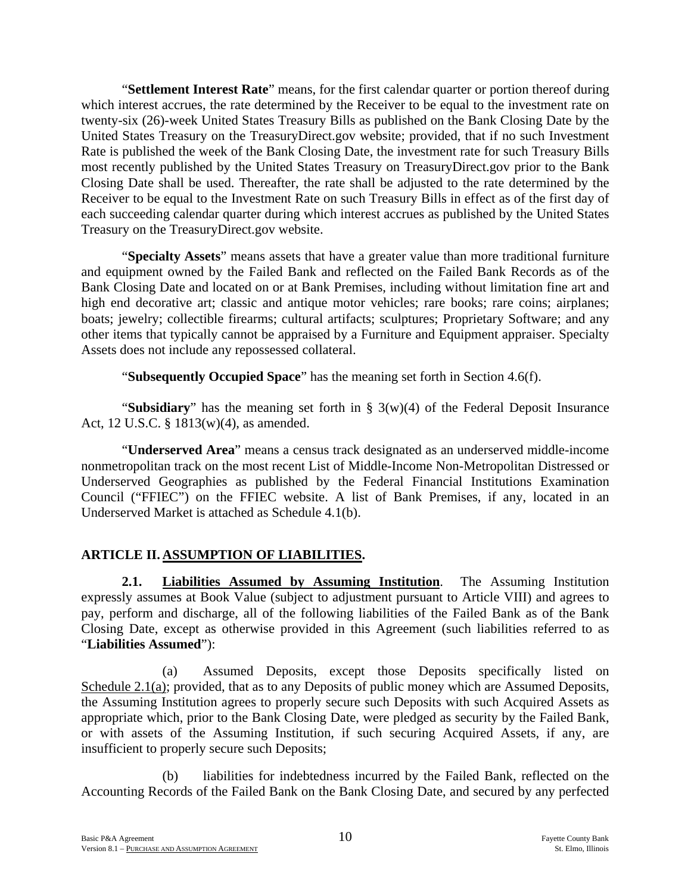"**Settlement Interest Rate**" means, for the first calendar quarter or portion thereof during which interest accrues, the rate determined by the Receiver to be equal to the investment rate on twenty-six (26)-week United States Treasury Bills as published on the Bank Closing Date by the United States Treasury on the TreasuryDirect.gov website; provided, that if no such Investment Rate is published the week of the Bank Closing Date, the investment rate for such Treasury Bills most recently published by the United States Treasury on TreasuryDirect.gov prior to the Bank Closing Date shall be used. Thereafter, the rate shall be adjusted to the rate determined by the Receiver to be equal to the Investment Rate on such Treasury Bills in effect as of the first day of each succeeding calendar quarter during which interest accrues as published by the United States Treasury on the TreasuryDirect.gov website.

"**Specialty Assets**" means assets that have a greater value than more traditional furniture and equipment owned by the Failed Bank and reflected on the Failed Bank Records as of the Bank Closing Date and located on or at Bank Premises, including without limitation fine art and high end decorative art; classic and antique motor vehicles; rare books; rare coins; airplanes; boats; jewelry; collectible firearms; cultural artifacts; sculptures; Proprietary Software; and any other items that typically cannot be appraised by a Furniture and Equipment appraiser. Specialty Assets does not include any repossessed collateral.

"**Subsequently Occupied Space**" has the meaning set forth in Section 4.6(f).

"**Subsidiary**" has the meaning set forth in § 3(w)(4) of the Federal Deposit Insurance Act, 12 U.S.C. § 1813(w)(4), as amended.

"**Underserved Area**" means a census track designated as an underserved middle-income nonmetropolitan track on the most recent List of Middle-Income Non-Metropolitan Distressed or Underserved Geographies as published by the Federal Financial Institutions Examination Council ("FFIEC") on the FFIEC website. A list of Bank Premises, if any, located in an Underserved Market is attached as Schedule 4.1(b).

## ARTICLE II. ASSUMPTION OF LIABILITIES.

**2.1. Liabilities Assumed by Assuming Institution**. The Assuming Institution expressly assumes at Book Value (subject to adjustment pursuant to Article VIII) and agrees to pay, perform and discharge, all of the following liabilities of the Failed Bank as of the Bank Closing Date, except as otherwise provided in this Agreement (such liabilities referred to as "**Liabilities Assumed**"):

(a) Assumed Deposits, except those Deposits specifically listed on Schedule 2.1(a); provided, that as to any Deposits of public money which are Assumed Deposits, the Assuming Institution agrees to properly secure such Deposits with such Acquired Assets as appropriate which, prior to the Bank Closing Date, were pledged as security by the Failed Bank, or with assets of the Assuming Institution, if such securing Acquired Assets, if any, are insufficient to properly secure such Deposits;

(b) liabilities for indebtedness incurred by the Failed Bank, reflected on the Accounting Records of the Failed Bank on the Bank Closing Date, and secured by any perfected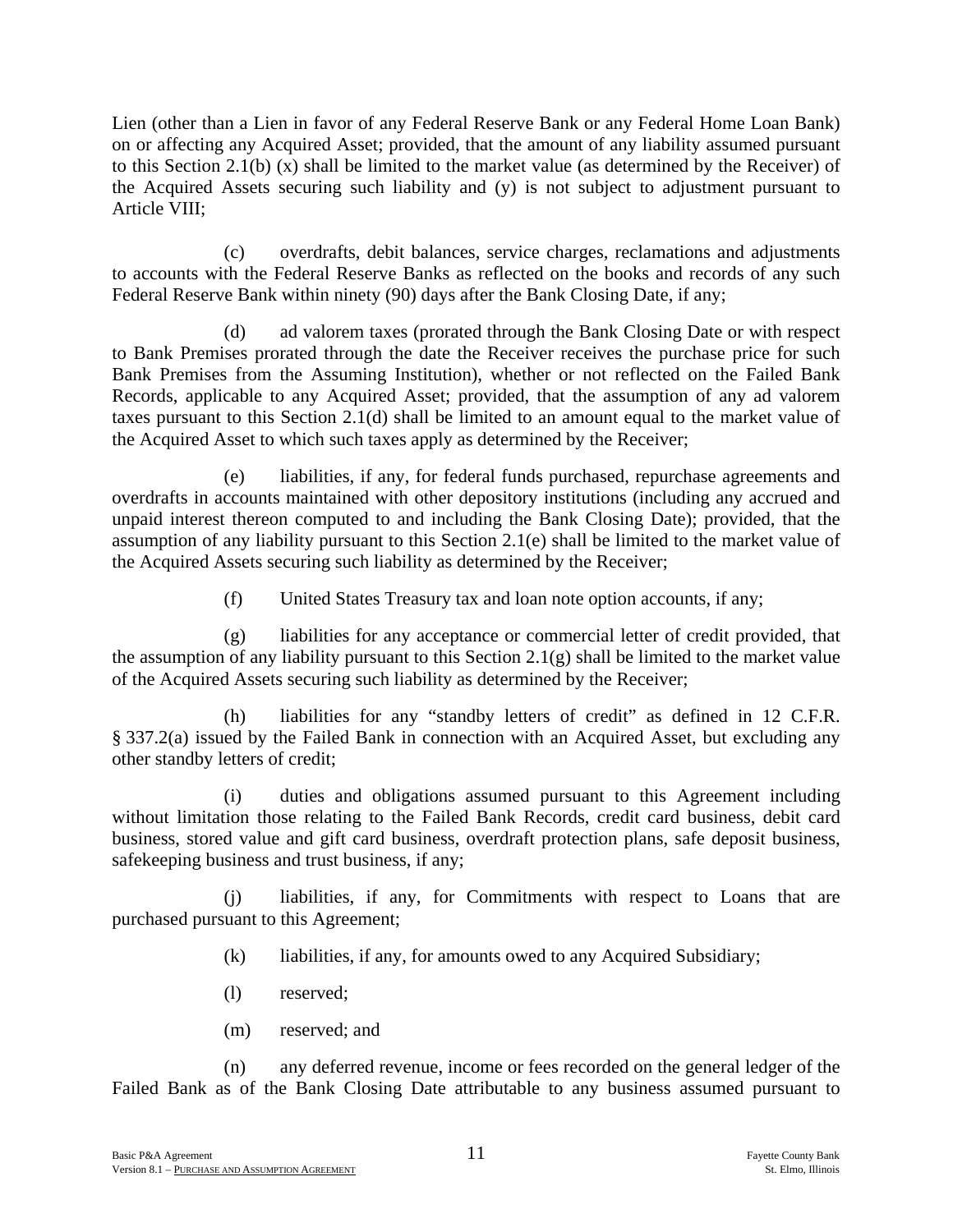Lien (other than a Lien in favor of any Federal Reserve Bank or any Federal Home Loan Bank) on or affecting any Acquired Asset; provided, that the amount of any liability assumed pursuant to this Section 2.1(b) (x) shall be limited to the market value (as determined by the Receiver) of the Acquired Assets securing such liability and (y) is not subject to adjustment pursuant to Article VIII;

(c) overdrafts, debit balances, service charges, reclamations and adjustments to accounts with the Federal Reserve Banks as reflected on the books and records of any such Federal Reserve Bank within ninety (90) days after the Bank Closing Date, if any;

(d) ad valorem taxes (prorated through the Bank Closing Date or with respect to Bank Premises prorated through the date the Receiver receives the purchase price for such Bank Premises from the Assuming Institution), whether or not reflected on the Failed Bank Records, applicable to any Acquired Asset; provided, that the assumption of any ad valorem taxes pursuant to this Section 2.1(d) shall be limited to an amount equal to the market value of the Acquired Asset to which such taxes apply as determined by the Receiver;

(e) liabilities, if any, for federal funds purchased, repurchase agreements and overdrafts in accounts maintained with other depository institutions (including any accrued and unpaid interest thereon computed to and including the Bank Closing Date); provided, that the assumption of any liability pursuant to this Section 2.1(e) shall be limited to the market value of the Acquired Assets securing such liability as determined by the Receiver;

(f) United States Treasury tax and loan note option accounts, if any;

(g) liabilities for any acceptance or commercial letter of credit provided, that the assumption of any liability pursuant to this Section 2.1(g) shall be limited to the market value of the Acquired Assets securing such liability as determined by the Receiver;

(h) liabilities for any "standby letters of credit" as defined in 12 C.F.R. § 337.2(a) issued by the Failed Bank in connection with an Acquired Asset, but excluding any other standby letters of credit;

(i) duties and obligations assumed pursuant to this Agreement including without limitation those relating to the Failed Bank Records, credit card business, debit card business, stored value and gift card business, overdraft protection plans, safe deposit business, safekeeping business and trust business, if any;

(j) liabilities, if any, for Commitments with respect to Loans that are purchased pursuant to this Agreement;

(k) liabilities, if any, for amounts owed to any Acquired Subsidiary;

(l) reserved;

(m) reserved; and

(n) any deferred revenue, income or fees recorded on the general ledger of the Failed Bank as of the Bank Closing Date attributable to any business assumed pursuant to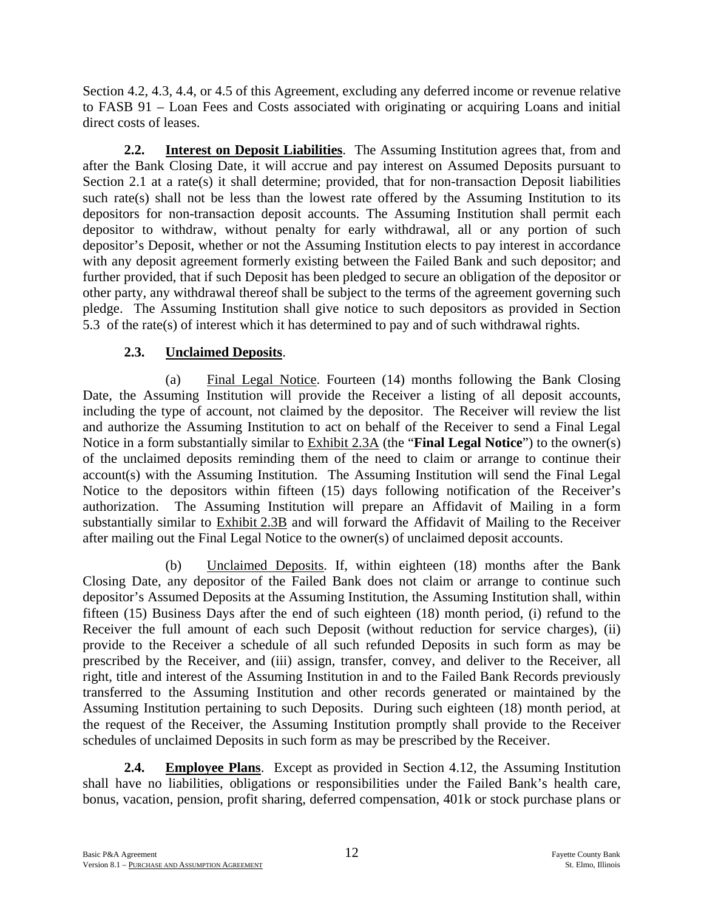Section 4.2, 4.3, 4.4, or 4.5 of this Agreement, excluding any deferred income or revenue relative to FASB 91 – Loan Fees and Costs associated with originating or acquiring Loans and initial direct costs of leases.

**2.2. Interest on Deposit Liabilities**. The Assuming Institution agrees that, from and after the Bank Closing Date, it will accrue and pay interest on Assumed Deposits pursuant to Section 2.1 at a rate(s) it shall determine; provided, that for non-transaction Deposit liabilities such rate(s) shall not be less than the lowest rate offered by the Assuming Institution to its depositors for non-transaction deposit accounts. The Assuming Institution shall permit each depositor to withdraw, without penalty for early withdrawal, all or any portion of such depositor's Deposit, whether or not the Assuming Institution elects to pay interest in accordance with any deposit agreement formerly existing between the Failed Bank and such depositor; and further provided, that if such Deposit has been pledged to secure an obligation of the depositor or other party, any withdrawal thereof shall be subject to the terms of the agreement governing such pledge. The Assuming Institution shall give notice to such depositors as provided in Section 5.3 of the rate(s) of interest which it has determined to pay and of such withdrawal rights.

**2.3. Unclaimed Deposits**.

(a) Final Legal Notice. Fourteen (14) months following the Bank Closing Date, the Assuming Institution will provide the Receiver a listing of all deposit accounts, including the type of account, not claimed by the depositor. The Receiver will review the list and authorize the Assuming Institution to act on behalf of the Receiver to send a Final Legal Notice in a form substantially similar to Exhibit 2.3A (the "**Final Legal Notice**") to the owner(s) of the unclaimed deposits reminding them of the need to claim or arrange to continue their account(s) with the Assuming Institution. The Assuming Institution will send the Final Legal Notice to the depositors within fifteen (15) days following notification of the Receiver's authorization. The Assuming Institution will prepare an Affidavit of Mailing in a form substantially similar to Exhibit 2.3B and will forward the Affidavit of Mailing to the Receiver after mailing out the Final Legal Notice to the owner(s) of unclaimed deposit accounts.

(b) Unclaimed Deposits. If, within eighteen (18) months after the Bank Closing Date, any depositor of the Failed Bank does not claim or arrange to continue such depositor's Assumed Deposits at the Assuming Institution, the Assuming Institution shall, within fifteen (15) Business Days after the end of such eighteen (18) month period, (i) refund to the Receiver the full amount of each such Deposit (without reduction for service charges), (ii) provide to the Receiver a schedule of all such refunded Deposits in such form as may be prescribed by the Receiver, and (iii) assign, transfer, convey, and deliver to the Receiver, all right, title and interest of the Assuming Institution in and to the Failed Bank Records previously transferred to the Assuming Institution and other records generated or maintained by the Assuming Institution pertaining to such Deposits. During such eighteen (18) month period, at the request of the Receiver, the Assuming Institution promptly shall provide to the Receiver schedules of unclaimed Deposits in such form as may be prescribed by the Receiver.

**2.4. Employee Plans**. Except as provided in Section 4.12, the Assuming Institution shall have no liabilities, obligations or responsibilities under the Failed Bank's health care, bonus, vacation, pension, profit sharing, deferred compensation, 401k or stock purchase plans or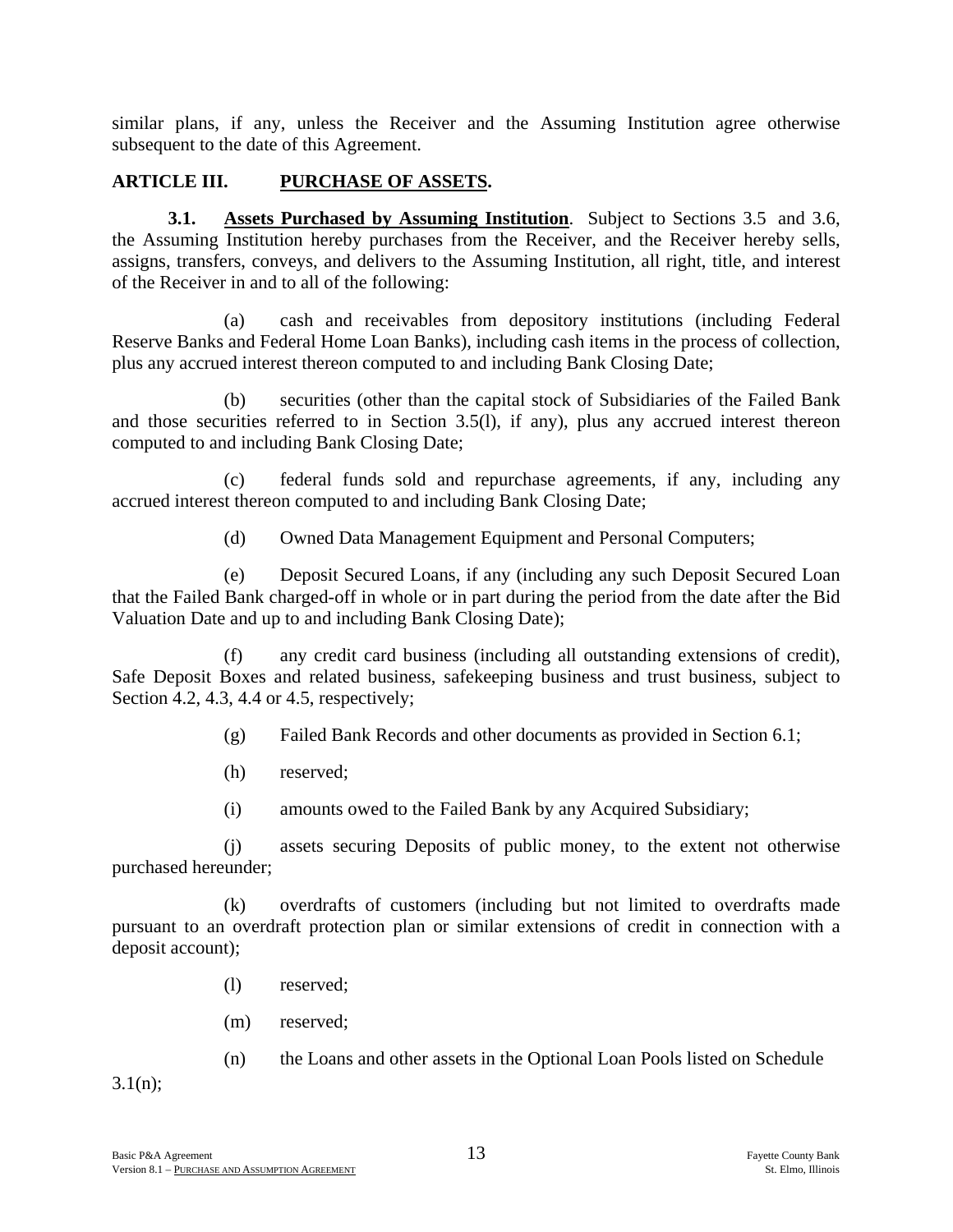similar plans, if any, unless the Receiver and the Assuming Institution agree otherwise subsequent to the date of this Agreement.

## ARTICLE III. PURCHASE OF ASSETS.

**3.1. Assets Purchased by Assuming Institution**. Subject to Sections 3.5 and 3.6, the Assuming Institution hereby purchases from the Receiver, and the Receiver hereby sells, assigns, transfers, conveys, and delivers to the Assuming Institution, all right, title, and interest of the Receiver in and to all of the following:

(a) cash and receivables from depository institutions (including Federal Reserve Banks and Federal Home Loan Banks), including cash items in the process of collection, plus any accrued interest thereon computed to and including Bank Closing Date;

(b) securities (other than the capital stock of Subsidiaries of the Failed Bank and those securities referred to in Section 3.5(l), if any), plus any accrued interest thereon computed to and including Bank Closing Date;

(c) federal funds sold and repurchase agreements, if any, including any accrued interest thereon computed to and including Bank Closing Date;

(d) Owned Data Management Equipment and Personal Computers;

(e) Deposit Secured Loans, if any (including any such Deposit Secured Loan that the Failed Bank charged-off in whole or in part during the period from the date after the Bid Valuation Date and up to and including Bank Closing Date);

(f) any credit card business (including all outstanding extensions of credit), Safe Deposit Boxes and related business, safekeeping business and trust business, subject to Section 4.2, 4.3, 4.4 or 4.5, respectively;

(g) Failed Bank Records and other documents as provided in Section 6.1;

(h) reserved;

(i) amounts owed to the Failed Bank by any Acquired Subsidiary;

(j) assets securing Deposits of public money, to the extent not otherwise purchased hereunder;

(k) overdrafts of customers (including but not limited to overdrafts made pursuant to an overdraft protection plan or similar extensions of credit in connection with a deposit account);

(l) reserved;

(m) reserved;

(n) the Loans and other assets in the Optional Loan Pools listed on Schedule 3.1(n);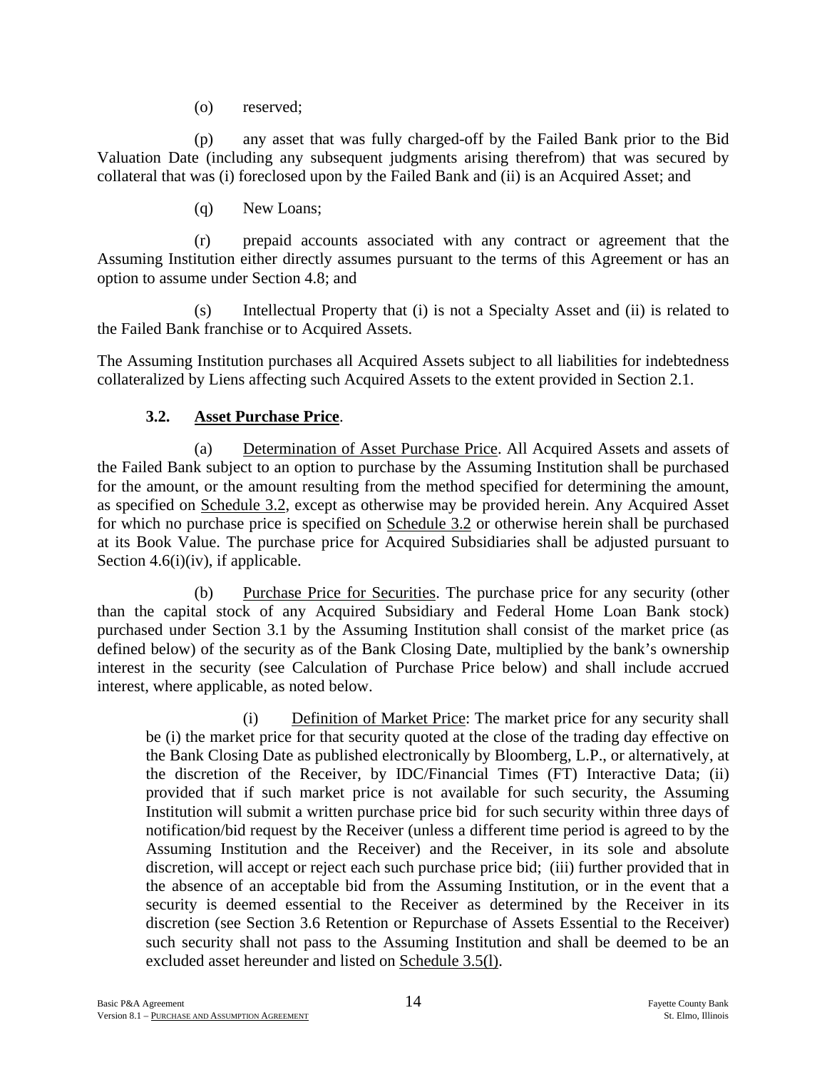(o) reserved;

(p) any asset that was fully charged-off by the Failed Bank prior to the Bid Valuation Date (including any subsequent judgments arising therefrom) that was secured by collateral that was (i) foreclosed upon by the Failed Bank and (ii) is an Acquired Asset; and

(q) New Loans;

(r) prepaid accounts associated with any contract or agreement that the Assuming Institution either directly assumes pursuant to the terms of this Agreement or has an option to assume under Section 4.8; and

(s) Intellectual Property that (i) is not a Specialty Asset and (ii) is related to the Failed Bank franchise or to Acquired Assets.

The Assuming Institution purchases all Acquired Assets subject to all liabilities for indebtedness collateralized by Liens affecting such Acquired Assets to the extent provided in Section 2.1.

### 3.2. Asset Purchase Price.

(a) Determination of Asset Purchase Price. All Acquired Assets and assets of the Failed Bank subject to an option to purchase by the Assuming Institution shall be purchased for the amount, or the amount resulting from the method specified for determining the amount, as specified on Schedule 3.2, except as otherwise may be provided herein. Any Acquired Asset for which no purchase price is specified on Schedule 3.2 or otherwise herein shall be purchased at its Book Value. The purchase price for Acquired Subsidiaries shall be adjusted pursuant to Section 4.6(i)(iv), if applicable.

(b) Purchase Price for Securities. The purchase price for any security (other than the capital stock of any Acquired Subsidiary and Federal Home Loan Bank stock) purchased under Section 3.1 by the Assuming Institution shall consist of the market price (as defined below) of the security as of the Bank Closing Date, multiplied by the bank's ownership interest in the security (see Calculation of Purchase Price below) and shall include accrued interest, where applicable, as noted below.

(i) Definition of Market Price: The market price for any security shall be (i) the market price for that security quoted at the close of the trading day effective on the Bank Closing Date as published electronically by Bloomberg, L.P., or alternatively, at the discretion of the Receiver, by IDC/Financial Times (FT) Interactive Data; (ii) provided that if such market price is not available for such security, the Assuming Institution will submit a written purchase price bid for such security within three days of notification/bid request by the Receiver (unless a different time period is agreed to by the Assuming Institution and the Receiver) and the Receiver, in its sole and absolute discretion, will accept or reject each such purchase price bid; (iii) further provided that in the absence of an acceptable bid from the Assuming Institution, or in the event that a security is deemed essential to the Receiver as determined by the Receiver in its discretion (see Section 3.6 Retention or Repurchase of Assets Essential to the Receiver) such security shall not pass to the Assuming Institution and shall be deemed to be an excluded asset hereunder and listed on Schedule 3.5(l).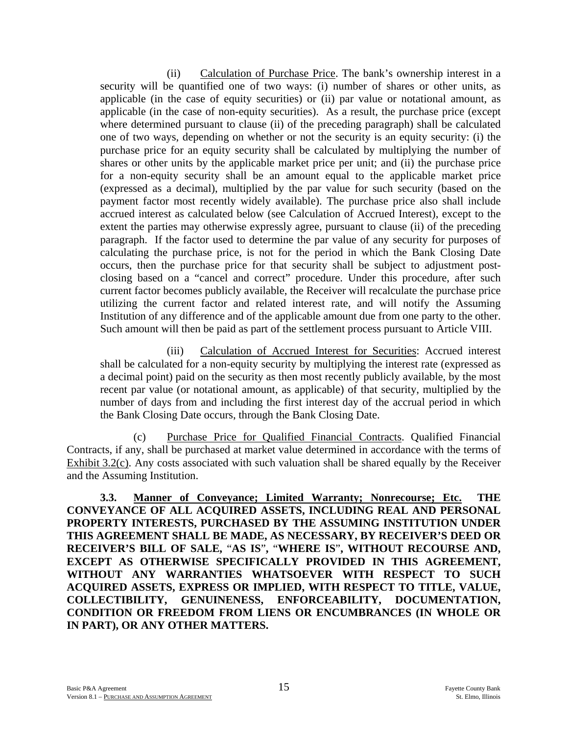(ii) Calculation of Purchase Price. The bank's ownership interest in a security will be quantified one of two ways: (i) number of shares or other units, as applicable (in the case of equity securities) or (ii) par value or notational amount, as applicable (in the case of non-equity securities). As a result, the purchase price (except where determined pursuant to clause (ii) of the preceding paragraph) shall be calculated one of two ways, depending on whether or not the security is an equity security: (i) the purchase price for an equity security shall be calculated by multiplying the number of shares or other units by the applicable market price per unit; and (ii) the purchase price for a non-equity security shall be an amount equal to the applicable market price (expressed as a decimal), multiplied by the par value for such security (based on the payment factor most recently widely available). The purchase price also shall include accrued interest as calculated below (see Calculation of Accrued Interest), except to the extent the parties may otherwise expressly agree, pursuant to clause (ii) of the preceding paragraph. If the factor used to determine the par value of any security for purposes of calculating the purchase price, is not for the period in which the Bank Closing Date occurs, then the purchase price for that security shall be subject to adjustment post-closing based on a "cancel and correct" procedure. Under this procedure, after such current factor becomes publicly available, the Receiver will recalculate the purchase price utilizing the current factor and related interest rate, and will notify the Assuming Institution of any difference and of the applicable amount due from one party to the other. Such amount will then be paid as part of the settlement process pursuant to Article VIII.

(iii) Calculation of Accrued Interest for Securities: Accrued interest shall be calculated for a non-equity security by multiplying the interest rate (expressed as a decimal point) paid on the security as then most recently publicly available, by the most recent par value (or notational amount, as applicable) of that security, multiplied by the number of days from and including the first interest day of the accrual period in which the Bank Closing Date occurs, through the Bank Closing Date.

(c) Purchase Price for Qualified Financial Contracts. Qualified Financial Contracts, if any, shall be purchased at market value determined in accordance with the terms of Exhibit 3.2(c). Any costs associated with such valuation shall be shared equally by the Receiver and the Assuming Institution.

**3.3. Manner of Conveyance; Limited Warranty; Nonrecourse; Etc. THE CONVEYANCE OF ALL ACQUIRED ASSETS, INCLUDING REAL AND PERSONAL PROPERTY INTERESTS, PURCHASED BY THE ASSUMING INSTITUTION UNDER THIS AGREEMENT SHALL BE MADE, AS NECESSARY, BY RECEIVER'S DEED OR RECEIVER'S BILL OF SALE, "AS IS", "WHERE IS", WITHOUT RECOURSE AND, EXCEPT AS OTHERWISE SPECIFICALLY PROVIDED IN THIS AGREEMENT, WITHOUT ANY WARRANTIES WHATSOEVER WITH RESPECT TO SUCH ACQUIRED ASSETS, EXPRESS OR IMPLIED, WITH RESPECT TO TITLE, VALUE, COLLECTIBILITY, GENUINENESS, ENFORCEABILITY, DOCUMENTATION, CONDITION OR FREEDOM FROM LIENS OR ENCUMBRANCES (IN WHOLE OR IN PART), OR ANY OTHER MATTERS.**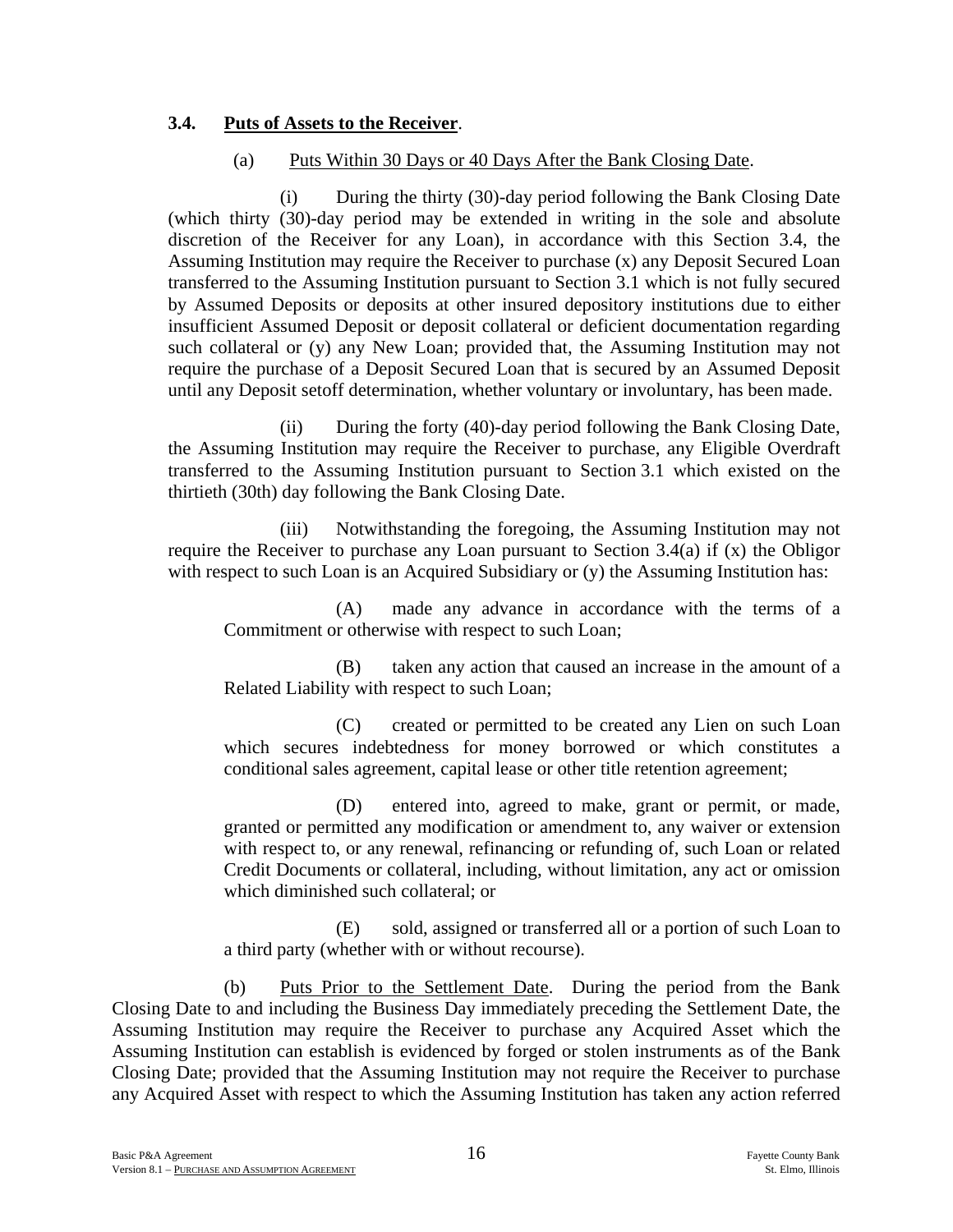**3.4. Puts of Assets to the Receiver**.

(a) Puts Within 30 Days or 40 Days After the Bank Closing Date.

(i) During the thirty (30)-day period following the Bank Closing Date (which thirty (30)-day period may be extended in writing in the sole and absolute discretion of the Receiver for any Loan), in accordance with this Section 3.4, the Assuming Institution may require the Receiver to purchase (x) any Deposit Secured Loan transferred to the Assuming Institution pursuant to Section 3.1 which is not fully secured by Assumed Deposits or deposits at other insured depository institutions due to either insufficient Assumed Deposit or deposit collateral or deficient documentation regarding such collateral or (y) any New Loan; provided that, the Assuming Institution may not require the purchase of a Deposit Secured Loan that is secured by an Assumed Deposit until any Deposit setoff determination, whether voluntary or involuntary, has been made.

(ii) During the forty (40)-day period following the Bank Closing Date, the Assuming Institution may require the Receiver to purchase, any Eligible Overdraft transferred to the Assuming Institution pursuant to Section 3.1 which existed on the thirtieth (30th) day following the Bank Closing Date.

(iii) Notwithstanding the foregoing, the Assuming Institution may not require the Receiver to purchase any Loan pursuant to Section 3.4(a) if (x) the Obligor with respect to such Loan is an Acquired Subsidiary or (y) the Assuming Institution has:

(A) made any advance in accordance with the terms of a Commitment or otherwise with respect to such Loan;

(B) taken any action that caused an increase in the amount of a Related Liability with respect to such Loan;

(C) created or permitted to be created any Lien on such Loan which secures indebtedness for money borrowed or which constitutes a conditional sales agreement, capital lease or other title retention agreement;

(D) entered into, agreed to make, grant or permit, or made, granted or permitted any modification or amendment to, any waiver or extension with respect to, or any renewal, refinancing or refunding of, such Loan or related Credit Documents or collateral, including, without limitation, any act or omission which diminished such collateral; or

(E) sold, assigned or transferred all or a portion of such Loan to a third party (whether with or without recourse).

(b) Puts Prior to the Settlement Date. During the period from the Bank Closing Date to and including the Business Day immediately preceding the Settlement Date, the Assuming Institution may require the Receiver to purchase any Acquired Asset which the Assuming Institution can establish is evidenced by forged or stolen instruments as of the Bank Closing Date; provided that the Assuming Institution may not require the Receiver to purchase any Acquired Asset with respect to which the Assuming Institution has taken any action referred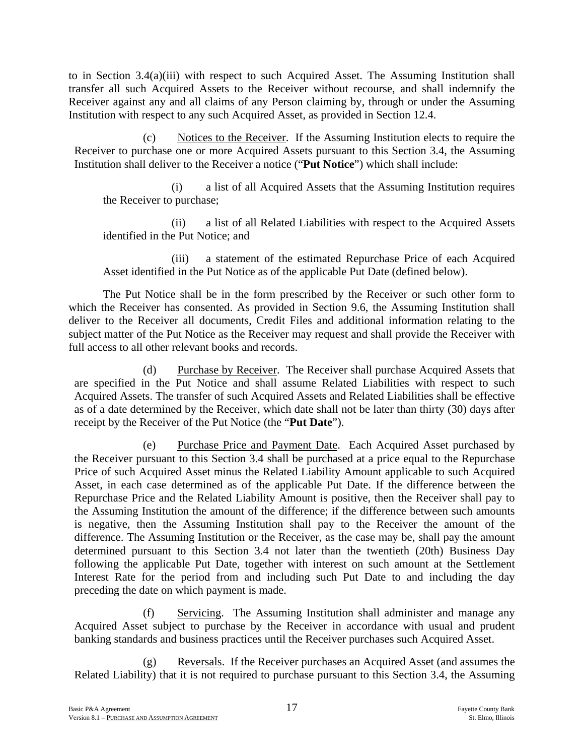to in Section 3.4(a)(iii) with respect to such Acquired Asset. The Assuming Institution shall transfer all such Acquired Assets to the Receiver without recourse, and shall indemnify the Receiver against any and all claims of any Person claiming by, through or under the Assuming Institution with respect to any such Acquired Asset, as provided in Section 12.4.

(c) Notices to the Receiver. If the Assuming Institution elects to require the Receiver to purchase one or more Acquired Assets pursuant to this Section 3.4, the Assuming Institution shall deliver to the Receiver a notice ("**Put Notice**") which shall include:

(i) a list of all Acquired Assets that the Assuming Institution requires the Receiver to purchase;

(ii) a list of all Related Liabilities with respect to the Acquired Assets identified in the Put Notice; and

(iii) a statement of the estimated Repurchase Price of each Acquired Asset identified in the Put Notice as of the applicable Put Date (defined below).

The Put Notice shall be in the form prescribed by the Receiver or such other form to which the Receiver has consented. As provided in Section 9.6, the Assuming Institution shall deliver to the Receiver all documents, Credit Files and additional information relating to the subject matter of the Put Notice as the Receiver may request and shall provide the Receiver with full access to all other relevant books and records.

(d) Purchase by Receiver. The Receiver shall purchase Acquired Assets that are specified in the Put Notice and shall assume Related Liabilities with respect to such Acquired Assets. The transfer of such Acquired Assets and Related Liabilities shall be effective as of a date determined by the Receiver, which date shall not be later than thirty (30) days after receipt by the Receiver of the Put Notice (the "**Put Date**").

(e) Purchase Price and Payment Date. Each Acquired Asset purchased by the Receiver pursuant to this Section 3.4 shall be purchased at a price equal to the Repurchase Price of such Acquired Asset minus the Related Liability Amount applicable to such Acquired Asset, in each case determined as of the applicable Put Date. If the difference between the Repurchase Price and the Related Liability Amount is positive, then the Receiver shall pay to the Assuming Institution the amount of the difference; if the difference between such amounts is negative, then the Assuming Institution shall pay to the Receiver the amount of the difference. The Assuming Institution or the Receiver, as the case may be, shall pay the amount determined pursuant to this Section 3.4 not later than the twentieth (20th) Business Day following the applicable Put Date, together with interest on such amount at the Settlement Interest Rate for the period from and including such Put Date to and including the day preceding the date on which payment is made.

(f) Servicing. The Assuming Institution shall administer and manage any Acquired Asset subject to purchase by the Receiver in accordance with usual and prudent banking standards and business practices until the Receiver purchases such Acquired Asset.

(g) Reversals. If the Receiver purchases an Acquired Asset (and assumes the Related Liability) that it is not required to purchase pursuant to this Section 3.4, the Assuming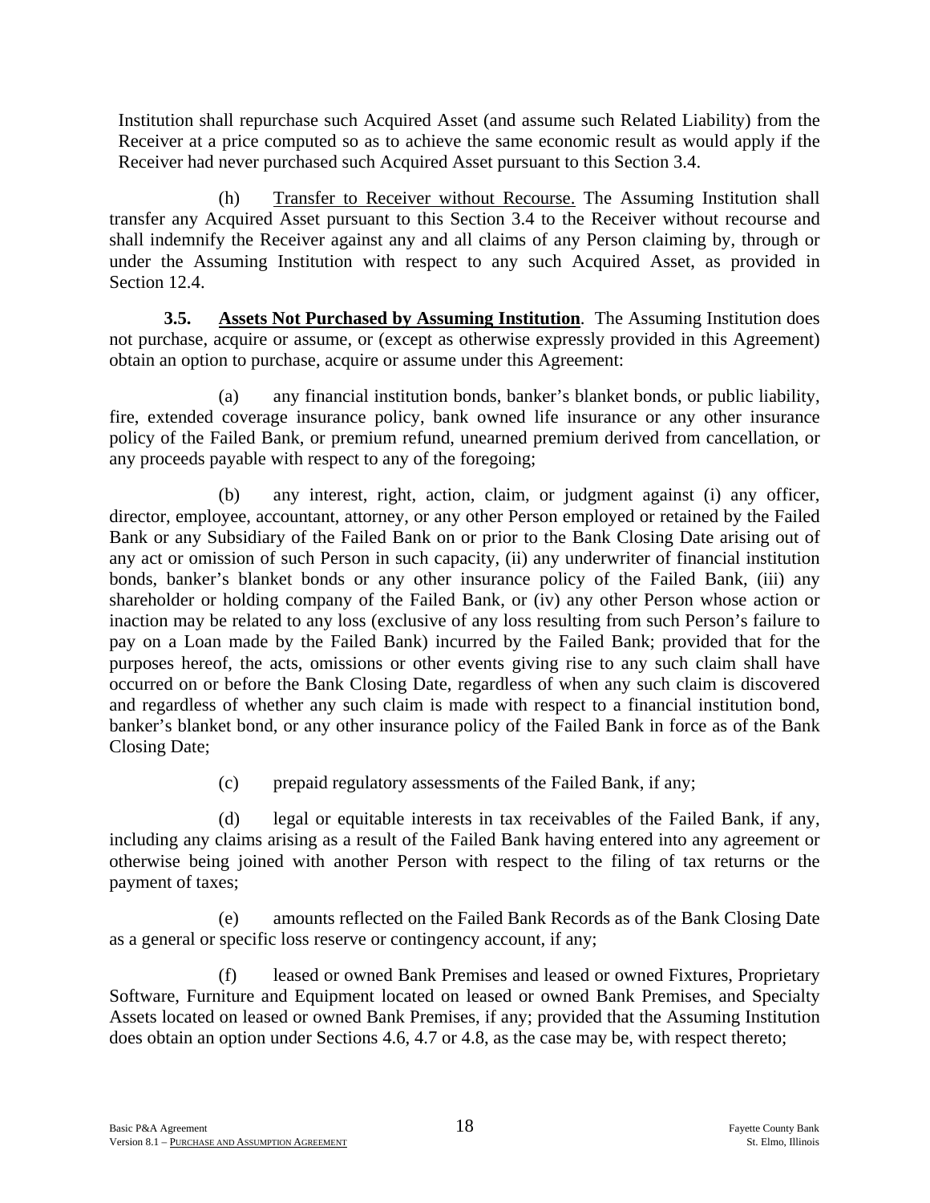Institution shall repurchase such Acquired Asset (and assume such Related Liability) from the Receiver at a price computed so as to achieve the same economic result as would apply if the Receiver had never purchased such Acquired Asset pursuant to this Section 3.4.

(h) Transfer to Receiver without Recourse. The Assuming Institution shall transfer any Acquired Asset pursuant to this Section 3.4 to the Receiver without recourse and shall indemnify the Receiver against any and all claims of any Person claiming by, through or under the Assuming Institution with respect to any such Acquired Asset, as provided in Section 12.4.

**3.5. Assets Not Purchased by Assuming Institution**. The Assuming Institution does not purchase, acquire or assume, or (except as otherwise expressly provided in this Agreement) obtain an option to purchase, acquire or assume under this Agreement:

(a) any financial institution bonds, banker's blanket bonds, or public liability, fire, extended coverage insurance policy, bank owned life insurance or any other insurance policy of the Failed Bank, or premium refund, unearned premium derived from cancellation, or any proceeds payable with respect to any of the foregoing;

(b) any interest, right, action, claim, or judgment against (i) any officer, director, employee, accountant, attorney, or any other Person employed or retained by the Failed Bank or any Subsidiary of the Failed Bank on or prior to the Bank Closing Date arising out of any act or omission of such Person in such capacity, (ii) any underwriter of financial institution bonds, banker's blanket bonds or any other insurance policy of the Failed Bank, (iii) any shareholder or holding company of the Failed Bank, or (iv) any other Person whose action or inaction may be related to any loss (exclusive of any loss resulting from such Person's failure to pay on a Loan made by the Failed Bank) incurred by the Failed Bank; provided that for the purposes hereof, the acts, omissions or other events giving rise to any such claim shall have occurred on or before the Bank Closing Date, regardless of when any such claim is discovered and regardless of whether any such claim is made with respect to a financial institution bond, banker's blanket bond, or any other insurance policy of the Failed Bank in force as of the Bank Closing Date;

(c) prepaid regulatory assessments of the Failed Bank, if any;

(d) legal or equitable interests in tax receivables of the Failed Bank, if any, including any claims arising as a result of the Failed Bank having entered into any agreement or otherwise being joined with another Person with respect to the filing of tax returns or the payment of taxes;

(e) amounts reflected on the Failed Bank Records as of the Bank Closing Date as a general or specific loss reserve or contingency account, if any;

(f) leased or owned Bank Premises and leased or owned Fixtures, Proprietary Software, Furniture and Equipment located on leased or owned Bank Premises, and Specialty Assets located on leased or owned Bank Premises, if any; provided that the Assuming Institution does obtain an option under Sections 4.6, 4.7 or 4.8, as the case may be, with respect thereto;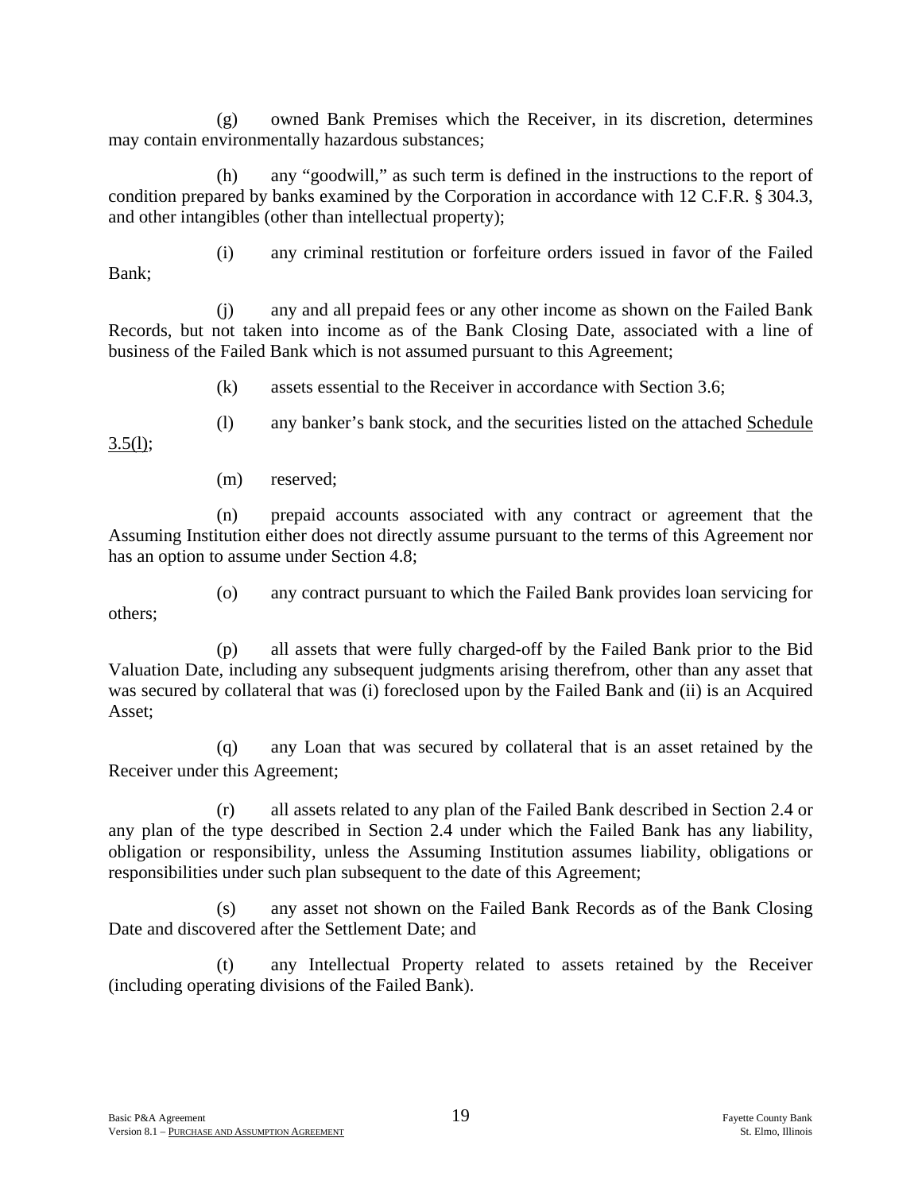(g) owned Bank Premises which the Receiver, in its discretion, determines may contain environmentally hazardous substances;

(h) any "goodwill," as such term is defined in the instructions to the report of condition prepared by banks examined by the Corporation in accordance with 12 C.F.R. § 304.3, and other intangibles (other than intellectual property);

(i) any criminal restitution or forfeiture orders issued in favor of the Failed Bank;

(j) any and all prepaid fees or any other income as shown on the Failed Bank Records, but not taken into income as of the Bank Closing Date, associated with a line of business of the Failed Bank which is not assumed pursuant to this Agreement;

(k) assets essential to the Receiver in accordance with Section 3.6;

(l) any banker's bank stock, and the securities listed on the attached Schedule 3.5(l);

(m) reserved;

(n) prepaid accounts associated with any contract or agreement that the Assuming Institution either does not directly assume pursuant to the terms of this Agreement nor has an option to assume under Section 4.8;

(o) any contract pursuant to which the Failed Bank provides loan servicing for others;

(p) all assets that were fully charged-off by the Failed Bank prior to the Bid Valuation Date, including any subsequent judgments arising therefrom, other than any asset that was secured by collateral that was (i) foreclosed upon by the Failed Bank and (ii) is an Acquired Asset;

(q) any Loan that was secured by collateral that is an asset retained by the Receiver under this Agreement;

(r) all assets related to any plan of the Failed Bank described in Section 2.4 or any plan of the type described in Section 2.4 under which the Failed Bank has any liability, obligation or responsibility, unless the Assuming Institution assumes liability, obligations or responsibilities under such plan subsequent to the date of this Agreement;

(s) any asset not shown on the Failed Bank Records as of the Bank Closing Date and discovered after the Settlement Date; and

(t) any Intellectual Property related to assets retained by the Receiver (including operating divisions of the Failed Bank).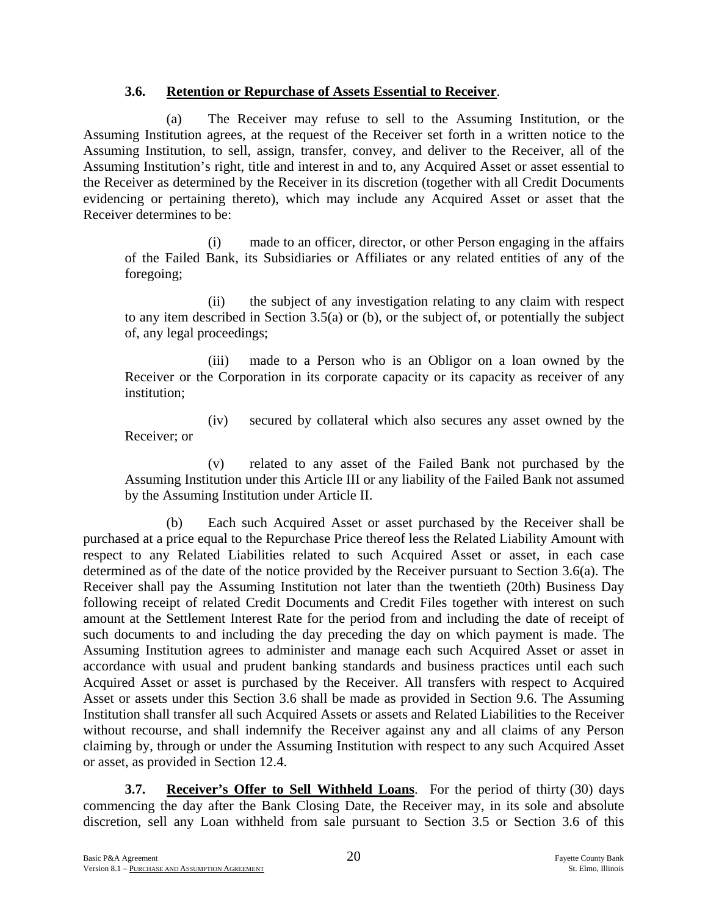**3.6. Retention or Repurchase of Assets Essential to Receiver**.

(a) The Receiver may refuse to sell to the Assuming Institution, or the Assuming Institution agrees, at the request of the Receiver set forth in a written notice to the Assuming Institution, to sell, assign, transfer, convey, and deliver to the Receiver, all of the Assuming Institution's right, title and interest in and to, any Acquired Asset or asset essential to the Receiver as determined by the Receiver in its discretion (together with all Credit Documents evidencing or pertaining thereto), which may include any Acquired Asset or asset that the Receiver determines to be:

> (i) made to an officer, director, or other Person engaging in the affairs of the Failed Bank, its Subsidiaries or Affiliates or any related entities of any of the foregoing;
>
> (ii) the subject of any investigation relating to any claim with respect to any item described in Section 3.5(a) or (b), or the subject of, or potentially the subject of, any legal proceedings;
>
> (iii) made to a Person who is an Obligor on a loan owned by the Receiver or the Corporation in its corporate capacity or its capacity as receiver of any institution;
>
> (iv) secured by collateral which also secures any asset owned by the Receiver; or
>
> (v) related to any asset of the Failed Bank not purchased by the Assuming Institution under this Article III or any liability of the Failed Bank not assumed by the Assuming Institution under Article II.

(b) Each such Acquired Asset or asset purchased by the Receiver shall be purchased at a price equal to the Repurchase Price thereof less the Related Liability Amount with respect to any Related Liabilities related to such Acquired Asset or asset, in each case determined as of the date of the notice provided by the Receiver pursuant to Section 3.6(a). The Receiver shall pay the Assuming Institution not later than the twentieth (20th) Business Day following receipt of related Credit Documents and Credit Files together with interest on such amount at the Settlement Interest Rate for the period from and including the date of receipt of such documents to and including the day preceding the day on which payment is made. The Assuming Institution agrees to administer and manage each such Acquired Asset or asset in accordance with usual and prudent banking standards and business practices until each such Acquired Asset or asset is purchased by the Receiver. All transfers with respect to Acquired Asset or assets under this Section 3.6 shall be made as provided in Section 9.6. The Assuming Institution shall transfer all such Acquired Assets or assets and Related Liabilities to the Receiver without recourse, and shall indemnify the Receiver against any and all claims of any Person claiming by, through or under the Assuming Institution with respect to any such Acquired Asset or asset, as provided in Section 12.4.

**3.7. Receiver's Offer to Sell Withheld Loans**. For the period of thirty (30) days commencing the day after the Bank Closing Date, the Receiver may, in its sole and absolute discretion, sell any Loan withheld from sale pursuant to Section 3.5 or Section 3.6 of this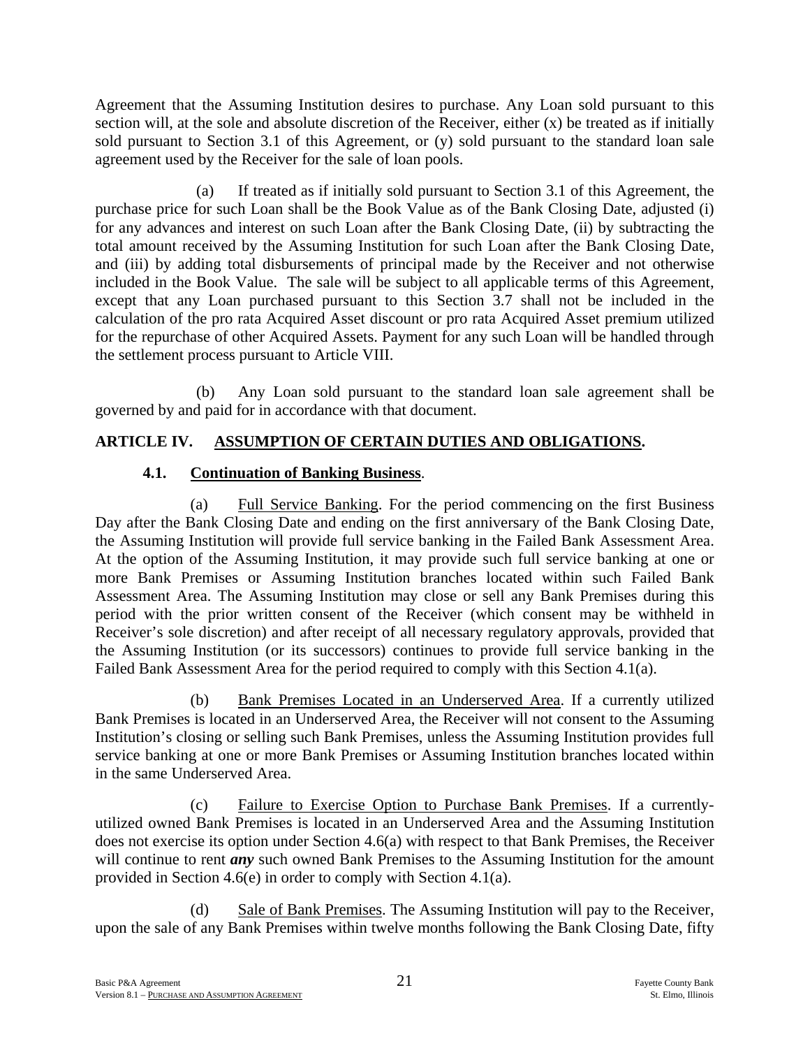Agreement that the Assuming Institution desires to purchase. Any Loan sold pursuant to this section will, at the sole and absolute discretion of the Receiver, either (x) be treated as if initially sold pursuant to Section 3.1 of this Agreement, or (y) sold pursuant to the standard loan sale agreement used by the Receiver for the sale of loan pools.

(a) If treated as if initially sold pursuant to Section 3.1 of this Agreement, the purchase price for such Loan shall be the Book Value as of the Bank Closing Date, adjusted (i) for any advances and interest on such Loan after the Bank Closing Date, (ii) by subtracting the total amount received by the Assuming Institution for such Loan after the Bank Closing Date, and (iii) by adding total disbursements of principal made by the Receiver and not otherwise included in the Book Value. The sale will be subject to all applicable terms of this Agreement, except that any Loan purchased pursuant to this Section 3.7 shall not be included in the calculation of the pro rata Acquired Asset discount or pro rata Acquired Asset premium utilized for the repurchase of other Acquired Assets. Payment for any such Loan will be handled through the settlement process pursuant to Article VIII.

(b) Any Loan sold pursuant to the standard loan sale agreement shall be governed by and paid for in accordance with that document.

## ARTICLE IV. <u>ASSUMPTION OF CERTAIN DUTIES AND OBLIGATIONS</u>.

### 4.1. <u>Continuation of Banking Business</u>.

(a) <u>Full Service Banking</u>. For the period commencing on the first Business Day after the Bank Closing Date and ending on the first anniversary of the Bank Closing Date, the Assuming Institution will provide full service banking in the Failed Bank Assessment Area. At the option of the Assuming Institution, it may provide such full service banking at one or more Bank Premises or Assuming Institution branches located within such Failed Bank Assessment Area. The Assuming Institution may close or sell any Bank Premises during this period with the prior written consent of the Receiver (which consent may be withheld in Receiver's sole discretion) and after receipt of all necessary regulatory approvals, provided that the Assuming Institution (or its successors) continues to provide full service banking in the Failed Bank Assessment Area for the period required to comply with this Section 4.1(a).

(b) <u>Bank Premises Located in an Underserved Area</u>. If a currently utilized Bank Premises is located in an Underserved Area, the Receiver will not consent to the Assuming Institution's closing or selling such Bank Premises, unless the Assuming Institution provides full service banking at one or more Bank Premises or Assuming Institution branches located within in the same Underserved Area.

(c) <u>Failure to Exercise Option to Purchase Bank Premises</u>. If a currently-utilized owned Bank Premises is located in an Underserved Area and the Assuming Institution does not exercise its option under Section 4.6(a) with respect to that Bank Premises, the Receiver will continue to rent ***any*** such owned Bank Premises to the Assuming Institution for the amount provided in Section 4.6(e) in order to comply with Section 4.1(a).

(d) <u>Sale of Bank Premises</u>. The Assuming Institution will pay to the Receiver, upon the sale of any Bank Premises within twelve months following the Bank Closing Date, fifty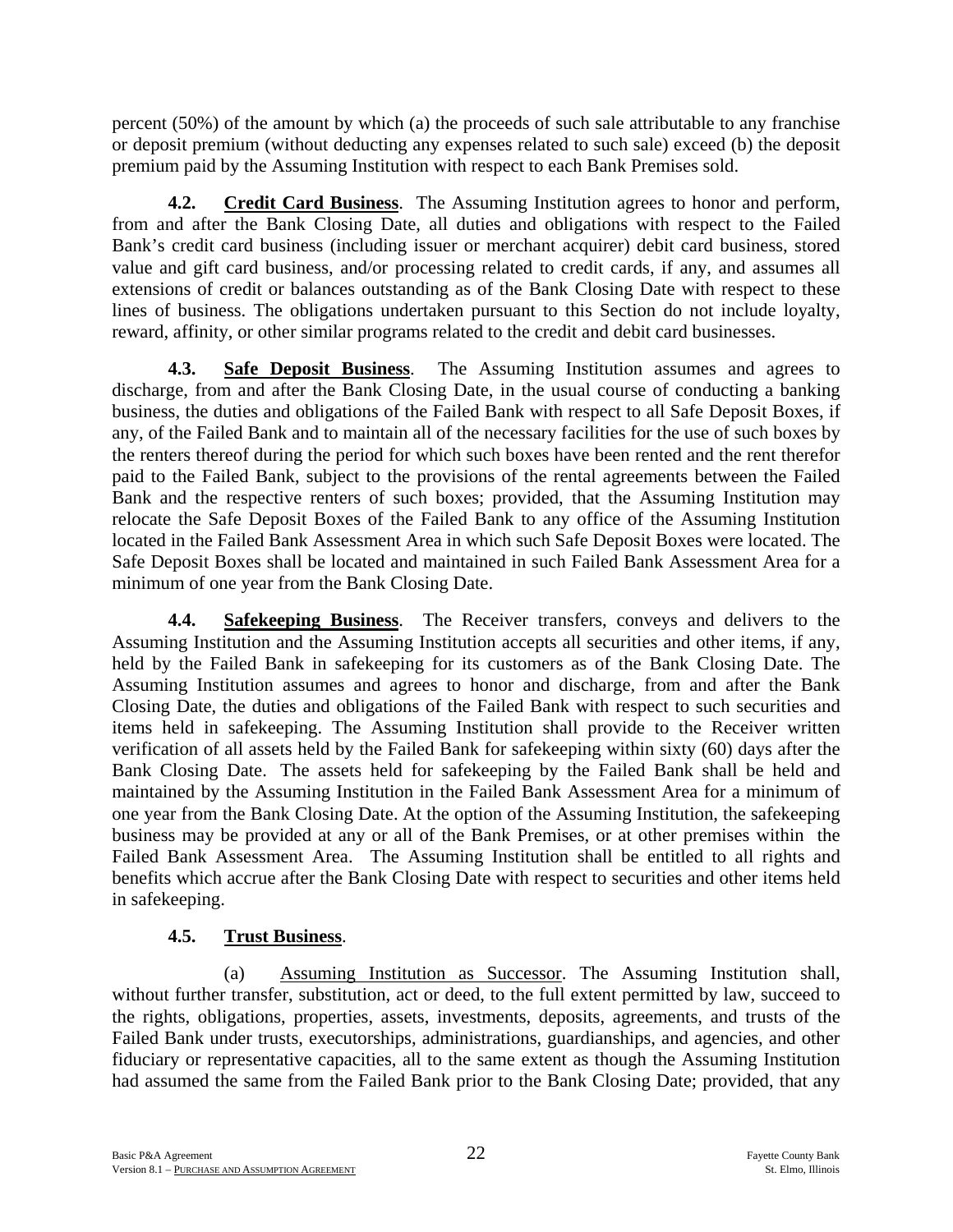percent (50%) of the amount by which (a) the proceeds of such sale attributable to any franchise or deposit premium (without deducting any expenses related to such sale) exceed (b) the deposit premium paid by the Assuming Institution with respect to each Bank Premises sold.

**4.2. Credit Card Business**. The Assuming Institution agrees to honor and perform, from and after the Bank Closing Date, all duties and obligations with respect to the Failed Bank's credit card business (including issuer or merchant acquirer) debit card business, stored value and gift card business, and/or processing related to credit cards, if any, and assumes all extensions of credit or balances outstanding as of the Bank Closing Date with respect to these lines of business. The obligations undertaken pursuant to this Section do not include loyalty, reward, affinity, or other similar programs related to the credit and debit card businesses.

**4.3. Safe Deposit Business**. The Assuming Institution assumes and agrees to discharge, from and after the Bank Closing Date, in the usual course of conducting a banking business, the duties and obligations of the Failed Bank with respect to all Safe Deposit Boxes, if any, of the Failed Bank and to maintain all of the necessary facilities for the use of such boxes by the renters thereof during the period for which such boxes have been rented and the rent therefor paid to the Failed Bank, subject to the provisions of the rental agreements between the Failed Bank and the respective renters of such boxes; provided, that the Assuming Institution may relocate the Safe Deposit Boxes of the Failed Bank to any office of the Assuming Institution located in the Failed Bank Assessment Area in which such Safe Deposit Boxes were located. The Safe Deposit Boxes shall be located and maintained in such Failed Bank Assessment Area for a minimum of one year from the Bank Closing Date.

**4.4. Safekeeping Business**. The Receiver transfers, conveys and delivers to the Assuming Institution and the Assuming Institution accepts all securities and other items, if any, held by the Failed Bank in safekeeping for its customers as of the Bank Closing Date. The Assuming Institution assumes and agrees to honor and discharge, from and after the Bank Closing Date, the duties and obligations of the Failed Bank with respect to such securities and items held in safekeeping. The Assuming Institution shall provide to the Receiver written verification of all assets held by the Failed Bank for safekeeping within sixty (60) days after the Bank Closing Date. The assets held for safekeeping by the Failed Bank shall be held and maintained by the Assuming Institution in the Failed Bank Assessment Area for a minimum of one year from the Bank Closing Date. At the option of the Assuming Institution, the safekeeping business may be provided at any or all of the Bank Premises, or at other premises within the Failed Bank Assessment Area. The Assuming Institution shall be entitled to all rights and benefits which accrue after the Bank Closing Date with respect to securities and other items held in safekeeping.

**4.5. Trust Business**.

(a) Assuming Institution as Successor. The Assuming Institution shall, without further transfer, substitution, act or deed, to the full extent permitted by law, succeed to the rights, obligations, properties, assets, investments, deposits, agreements, and trusts of the Failed Bank under trusts, executorships, administrations, guardianships, and agencies, and other fiduciary or representative capacities, all to the same extent as though the Assuming Institution had assumed the same from the Failed Bank prior to the Bank Closing Date; provided, that any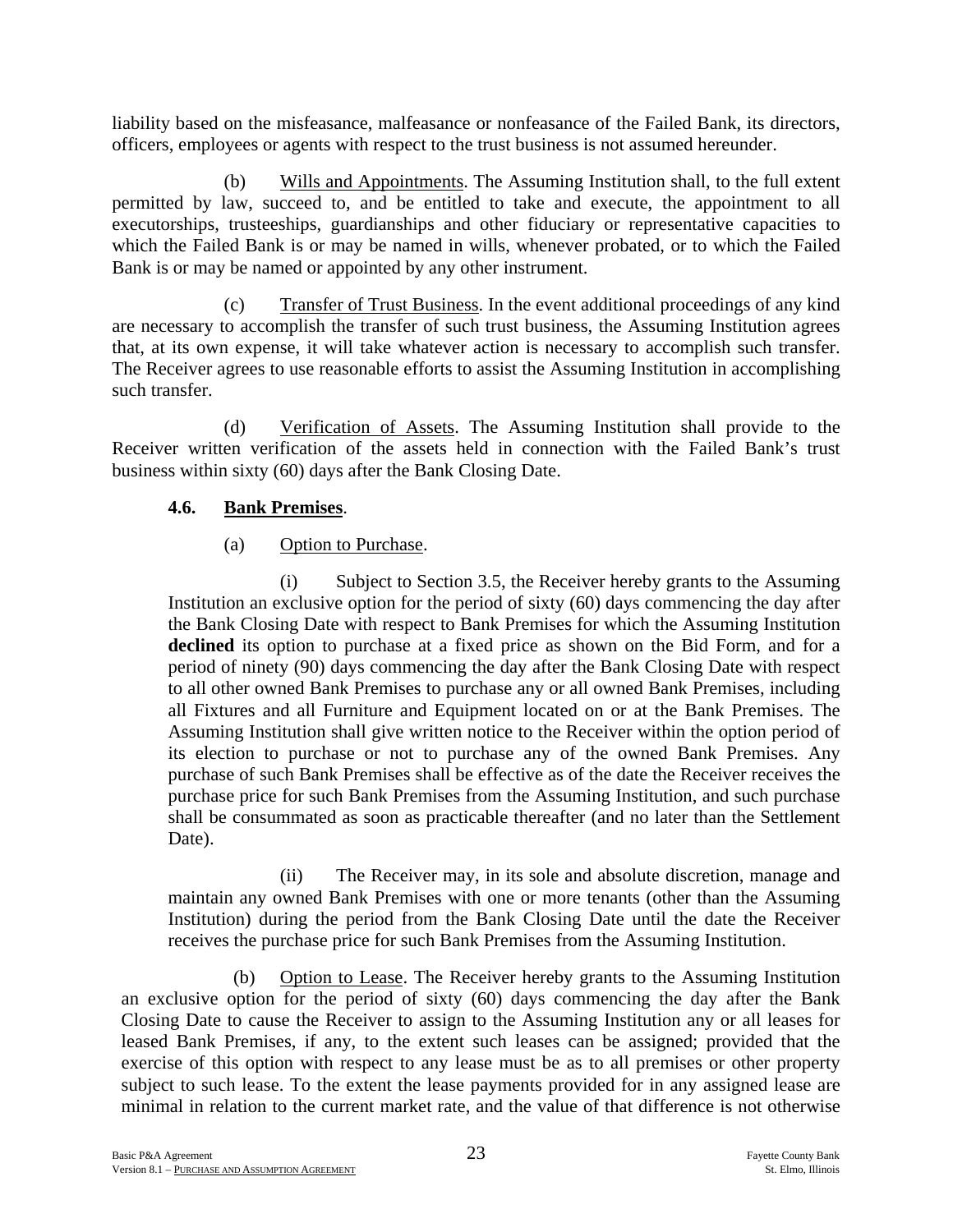liability based on the misfeasance, malfeasance or nonfeasance of the Failed Bank, its directors, officers, employees or agents with respect to the trust business is not assumed hereunder.

(b) Wills and Appointments. The Assuming Institution shall, to the full extent permitted by law, succeed to, and be entitled to take and execute, the appointment to all executorships, trusteeships, guardianships and other fiduciary or representative capacities to which the Failed Bank is or may be named in wills, whenever probated, or to which the Failed Bank is or may be named or appointed by any other instrument.

(c) Transfer of Trust Business. In the event additional proceedings of any kind are necessary to accomplish the transfer of such trust business, the Assuming Institution agrees that, at its own expense, it will take whatever action is necessary to accomplish such transfer. The Receiver agrees to use reasonable efforts to assist the Assuming Institution in accomplishing such transfer.

(d) Verification of Assets. The Assuming Institution shall provide to the Receiver written verification of the assets held in connection with the Failed Bank's trust business within sixty (60) days after the Bank Closing Date.

**4.6. Bank Premises.**

(a) Option to Purchase.

(i) Subject to Section 3.5, the Receiver hereby grants to the Assuming Institution an exclusive option for the period of sixty (60) days commencing the day after the Bank Closing Date with respect to Bank Premises for which the Assuming Institution **declined** its option to purchase at a fixed price as shown on the Bid Form, and for a period of ninety (90) days commencing the day after the Bank Closing Date with respect to all other owned Bank Premises to purchase any or all owned Bank Premises, including all Fixtures and all Furniture and Equipment located on or at the Bank Premises. The Assuming Institution shall give written notice to the Receiver within the option period of its election to purchase or not to purchase any of the owned Bank Premises. Any purchase of such Bank Premises shall be effective as of the date the Receiver receives the purchase price for such Bank Premises from the Assuming Institution, and such purchase shall be consummated as soon as practicable thereafter (and no later than the Settlement Date).

(ii) The Receiver may, in its sole and absolute discretion, manage and maintain any owned Bank Premises with one or more tenants (other than the Assuming Institution) during the period from the Bank Closing Date until the date the Receiver receives the purchase price for such Bank Premises from the Assuming Institution.

(b) Option to Lease. The Receiver hereby grants to the Assuming Institution an exclusive option for the period of sixty (60) days commencing the day after the Bank Closing Date to cause the Receiver to assign to the Assuming Institution any or all leases for leased Bank Premises, if any, to the extent such leases can be assigned; provided that the exercise of this option with respect to any lease must be as to all premises or other property subject to such lease. To the extent the lease payments provided for in any assigned lease are minimal in relation to the current market rate, and the value of that difference is not otherwise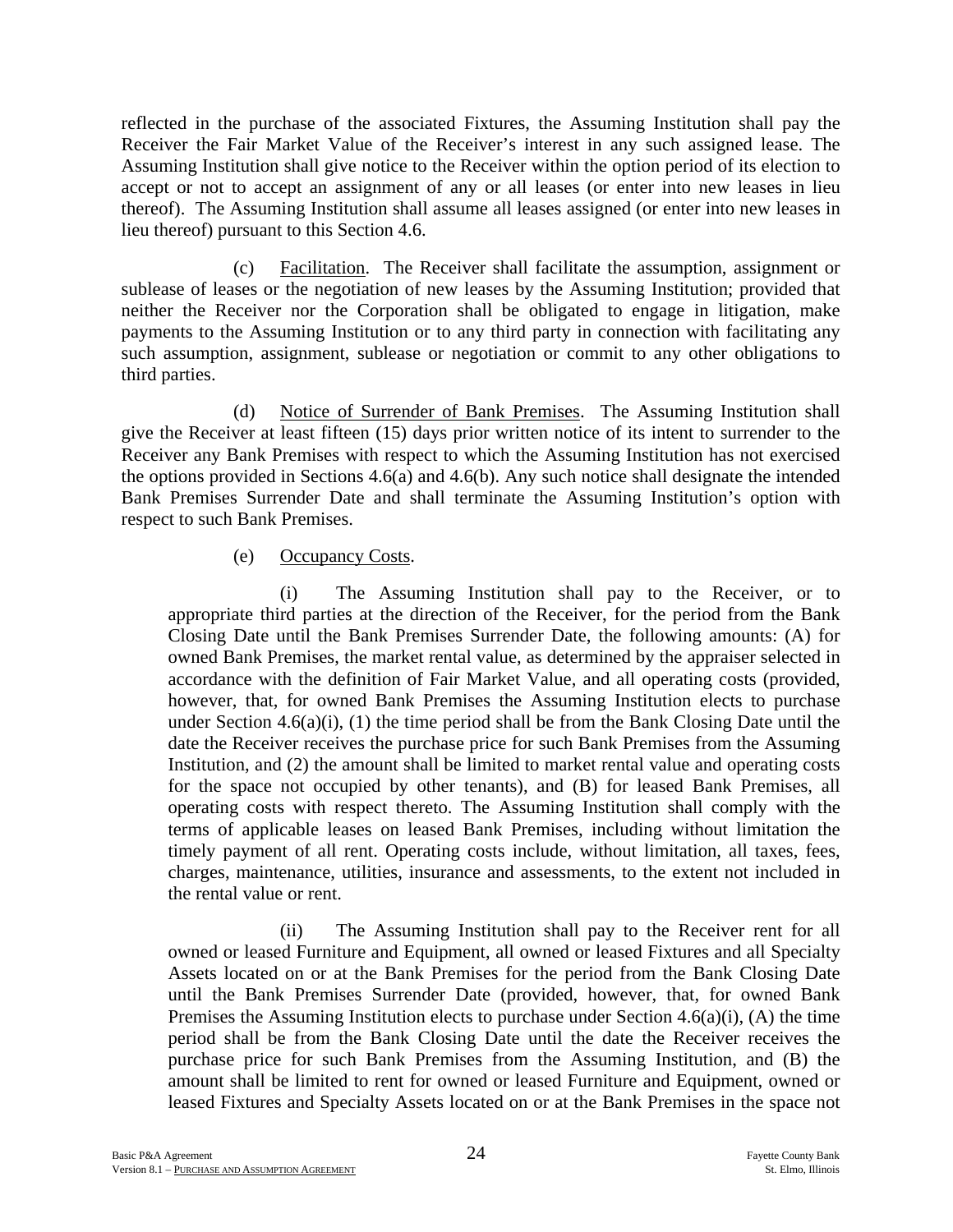reflected in the purchase of the associated Fixtures, the Assuming Institution shall pay the Receiver the Fair Market Value of the Receiver's interest in any such assigned lease. The Assuming Institution shall give notice to the Receiver within the option period of its election to accept or not to accept an assignment of any or all leases (or enter into new leases in lieu thereof). The Assuming Institution shall assume all leases assigned (or enter into new leases in lieu thereof) pursuant to this Section 4.6.

(c) Facilitation. The Receiver shall facilitate the assumption, assignment or sublease of leases or the negotiation of new leases by the Assuming Institution; provided that neither the Receiver nor the Corporation shall be obligated to engage in litigation, make payments to the Assuming Institution or to any third party in connection with facilitating any such assumption, assignment, sublease or negotiation or commit to any other obligations to third parties.

(d) Notice of Surrender of Bank Premises. The Assuming Institution shall give the Receiver at least fifteen (15) days prior written notice of its intent to surrender to the Receiver any Bank Premises with respect to which the Assuming Institution has not exercised the options provided in Sections 4.6(a) and 4.6(b). Any such notice shall designate the intended Bank Premises Surrender Date and shall terminate the Assuming Institution's option with respect to such Bank Premises.

(e) Occupancy Costs.

(i) The Assuming Institution shall pay to the Receiver, or to appropriate third parties at the direction of the Receiver, for the period from the Bank Closing Date until the Bank Premises Surrender Date, the following amounts: (A) for owned Bank Premises, the market rental value, as determined by the appraiser selected in accordance with the definition of Fair Market Value, and all operating costs (provided, however, that, for owned Bank Premises the Assuming Institution elects to purchase under Section 4.6(a)(i), (1) the time period shall be from the Bank Closing Date until the date the Receiver receives the purchase price for such Bank Premises from the Assuming Institution, and (2) the amount shall be limited to market rental value and operating costs for the space not occupied by other tenants), and (B) for leased Bank Premises, all operating costs with respect thereto. The Assuming Institution shall comply with the terms of applicable leases on leased Bank Premises, including without limitation the timely payment of all rent. Operating costs include, without limitation, all taxes, fees, charges, maintenance, utilities, insurance and assessments, to the extent not included in the rental value or rent.

(ii) The Assuming Institution shall pay to the Receiver rent for all owned or leased Furniture and Equipment, all owned or leased Fixtures and all Specialty Assets located on or at the Bank Premises for the period from the Bank Closing Date until the Bank Premises Surrender Date (provided, however, that, for owned Bank Premises the Assuming Institution elects to purchase under Section 4.6(a)(i), (A) the time period shall be from the Bank Closing Date until the date the Receiver receives the purchase price for such Bank Premises from the Assuming Institution, and (B) the amount shall be limited to rent for owned or leased Furniture and Equipment, owned or leased Fixtures and Specialty Assets located on or at the Bank Premises in the space not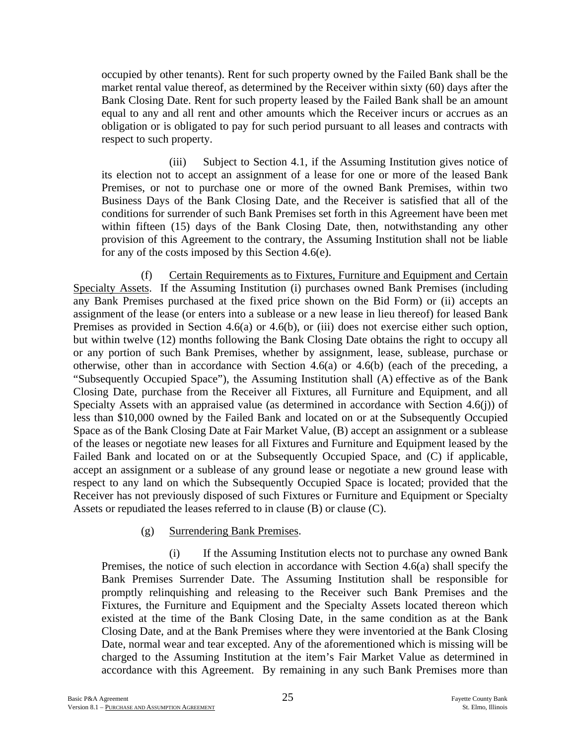occupied by other tenants). Rent for such property owned by the Failed Bank shall be the market rental value thereof, as determined by the Receiver within sixty (60) days after the Bank Closing Date. Rent for such property leased by the Failed Bank shall be an amount equal to any and all rent and other amounts which the Receiver incurs or accrues as an obligation or is obligated to pay for such period pursuant to all leases and contracts with respect to such property.

(iii) Subject to Section 4.1, if the Assuming Institution gives notice of its election not to accept an assignment of a lease for one or more of the leased Bank Premises, or not to purchase one or more of the owned Bank Premises, within two Business Days of the Bank Closing Date, and the Receiver is satisfied that all of the conditions for surrender of such Bank Premises set forth in this Agreement have been met within fifteen (15) days of the Bank Closing Date, then, notwithstanding any other provision of this Agreement to the contrary, the Assuming Institution shall not be liable for any of the costs imposed by this Section 4.6(e).

(f) Certain Requirements as to Fixtures, Furniture and Equipment and Certain Specialty Assets. If the Assuming Institution (i) purchases owned Bank Premises (including any Bank Premises purchased at the fixed price shown on the Bid Form) or (ii) accepts an assignment of the lease (or enters into a sublease or a new lease in lieu thereof) for leased Bank Premises as provided in Section 4.6(a) or 4.6(b), or (iii) does not exercise either such option, but within twelve (12) months following the Bank Closing Date obtains the right to occupy all or any portion of such Bank Premises, whether by assignment, lease, sublease, purchase or otherwise, other than in accordance with Section 4.6(a) or 4.6(b) (each of the preceding, a "Subsequently Occupied Space"), the Assuming Institution shall (A) effective as of the Bank Closing Date, purchase from the Receiver all Fixtures, all Furniture and Equipment, and all Specialty Assets with an appraised value (as determined in accordance with Section 4.6(j)) of less than $10,000 owned by the Failed Bank and located on or at the Subsequently Occupied Space as of the Bank Closing Date at Fair Market Value, (B) accept an assignment or a sublease of the leases or negotiate new leases for all Fixtures and Furniture and Equipment leased by the Failed Bank and located on or at the Subsequently Occupied Space, and (C) if applicable, accept an assignment or a sublease of any ground lease or negotiate a new ground lease with respect to any land on which the Subsequently Occupied Space is located; provided that the Receiver has not previously disposed of such Fixtures or Furniture and Equipment or Specialty Assets or repudiated the leases referred to in clause (B) or clause (C).

(g) Surrendering Bank Premises.

(i) If the Assuming Institution elects not to purchase any owned Bank Premises, the notice of such election in accordance with Section 4.6(a) shall specify the Bank Premises Surrender Date. The Assuming Institution shall be responsible for promptly relinquishing and releasing to the Receiver such Bank Premises and the Fixtures, the Furniture and Equipment and the Specialty Assets located thereon which existed at the time of the Bank Closing Date, in the same condition as at the Bank Closing Date, and at the Bank Premises where they were inventoried at the Bank Closing Date, normal wear and tear excepted. Any of the aforementioned which is missing will be charged to the Assuming Institution at the item's Fair Market Value as determined in accordance with this Agreement. By remaining in any such Bank Premises more than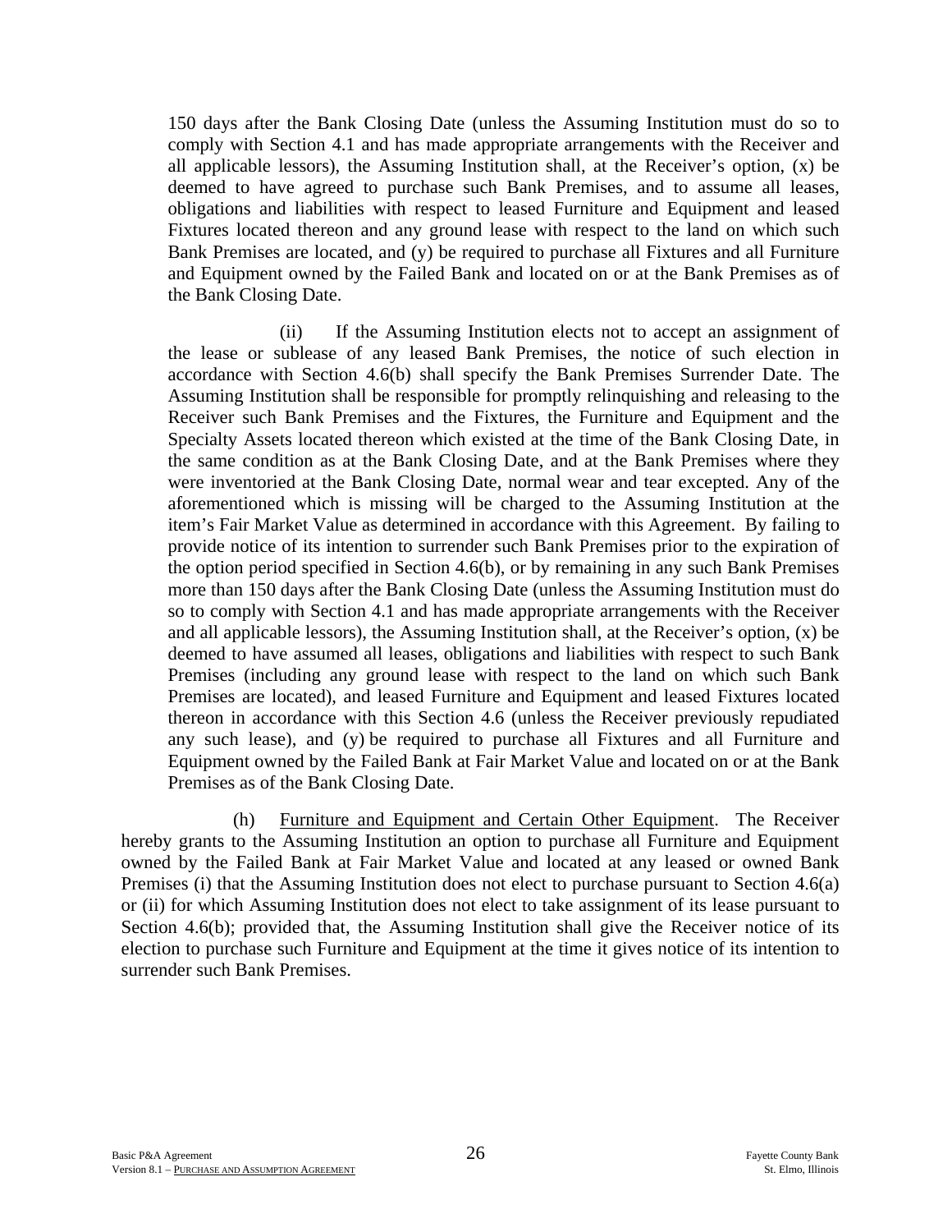150 days after the Bank Closing Date (unless the Assuming Institution must do so to comply with Section 4.1 and has made appropriate arrangements with the Receiver and all applicable lessors), the Assuming Institution shall, at the Receiver's option, (x) be deemed to have agreed to purchase such Bank Premises, and to assume all leases, obligations and liabilities with respect to leased Furniture and Equipment and leased Fixtures located thereon and any ground lease with respect to the land on which such Bank Premises are located, and (y) be required to purchase all Fixtures and all Furniture and Equipment owned by the Failed Bank and located on or at the Bank Premises as of the Bank Closing Date.

(ii) If the Assuming Institution elects not to accept an assignment of the lease or sublease of any leased Bank Premises, the notice of such election in accordance with Section 4.6(b) shall specify the Bank Premises Surrender Date. The Assuming Institution shall be responsible for promptly relinquishing and releasing to the Receiver such Bank Premises and the Fixtures, the Furniture and Equipment and the Specialty Assets located thereon which existed at the time of the Bank Closing Date, in the same condition as at the Bank Closing Date, and at the Bank Premises where they were inventoried at the Bank Closing Date, normal wear and tear excepted. Any of the aforementioned which is missing will be charged to the Assuming Institution at the item's Fair Market Value as determined in accordance with this Agreement. By failing to provide notice of its intention to surrender such Bank Premises prior to the expiration of the option period specified in Section 4.6(b), or by remaining in any such Bank Premises more than 150 days after the Bank Closing Date (unless the Assuming Institution must do so to comply with Section 4.1 and has made appropriate arrangements with the Receiver and all applicable lessors), the Assuming Institution shall, at the Receiver's option, (x) be deemed to have assumed all leases, obligations and liabilities with respect to such Bank Premises (including any ground lease with respect to the land on which such Bank Premises are located), and leased Furniture and Equipment and leased Fixtures located thereon in accordance with this Section 4.6 (unless the Receiver previously repudiated any such lease), and (y) be required to purchase all Fixtures and all Furniture and Equipment owned by the Failed Bank at Fair Market Value and located on or at the Bank Premises as of the Bank Closing Date.

(h) Furniture and Equipment and Certain Other Equipment. The Receiver hereby grants to the Assuming Institution an option to purchase all Furniture and Equipment owned by the Failed Bank at Fair Market Value and located at any leased or owned Bank Premises (i) that the Assuming Institution does not elect to purchase pursuant to Section 4.6(a) or (ii) for which Assuming Institution does not elect to take assignment of its lease pursuant to Section 4.6(b); provided that, the Assuming Institution shall give the Receiver notice of its election to purchase such Furniture and Equipment at the time it gives notice of its intention to surrender such Bank Premises.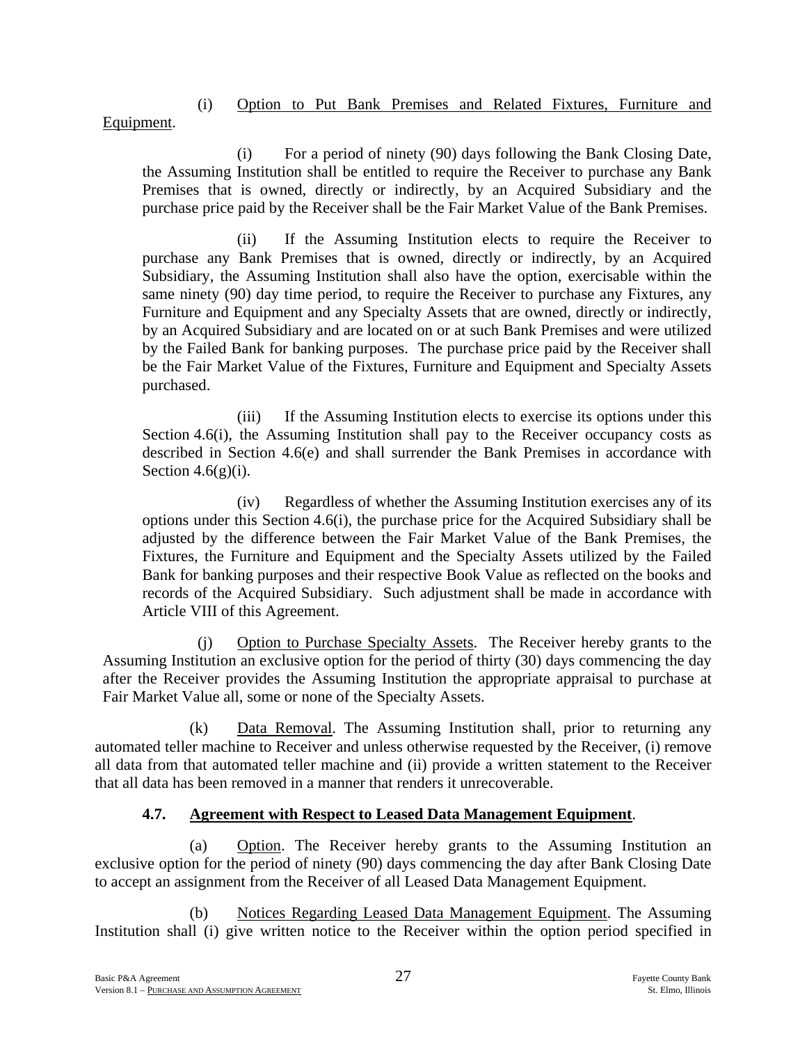(i) Option to Put Bank Premises and Related Fixtures, Furniture and Equipment.

(i) For a period of ninety (90) days following the Bank Closing Date, the Assuming Institution shall be entitled to require the Receiver to purchase any Bank Premises that is owned, directly or indirectly, by an Acquired Subsidiary and the purchase price paid by the Receiver shall be the Fair Market Value of the Bank Premises.

(ii) If the Assuming Institution elects to require the Receiver to purchase any Bank Premises that is owned, directly or indirectly, by an Acquired Subsidiary, the Assuming Institution shall also have the option, exercisable within the same ninety (90) day time period, to require the Receiver to purchase any Fixtures, any Furniture and Equipment and any Specialty Assets that are owned, directly or indirectly, by an Acquired Subsidiary and are located on or at such Bank Premises and were utilized by the Failed Bank for banking purposes. The purchase price paid by the Receiver shall be the Fair Market Value of the Fixtures, Furniture and Equipment and Specialty Assets purchased.

(iii) If the Assuming Institution elects to exercise its options under this Section 4.6(i), the Assuming Institution shall pay to the Receiver occupancy costs as described in Section 4.6(e) and shall surrender the Bank Premises in accordance with Section 4.6(g)(i).

(iv) Regardless of whether the Assuming Institution exercises any of its options under this Section 4.6(i), the purchase price for the Acquired Subsidiary shall be adjusted by the difference between the Fair Market Value of the Bank Premises, the Fixtures, the Furniture and Equipment and the Specialty Assets utilized by the Failed Bank for banking purposes and their respective Book Value as reflected on the books and records of the Acquired Subsidiary. Such adjustment shall be made in accordance with Article VIII of this Agreement.

(j) Option to Purchase Specialty Assets. The Receiver hereby grants to the Assuming Institution an exclusive option for the period of thirty (30) days commencing the day after the Receiver provides the Assuming Institution the appropriate appraisal to purchase at Fair Market Value all, some or none of the Specialty Assets.

(k) Data Removal. The Assuming Institution shall, prior to returning any automated teller machine to Receiver and unless otherwise requested by the Receiver, (i) remove all data from that automated teller machine and (ii) provide a written statement to the Receiver that all data has been removed in a manner that renders it unrecoverable.

### 4.7. Agreement with Respect to Leased Data Management Equipment.

(a) Option. The Receiver hereby grants to the Assuming Institution an exclusive option for the period of ninety (90) days commencing the day after Bank Closing Date to accept an assignment from the Receiver of all Leased Data Management Equipment.

(b) Notices Regarding Leased Data Management Equipment. The Assuming Institution shall (i) give written notice to the Receiver within the option period specified in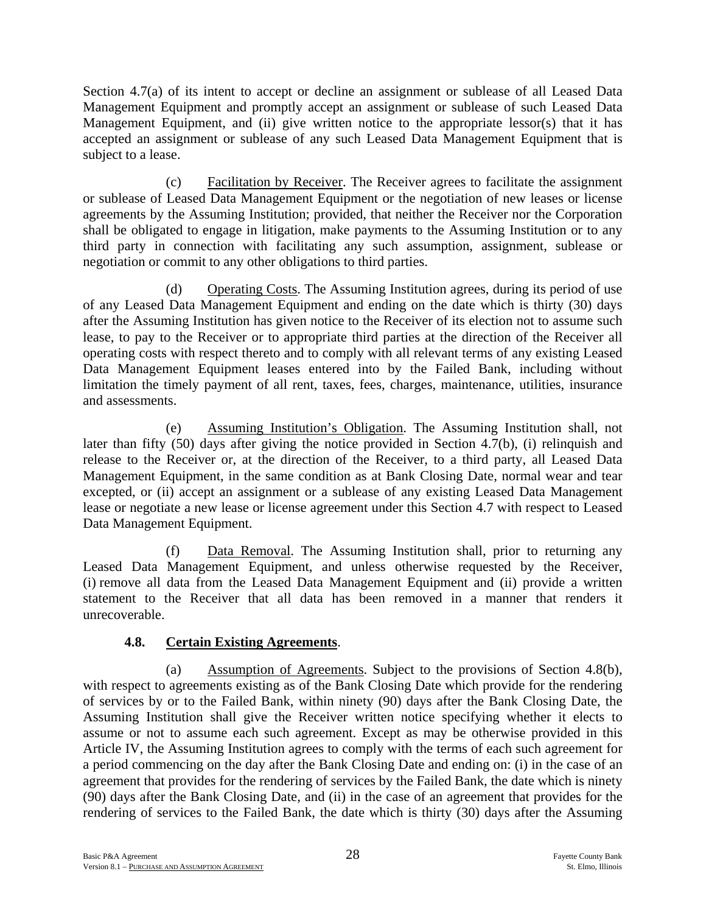Section 4.7(a) of its intent to accept or decline an assignment or sublease of all Leased Data Management Equipment and promptly accept an assignment or sublease of such Leased Data Management Equipment, and (ii) give written notice to the appropriate lessor(s) that it has accepted an assignment or sublease of any such Leased Data Management Equipment that is subject to a lease.

(c) Facilitation by Receiver. The Receiver agrees to facilitate the assignment or sublease of Leased Data Management Equipment or the negotiation of new leases or license agreements by the Assuming Institution; provided, that neither the Receiver nor the Corporation shall be obligated to engage in litigation, make payments to the Assuming Institution or to any third party in connection with facilitating any such assumption, assignment, sublease or negotiation or commit to any other obligations to third parties.

(d) Operating Costs. The Assuming Institution agrees, during its period of use of any Leased Data Management Equipment and ending on the date which is thirty (30) days after the Assuming Institution has given notice to the Receiver of its election not to assume such lease, to pay to the Receiver or to appropriate third parties at the direction of the Receiver all operating costs with respect thereto and to comply with all relevant terms of any existing Leased Data Management Equipment leases entered into by the Failed Bank, including without limitation the timely payment of all rent, taxes, fees, charges, maintenance, utilities, insurance and assessments.

(e) Assuming Institution's Obligation. The Assuming Institution shall, not later than fifty (50) days after giving the notice provided in Section 4.7(b), (i) relinquish and release to the Receiver or, at the direction of the Receiver, to a third party, all Leased Data Management Equipment, in the same condition as at Bank Closing Date, normal wear and tear excepted, or (ii) accept an assignment or a sublease of any existing Leased Data Management lease or negotiate a new lease or license agreement under this Section 4.7 with respect to Leased Data Management Equipment.

(f) Data Removal. The Assuming Institution shall, prior to returning any Leased Data Management Equipment, and unless otherwise requested by the Receiver, (i) remove all data from the Leased Data Management Equipment and (ii) provide a written statement to the Receiver that all data has been removed in a manner that renders it unrecoverable.

### 4.8. Certain Existing Agreements.

(a) Assumption of Agreements. Subject to the provisions of Section 4.8(b), with respect to agreements existing as of the Bank Closing Date which provide for the rendering of services by or to the Failed Bank, within ninety (90) days after the Bank Closing Date, the Assuming Institution shall give the Receiver written notice specifying whether it elects to assume or not to assume each such agreement. Except as may be otherwise provided in this Article IV, the Assuming Institution agrees to comply with the terms of each such agreement for a period commencing on the day after the Bank Closing Date and ending on: (i) in the case of an agreement that provides for the rendering of services by the Failed Bank, the date which is ninety (90) days after the Bank Closing Date, and (ii) in the case of an agreement that provides for the rendering of services to the Failed Bank, the date which is thirty (30) days after the Assuming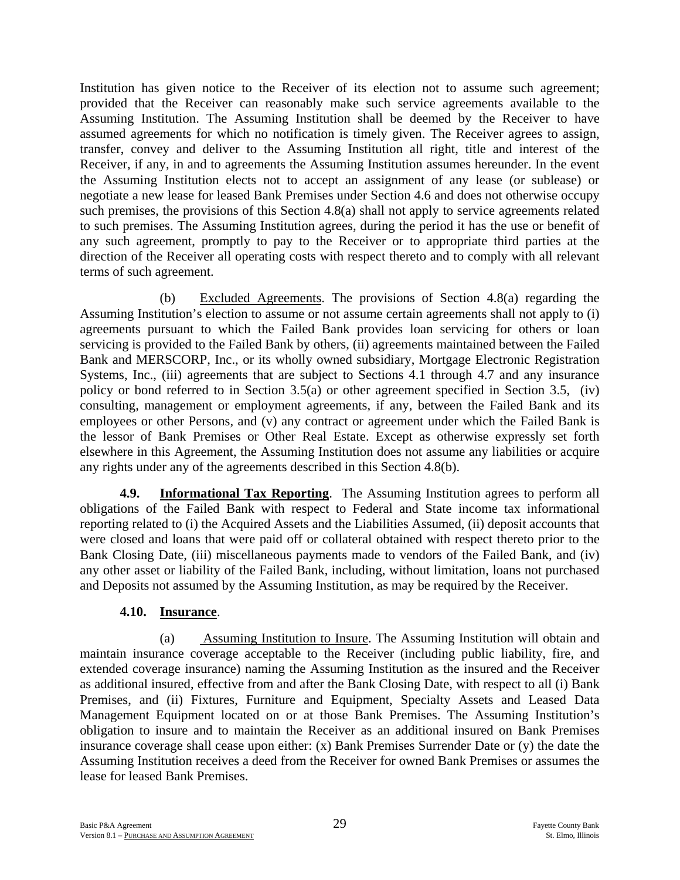Institution has given notice to the Receiver of its election not to assume such agreement; provided that the Receiver can reasonably make such service agreements available to the Assuming Institution. The Assuming Institution shall be deemed by the Receiver to have assumed agreements for which no notification is timely given. The Receiver agrees to assign, transfer, convey and deliver to the Assuming Institution all right, title and interest of the Receiver, if any, in and to agreements the Assuming Institution assumes hereunder. In the event the Assuming Institution elects not to accept an assignment of any lease (or sublease) or negotiate a new lease for leased Bank Premises under Section 4.6 and does not otherwise occupy such premises, the provisions of this Section 4.8(a) shall not apply to service agreements related to such premises. The Assuming Institution agrees, during the period it has the use or benefit of any such agreement, promptly to pay to the Receiver or to appropriate third parties at the direction of the Receiver all operating costs with respect thereto and to comply with all relevant terms of such agreement.

(b) Excluded Agreements. The provisions of Section 4.8(a) regarding the Assuming Institution's election to assume or not assume certain agreements shall not apply to (i) agreements pursuant to which the Failed Bank provides loan servicing for others or loan servicing is provided to the Failed Bank by others, (ii) agreements maintained between the Failed Bank and MERSCORP, Inc., or its wholly owned subsidiary, Mortgage Electronic Registration Systems, Inc., (iii) agreements that are subject to Sections 4.1 through 4.7 and any insurance policy or bond referred to in Section 3.5(a) or other agreement specified in Section 3.5, (iv) consulting, management or employment agreements, if any, between the Failed Bank and its employees or other Persons, and (v) any contract or agreement under which the Failed Bank is the lessor of Bank Premises or Other Real Estate. Except as otherwise expressly set forth elsewhere in this Agreement, the Assuming Institution does not assume any liabilities or acquire any rights under any of the agreements described in this Section 4.8(b).

**4.9. Informational Tax Reporting**. The Assuming Institution agrees to perform all obligations of the Failed Bank with respect to Federal and State income tax informational reporting related to (i) the Acquired Assets and the Liabilities Assumed, (ii) deposit accounts that were closed and loans that were paid off or collateral obtained with respect thereto prior to the Bank Closing Date, (iii) miscellaneous payments made to vendors of the Failed Bank, and (iv) any other asset or liability of the Failed Bank, including, without limitation, loans not purchased and Deposits not assumed by the Assuming Institution, as may be required by the Receiver.

**4.10. Insurance**.

(a) Assuming Institution to Insure. The Assuming Institution will obtain and maintain insurance coverage acceptable to the Receiver (including public liability, fire, and extended coverage insurance) naming the Assuming Institution as the insured and the Receiver as additional insured, effective from and after the Bank Closing Date, with respect to all (i) Bank Premises, and (ii) Fixtures, Furniture and Equipment, Specialty Assets and Leased Data Management Equipment located on or at those Bank Premises. The Assuming Institution's obligation to insure and to maintain the Receiver as an additional insured on Bank Premises insurance coverage shall cease upon either: (x) Bank Premises Surrender Date or (y) the date the Assuming Institution receives a deed from the Receiver for owned Bank Premises or assumes the lease for leased Bank Premises.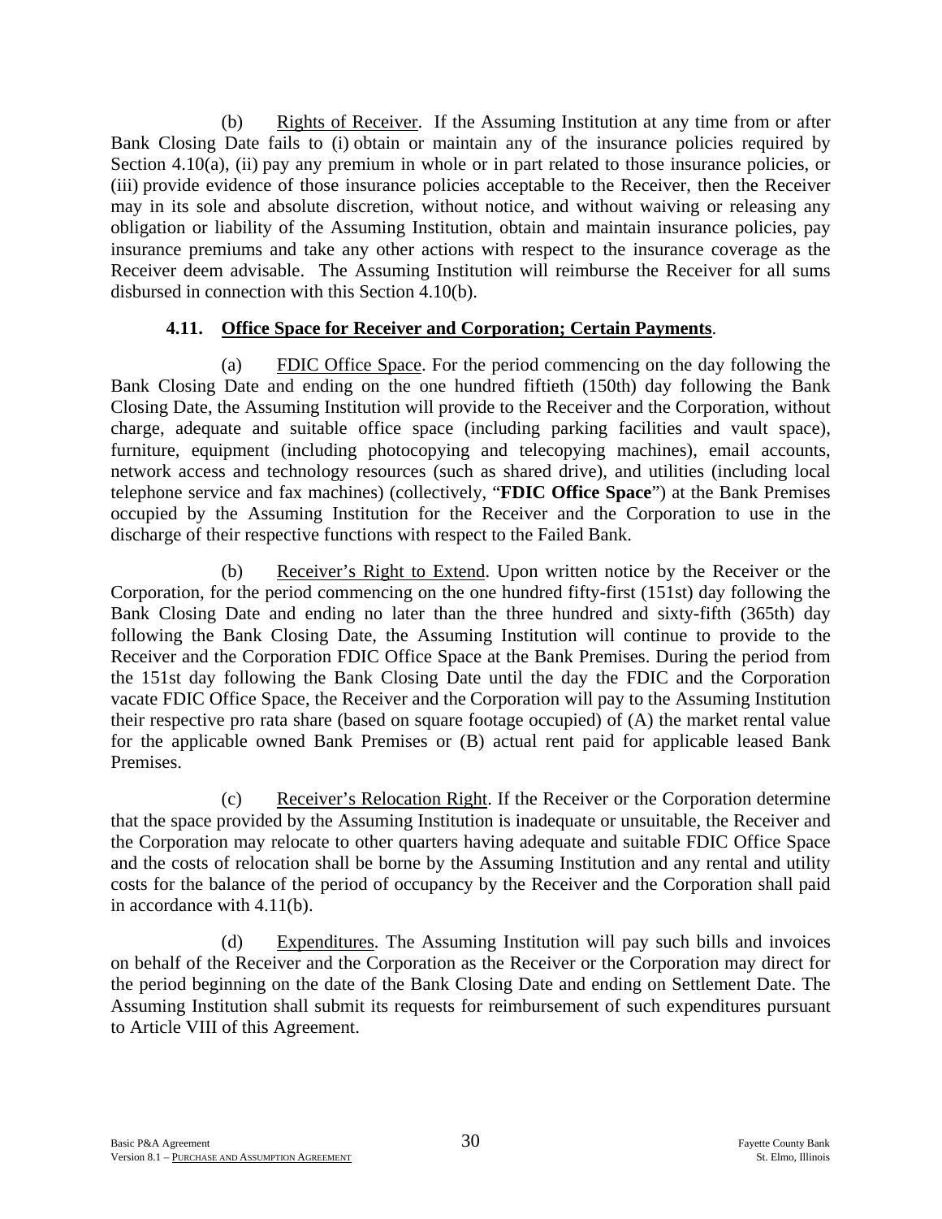(b) Rights of Receiver. If the Assuming Institution at any time from or after Bank Closing Date fails to (i) obtain or maintain any of the insurance policies required by Section 4.10(a), (ii) pay any premium in whole or in part related to those insurance policies, or (iii) provide evidence of those insurance policies acceptable to the Receiver, then the Receiver may in its sole and absolute discretion, without notice, and without waiving or releasing any obligation or liability of the Assuming Institution, obtain and maintain insurance policies, pay insurance premiums and take any other actions with respect to the insurance coverage as the Receiver deem advisable. The Assuming Institution will reimburse the Receiver for all sums disbursed in connection with this Section 4.10(b).

**4.11. Office Space for Receiver and Corporation; Certain Payments**.

(a) FDIC Office Space. For the period commencing on the day following the Bank Closing Date and ending on the one hundred fiftieth (150th) day following the Bank Closing Date, the Assuming Institution will provide to the Receiver and the Corporation, without charge, adequate and suitable office space (including parking facilities and vault space), furniture, equipment (including photocopying and telecopying machines), email accounts, network access and technology resources (such as shared drive), and utilities (including local telephone service and fax machines) (collectively, "**FDIC Office Space**") at the Bank Premises occupied by the Assuming Institution for the Receiver and the Corporation to use in the discharge of their respective functions with respect to the Failed Bank.

(b) Receiver's Right to Extend. Upon written notice by the Receiver or the Corporation, for the period commencing on the one hundred fifty-first (151st) day following the Bank Closing Date and ending no later than the three hundred and sixty-fifth (365th) day following the Bank Closing Date, the Assuming Institution will continue to provide to the Receiver and the Corporation FDIC Office Space at the Bank Premises. During the period from the 151st day following the Bank Closing Date until the day the FDIC and the Corporation vacate FDIC Office Space, the Receiver and the Corporation will pay to the Assuming Institution their respective pro rata share (based on square footage occupied) of (A) the market rental value for the applicable owned Bank Premises or (B) actual rent paid for applicable leased Bank Premises.

(c) Receiver's Relocation Right. If the Receiver or the Corporation determine that the space provided by the Assuming Institution is inadequate or unsuitable, the Receiver and the Corporation may relocate to other quarters having adequate and suitable FDIC Office Space and the costs of relocation shall be borne by the Assuming Institution and any rental and utility costs for the balance of the period of occupancy by the Receiver and the Corporation shall paid in accordance with 4.11(b).

(d) Expenditures. The Assuming Institution will pay such bills and invoices on behalf of the Receiver and the Corporation as the Receiver or the Corporation may direct for the period beginning on the date of the Bank Closing Date and ending on Settlement Date. The Assuming Institution shall submit its requests for reimbursement of such expenditures pursuant to Article VIII of this Agreement.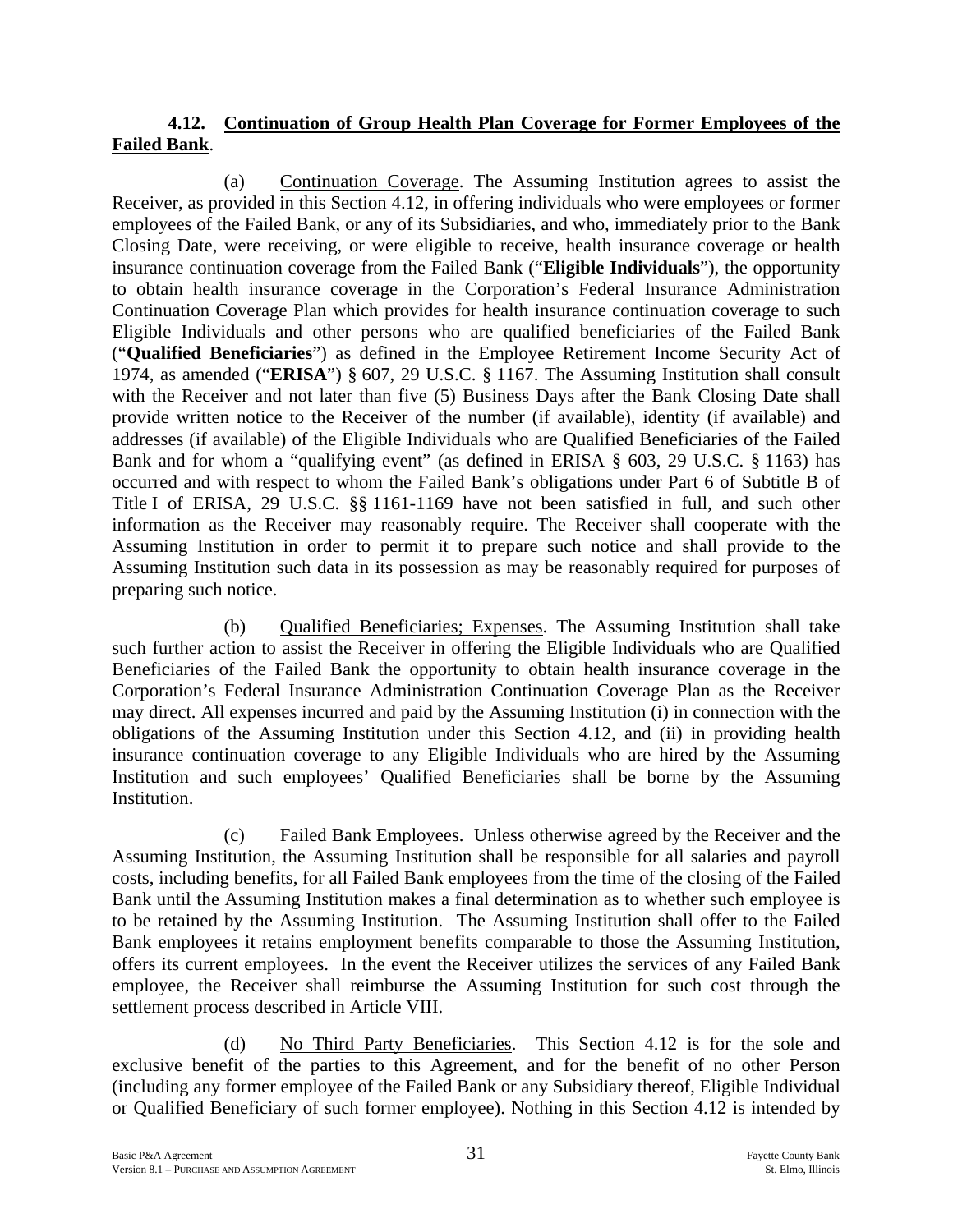**4.12. Continuation of Group Health Plan Coverage for Former Employees of the Failed Bank**.

(a) Continuation Coverage. The Assuming Institution agrees to assist the Receiver, as provided in this Section 4.12, in offering individuals who were employees or former employees of the Failed Bank, or any of its Subsidiaries, and who, immediately prior to the Bank Closing Date, were receiving, or were eligible to receive, health insurance coverage or health insurance continuation coverage from the Failed Bank ("**Eligible Individuals**"), the opportunity to obtain health insurance coverage in the Corporation's Federal Insurance Administration Continuation Coverage Plan which provides for health insurance continuation coverage to such Eligible Individuals and other persons who are qualified beneficiaries of the Failed Bank ("**Qualified Beneficiaries**") as defined in the Employee Retirement Income Security Act of 1974, as amended ("**ERISA**") § 607, 29 U.S.C. § 1167. The Assuming Institution shall consult with the Receiver and not later than five (5) Business Days after the Bank Closing Date shall provide written notice to the Receiver of the number (if available), identity (if available) and addresses (if available) of the Eligible Individuals who are Qualified Beneficiaries of the Failed Bank and for whom a "qualifying event" (as defined in ERISA § 603, 29 U.S.C. § 1163) has occurred and with respect to whom the Failed Bank's obligations under Part 6 of Subtitle B of Title I of ERISA, 29 U.S.C. §§ 1161-1169 have not been satisfied in full, and such other information as the Receiver may reasonably require. The Receiver shall cooperate with the Assuming Institution in order to permit it to prepare such notice and shall provide to the Assuming Institution such data in its possession as may be reasonably required for purposes of preparing such notice.

(b) Qualified Beneficiaries; Expenses. The Assuming Institution shall take such further action to assist the Receiver in offering the Eligible Individuals who are Qualified Beneficiaries of the Failed Bank the opportunity to obtain health insurance coverage in the Corporation's Federal Insurance Administration Continuation Coverage Plan as the Receiver may direct. All expenses incurred and paid by the Assuming Institution (i) in connection with the obligations of the Assuming Institution under this Section 4.12, and (ii) in providing health insurance continuation coverage to any Eligible Individuals who are hired by the Assuming Institution and such employees' Qualified Beneficiaries shall be borne by the Assuming Institution.

(c) Failed Bank Employees. Unless otherwise agreed by the Receiver and the Assuming Institution, the Assuming Institution shall be responsible for all salaries and payroll costs, including benefits, for all Failed Bank employees from the time of the closing of the Failed Bank until the Assuming Institution makes a final determination as to whether such employee is to be retained by the Assuming Institution. The Assuming Institution shall offer to the Failed Bank employees it retains employment benefits comparable to those the Assuming Institution, offers its current employees. In the event the Receiver utilizes the services of any Failed Bank employee, the Receiver shall reimburse the Assuming Institution for such cost through the settlement process described in Article VIII.

(d) No Third Party Beneficiaries. This Section 4.12 is for the sole and exclusive benefit of the parties to this Agreement, and for the benefit of no other Person (including any former employee of the Failed Bank or any Subsidiary thereof, Eligible Individual or Qualified Beneficiary of such former employee). Nothing in this Section 4.12 is intended by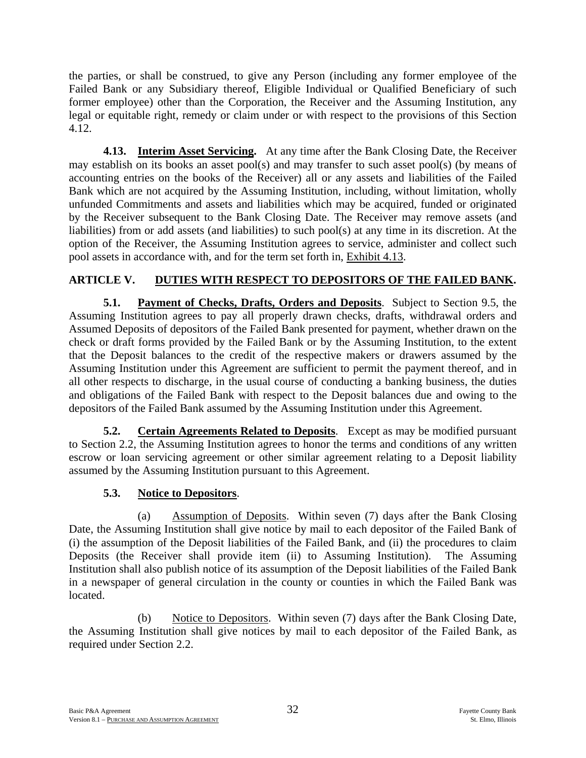the parties, or shall be construed, to give any Person (including any former employee of the Failed Bank or any Subsidiary thereof, Eligible Individual or Qualified Beneficiary of such former employee) other than the Corporation, the Receiver and the Assuming Institution, any legal or equitable right, remedy or claim under or with respect to the provisions of this Section 4.12.

**4.13. Interim Asset Servicing.** At any time after the Bank Closing Date, the Receiver may establish on its books an asset pool(s) and may transfer to such asset pool(s) (by means of accounting entries on the books of the Receiver) all or any assets and liabilities of the Failed Bank which are not acquired by the Assuming Institution, including, without limitation, wholly unfunded Commitments and assets and liabilities which may be acquired, funded or originated by the Receiver subsequent to the Bank Closing Date. The Receiver may remove assets (and liabilities) from or add assets (and liabilities) to such pool(s) at any time in its discretion. At the option of the Receiver, the Assuming Institution agrees to service, administer and collect such pool assets in accordance with, and for the term set forth in, Exhibit 4.13.

## ARTICLE V. DUTIES WITH RESPECT TO DEPOSITORS OF THE FAILED BANK.

**5.1. Payment of Checks, Drafts, Orders and Deposits**. Subject to Section 9.5, the Assuming Institution agrees to pay all properly drawn checks, drafts, withdrawal orders and Assumed Deposits of depositors of the Failed Bank presented for payment, whether drawn on the check or draft forms provided by the Failed Bank or by the Assuming Institution, to the extent that the Deposit balances to the credit of the respective makers or drawers assumed by the Assuming Institution under this Agreement are sufficient to permit the payment thereof, and in all other respects to discharge, in the usual course of conducting a banking business, the duties and obligations of the Failed Bank with respect to the Deposit balances due and owing to the depositors of the Failed Bank assumed by the Assuming Institution under this Agreement.

**5.2. Certain Agreements Related to Deposits**. Except as may be modified pursuant to Section 2.2, the Assuming Institution agrees to honor the terms and conditions of any written escrow or loan servicing agreement or other similar agreement relating to a Deposit liability assumed by the Assuming Institution pursuant to this Agreement.

**5.3. Notice to Depositors**.

(a) Assumption of Deposits. Within seven (7) days after the Bank Closing Date, the Assuming Institution shall give notice by mail to each depositor of the Failed Bank of (i) the assumption of the Deposit liabilities of the Failed Bank, and (ii) the procedures to claim Deposits (the Receiver shall provide item (ii) to Assuming Institution). The Assuming Institution shall also publish notice of its assumption of the Deposit liabilities of the Failed Bank in a newspaper of general circulation in the county or counties in which the Failed Bank was located.

(b) Notice to Depositors. Within seven (7) days after the Bank Closing Date, the Assuming Institution shall give notices by mail to each depositor of the Failed Bank, as required under Section 2.2.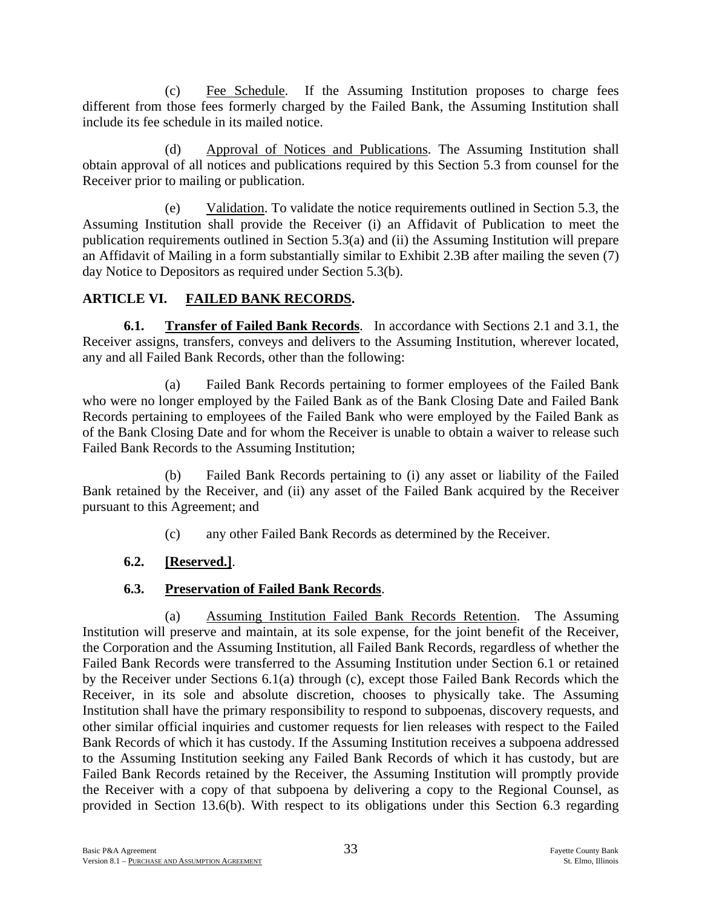(c) Fee Schedule. If the Assuming Institution proposes to charge fees different from those fees formerly charged by the Failed Bank, the Assuming Institution shall include its fee schedule in its mailed notice.

(d) Approval of Notices and Publications. The Assuming Institution shall obtain approval of all notices and publications required by this Section 5.3 from counsel for the Receiver prior to mailing or publication.

(e) Validation. To validate the notice requirements outlined in Section 5.3, the Assuming Institution shall provide the Receiver (i) an Affidavit of Publication to meet the publication requirements outlined in Section 5.3(a) and (ii) the Assuming Institution will prepare an Affidavit of Mailing in a form substantially similar to Exhibit 2.3B after mailing the seven (7) day Notice to Depositors as required under Section 5.3(b).

## ARTICLE VI. FAILED BANK RECORDS.

**6.1. Transfer of Failed Bank Records**. In accordance with Sections 2.1 and 3.1, the Receiver assigns, transfers, conveys and delivers to the Assuming Institution, wherever located, any and all Failed Bank Records, other than the following:

(a) Failed Bank Records pertaining to former employees of the Failed Bank who were no longer employed by the Failed Bank as of the Bank Closing Date and Failed Bank Records pertaining to employees of the Failed Bank who were employed by the Failed Bank as of the Bank Closing Date and for whom the Receiver is unable to obtain a waiver to release such Failed Bank Records to the Assuming Institution;

(b) Failed Bank Records pertaining to (i) any asset or liability of the Failed Bank retained by the Receiver, and (ii) any asset of the Failed Bank acquired by the Receiver pursuant to this Agreement; and

(c) any other Failed Bank Records as determined by the Receiver.

**6.2. [Reserved.]**.

**6.3. Preservation of Failed Bank Records**.

(a) Assuming Institution Failed Bank Records Retention. The Assuming Institution will preserve and maintain, at its sole expense, for the joint benefit of the Receiver, the Corporation and the Assuming Institution, all Failed Bank Records, regardless of whether the Failed Bank Records were transferred to the Assuming Institution under Section 6.1 or retained by the Receiver under Sections 6.1(a) through (c), except those Failed Bank Records which the Receiver, in its sole and absolute discretion, chooses to physically take. The Assuming Institution shall have the primary responsibility to respond to subpoenas, discovery requests, and other similar official inquiries and customer requests for lien releases with respect to the Failed Bank Records of which it has custody. If the Assuming Institution receives a subpoena addressed to the Assuming Institution seeking any Failed Bank Records of which it has custody, but are Failed Bank Records retained by the Receiver, the Assuming Institution will promptly provide the Receiver with a copy of that subpoena by delivering a copy to the Regional Counsel, as provided in Section 13.6(b). With respect to its obligations under this Section 6.3 regarding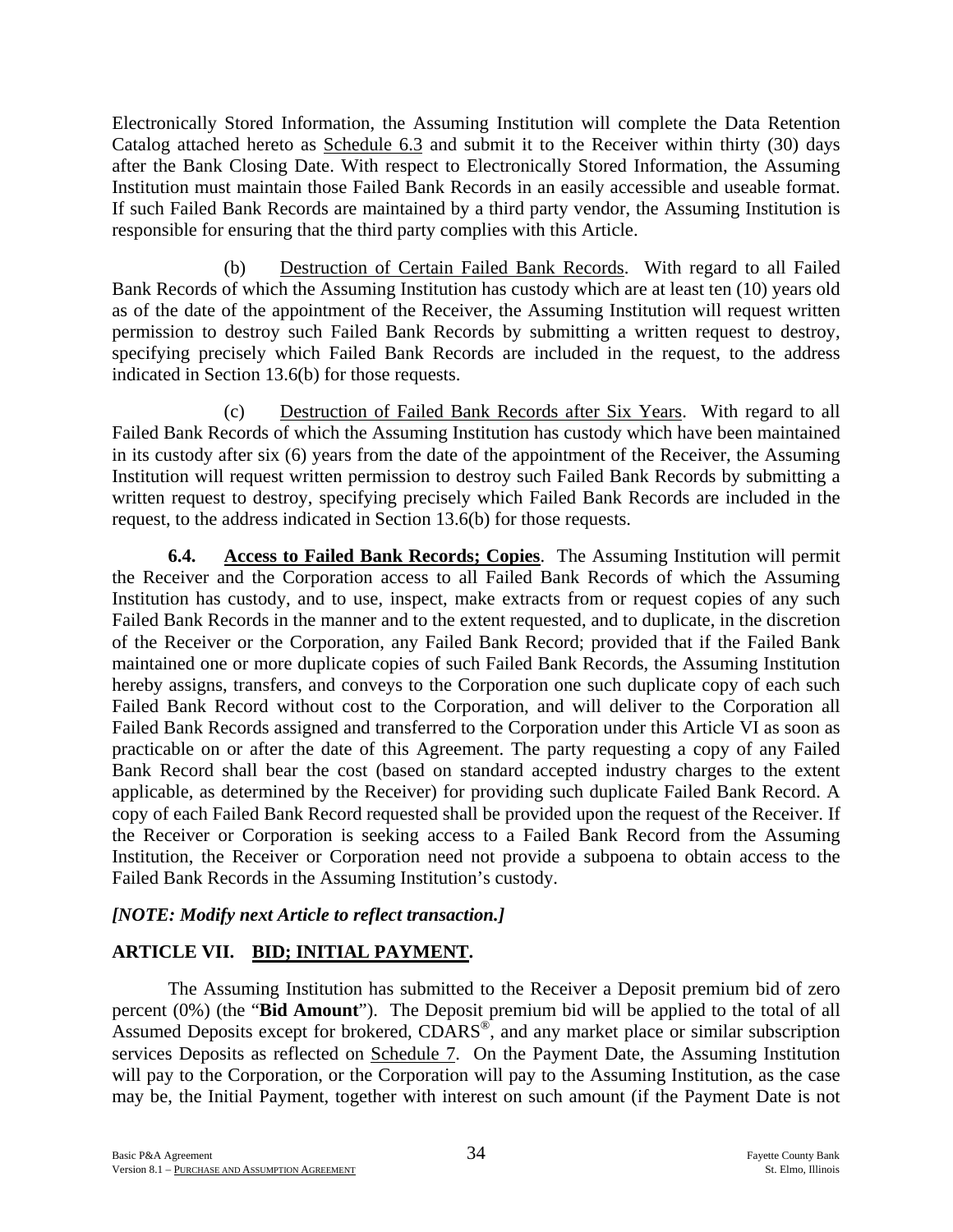Electronically Stored Information, the Assuming Institution will complete the Data Retention Catalog attached hereto as Schedule 6.3 and submit it to the Receiver within thirty (30) days after the Bank Closing Date. With respect to Electronically Stored Information, the Assuming Institution must maintain those Failed Bank Records in an easily accessible and useable format. If such Failed Bank Records are maintained by a third party vendor, the Assuming Institution is responsible for ensuring that the third party complies with this Article.

(b) Destruction of Certain Failed Bank Records. With regard to all Failed Bank Records of which the Assuming Institution has custody which are at least ten (10) years old as of the date of the appointment of the Receiver, the Assuming Institution will request written permission to destroy such Failed Bank Records by submitting a written request to destroy, specifying precisely which Failed Bank Records are included in the request, to the address indicated in Section 13.6(b) for those requests.

(c) Destruction of Failed Bank Records after Six Years. With regard to all Failed Bank Records of which the Assuming Institution has custody which have been maintained in its custody after six (6) years from the date of the appointment of the Receiver, the Assuming Institution will request written permission to destroy such Failed Bank Records by submitting a written request to destroy, specifying precisely which Failed Bank Records are included in the request, to the address indicated in Section 13.6(b) for those requests.

**6.4. Access to Failed Bank Records; Copies**. The Assuming Institution will permit the Receiver and the Corporation access to all Failed Bank Records of which the Assuming Institution has custody, and to use, inspect, make extracts from or request copies of any such Failed Bank Records in the manner and to the extent requested, and to duplicate, in the discretion of the Receiver or the Corporation, any Failed Bank Record; provided that if the Failed Bank maintained one or more duplicate copies of such Failed Bank Records, the Assuming Institution hereby assigns, transfers, and conveys to the Corporation one such duplicate copy of each such Failed Bank Record without cost to the Corporation, and will deliver to the Corporation all Failed Bank Records assigned and transferred to the Corporation under this Article VI as soon as practicable on or after the date of this Agreement. The party requesting a copy of any Failed Bank Record shall bear the cost (based on standard accepted industry charges to the extent applicable, as determined by the Receiver) for providing such duplicate Failed Bank Record. A copy of each Failed Bank Record requested shall be provided upon the request of the Receiver. If the Receiver or Corporation is seeking access to a Failed Bank Record from the Assuming Institution, the Receiver or Corporation need not provide a subpoena to obtain access to the Failed Bank Records in the Assuming Institution's custody.

***[NOTE: Modify next Article to reflect transaction.]***

## ARTICLE VII. BID; INITIAL PAYMENT.

The Assuming Institution has submitted to the Receiver a Deposit premium bid of zero percent (0%) (the "**Bid Amount**"). The Deposit premium bid will be applied to the total of all Assumed Deposits except for brokered, CDARS®, and any market place or similar subscription services Deposits as reflected on Schedule 7. On the Payment Date, the Assuming Institution will pay to the Corporation, or the Corporation will pay to the Assuming Institution, as the case may be, the Initial Payment, together with interest on such amount (if the Payment Date is not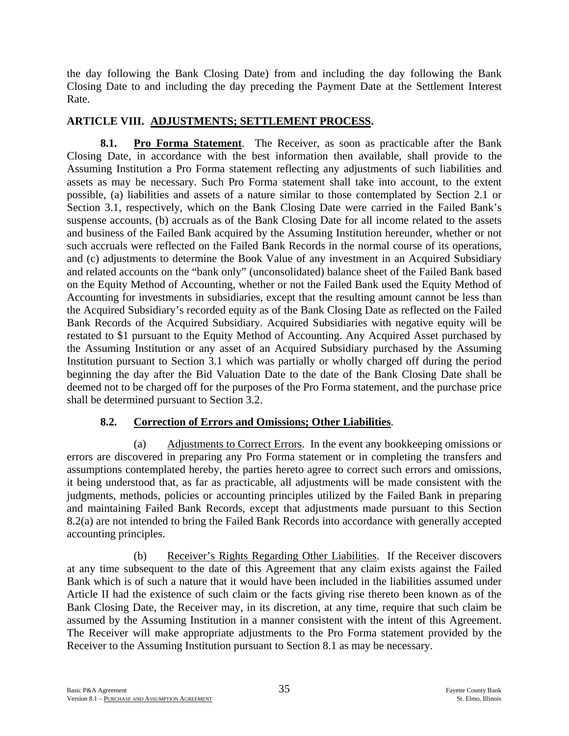the day following the Bank Closing Date) from and including the day following the Bank Closing Date to and including the day preceding the Payment Date at the Settlement Interest Rate.

## ARTICLE VIII. ADJUSTMENTS; SETTLEMENT PROCESS.

**8.1. Pro Forma Statement**. The Receiver, as soon as practicable after the Bank Closing Date, in accordance with the best information then available, shall provide to the Assuming Institution a Pro Forma statement reflecting any adjustments of such liabilities and assets as may be necessary. Such Pro Forma statement shall take into account, to the extent possible, (a) liabilities and assets of a nature similar to those contemplated by Section 2.1 or Section 3.1, respectively, which on the Bank Closing Date were carried in the Failed Bank's suspense accounts, (b) accruals as of the Bank Closing Date for all income related to the assets and business of the Failed Bank acquired by the Assuming Institution hereunder, whether or not such accruals were reflected on the Failed Bank Records in the normal course of its operations, and (c) adjustments to determine the Book Value of any investment in an Acquired Subsidiary and related accounts on the "bank only" (unconsolidated) balance sheet of the Failed Bank based on the Equity Method of Accounting, whether or not the Failed Bank used the Equity Method of Accounting for investments in subsidiaries, except that the resulting amount cannot be less than the Acquired Subsidiary's recorded equity as of the Bank Closing Date as reflected on the Failed Bank Records of the Acquired Subsidiary. Acquired Subsidiaries with negative equity will be restated to $1 pursuant to the Equity Method of Accounting. Any Acquired Asset purchased by the Assuming Institution or any asset of an Acquired Subsidiary purchased by the Assuming Institution pursuant to Section 3.1 which was partially or wholly charged off during the period beginning the day after the Bid Valuation Date to the date of the Bank Closing Date shall be deemed not to be charged off for the purposes of the Pro Forma statement, and the purchase price shall be determined pursuant to Section 3.2.

**8.2. Correction of Errors and Omissions; Other Liabilities**.

(a) Adjustments to Correct Errors. In the event any bookkeeping omissions or errors are discovered in preparing any Pro Forma statement or in completing the transfers and assumptions contemplated hereby, the parties hereto agree to correct such errors and omissions, it being understood that, as far as practicable, all adjustments will be made consistent with the judgments, methods, policies or accounting principles utilized by the Failed Bank in preparing and maintaining Failed Bank Records, except that adjustments made pursuant to this Section 8.2(a) are not intended to bring the Failed Bank Records into accordance with generally accepted accounting principles.

(b) Receiver's Rights Regarding Other Liabilities. If the Receiver discovers at any time subsequent to the date of this Agreement that any claim exists against the Failed Bank which is of such a nature that it would have been included in the liabilities assumed under Article II had the existence of such claim or the facts giving rise thereto been known as of the Bank Closing Date, the Receiver may, in its discretion, at any time, require that such claim be assumed by the Assuming Institution in a manner consistent with the intent of this Agreement. The Receiver will make appropriate adjustments to the Pro Forma statement provided by the Receiver to the Assuming Institution pursuant to Section 8.1 as may be necessary.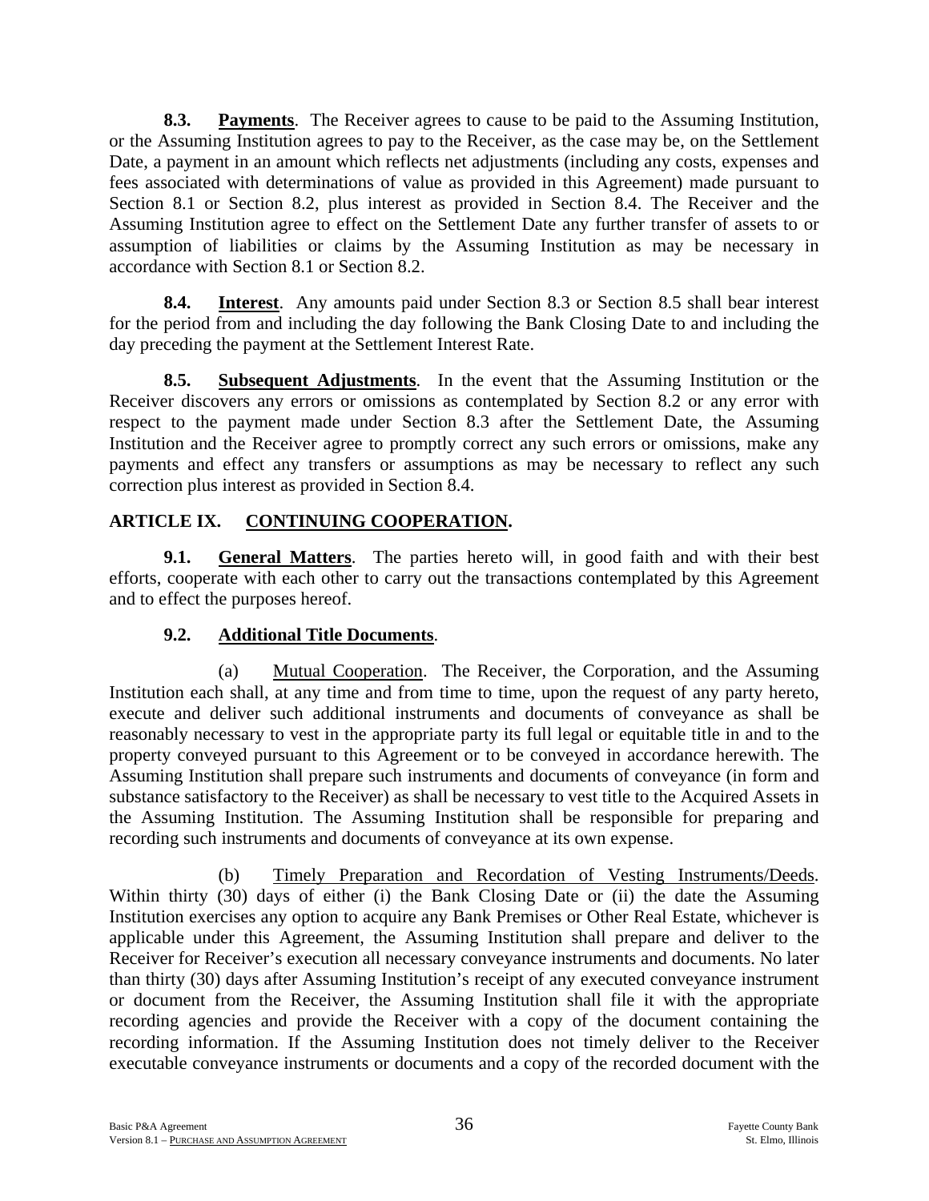**8.3. Payments**. The Receiver agrees to cause to be paid to the Assuming Institution, or the Assuming Institution agrees to pay to the Receiver, as the case may be, on the Settlement Date, a payment in an amount which reflects net adjustments (including any costs, expenses and fees associated with determinations of value as provided in this Agreement) made pursuant to Section 8.1 or Section 8.2, plus interest as provided in Section 8.4. The Receiver and the Assuming Institution agree to effect on the Settlement Date any further transfer of assets to or assumption of liabilities or claims by the Assuming Institution as may be necessary in accordance with Section 8.1 or Section 8.2.

**8.4. Interest**. Any amounts paid under Section 8.3 or Section 8.5 shall bear interest for the period from and including the day following the Bank Closing Date to and including the day preceding the payment at the Settlement Interest Rate.

**8.5. Subsequent Adjustments**. In the event that the Assuming Institution or the Receiver discovers any errors or omissions as contemplated by Section 8.2 or any error with respect to the payment made under Section 8.3 after the Settlement Date, the Assuming Institution and the Receiver agree to promptly correct any such errors or omissions, make any payments and effect any transfers or assumptions as may be necessary to reflect any such correction plus interest as provided in Section 8.4.

## ARTICLE IX. CONTINUING COOPERATION.

**9.1. General Matters**. The parties hereto will, in good faith and with their best efforts, cooperate with each other to carry out the transactions contemplated by this Agreement and to effect the purposes hereof.

**9.2. Additional Title Documents**.

(a) Mutual Cooperation. The Receiver, the Corporation, and the Assuming Institution each shall, at any time and from time to time, upon the request of any party hereto, execute and deliver such additional instruments and documents of conveyance as shall be reasonably necessary to vest in the appropriate party its full legal or equitable title in and to the property conveyed pursuant to this Agreement or to be conveyed in accordance herewith. The Assuming Institution shall prepare such instruments and documents of conveyance (in form and substance satisfactory to the Receiver) as shall be necessary to vest title to the Acquired Assets in the Assuming Institution. The Assuming Institution shall be responsible for preparing and recording such instruments and documents of conveyance at its own expense.

(b) Timely Preparation and Recordation of Vesting Instruments/Deeds. Within thirty (30) days of either (i) the Bank Closing Date or (ii) the date the Assuming Institution exercises any option to acquire any Bank Premises or Other Real Estate, whichever is applicable under this Agreement, the Assuming Institution shall prepare and deliver to the Receiver for Receiver's execution all necessary conveyance instruments and documents. No later than thirty (30) days after Assuming Institution's receipt of any executed conveyance instrument or document from the Receiver, the Assuming Institution shall file it with the appropriate recording agencies and provide the Receiver with a copy of the document containing the recording information. If the Assuming Institution does not timely deliver to the Receiver executable conveyance instruments or documents and a copy of the recorded document with the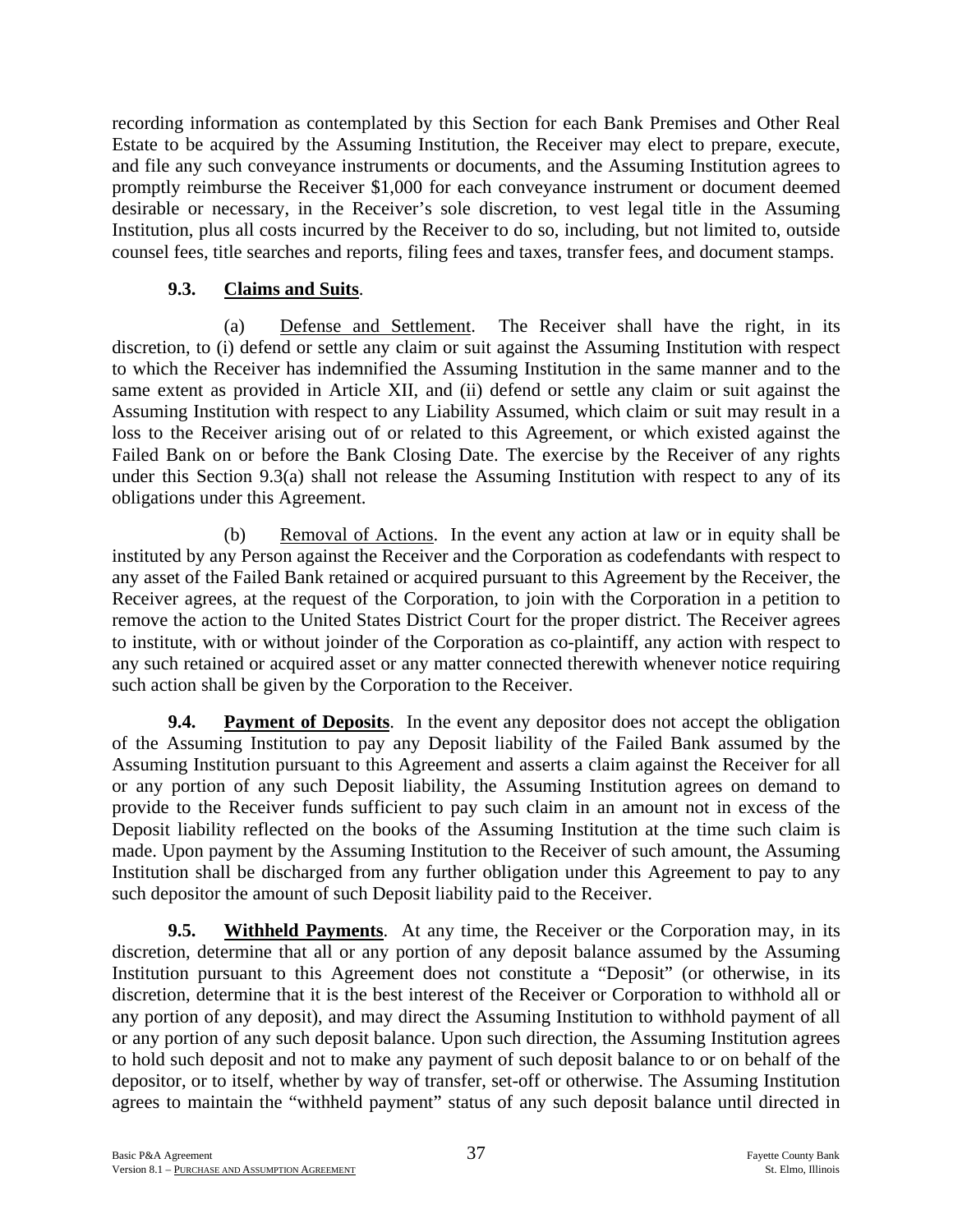recording information as contemplated by this Section for each Bank Premises and Other Real Estate to be acquired by the Assuming Institution, the Receiver may elect to prepare, execute, and file any such conveyance instruments or documents, and the Assuming Institution agrees to promptly reimburse the Receiver $1,000 for each conveyance instrument or document deemed desirable or necessary, in the Receiver's sole discretion, to vest legal title in the Assuming Institution, plus all costs incurred by the Receiver to do so, including, but not limited to, outside counsel fees, title searches and reports, filing fees and taxes, transfer fees, and document stamps.

### **9.3. Claims and Suits**.

(a) Defense and Settlement. The Receiver shall have the right, in its discretion, to (i) defend or settle any claim or suit against the Assuming Institution with respect to which the Receiver has indemnified the Assuming Institution in the same manner and to the same extent as provided in Article XII, and (ii) defend or settle any claim or suit against the Assuming Institution with respect to any Liability Assumed, which claim or suit may result in a loss to the Receiver arising out of or related to this Agreement, or which existed against the Failed Bank on or before the Bank Closing Date. The exercise by the Receiver of any rights under this Section 9.3(a) shall not release the Assuming Institution with respect to any of its obligations under this Agreement.

(b) Removal of Actions. In the event any action at law or in equity shall be instituted by any Person against the Receiver and the Corporation as codefendants with respect to any asset of the Failed Bank retained or acquired pursuant to this Agreement by the Receiver, the Receiver agrees, at the request of the Corporation, to join with the Corporation in a petition to remove the action to the United States District Court for the proper district. The Receiver agrees to institute, with or without joinder of the Corporation as co-plaintiff, any action with respect to any such retained or acquired asset or any matter connected therewith whenever notice requiring such action shall be given by the Corporation to the Receiver.

**9.4. Payment of Deposits**. In the event any depositor does not accept the obligation of the Assuming Institution to pay any Deposit liability of the Failed Bank assumed by the Assuming Institution pursuant to this Agreement and asserts a claim against the Receiver for all or any portion of any such Deposit liability, the Assuming Institution agrees on demand to provide to the Receiver funds sufficient to pay such claim in an amount not in excess of the Deposit liability reflected on the books of the Assuming Institution at the time such claim is made. Upon payment by the Assuming Institution to the Receiver of such amount, the Assuming Institution shall be discharged from any further obligation under this Agreement to pay to any such depositor the amount of such Deposit liability paid to the Receiver.

**9.5. Withheld Payments**. At any time, the Receiver or the Corporation may, in its discretion, determine that all or any portion of any deposit balance assumed by the Assuming Institution pursuant to this Agreement does not constitute a "Deposit" (or otherwise, in its discretion, determine that it is the best interest of the Receiver or Corporation to withhold all or any portion of any deposit), and may direct the Assuming Institution to withhold payment of all or any portion of any such deposit balance. Upon such direction, the Assuming Institution agrees to hold such deposit and not to make any payment of such deposit balance to or on behalf of the depositor, or to itself, whether by way of transfer, set-off or otherwise. The Assuming Institution agrees to maintain the "withheld payment" status of any such deposit balance until directed in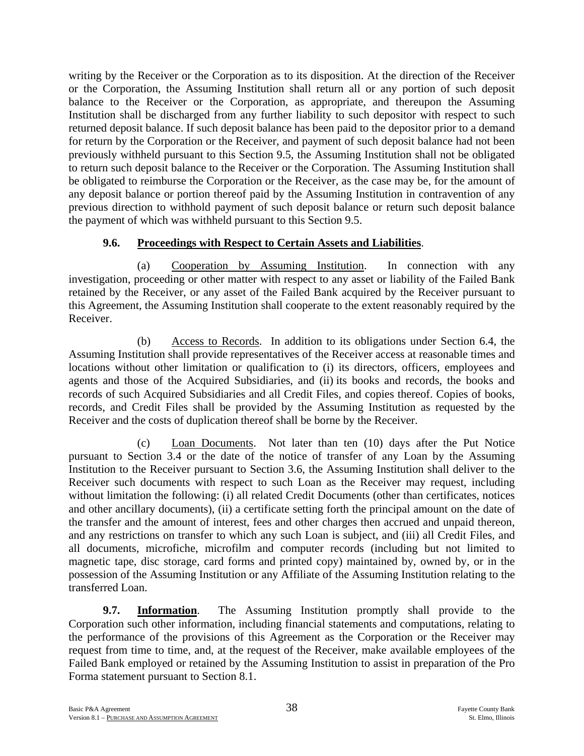writing by the Receiver or the Corporation as to its disposition. At the direction of the Receiver or the Corporation, the Assuming Institution shall return all or any portion of such deposit balance to the Receiver or the Corporation, as appropriate, and thereupon the Assuming Institution shall be discharged from any further liability to such depositor with respect to such returned deposit balance. If such deposit balance has been paid to the depositor prior to a demand for return by the Corporation or the Receiver, and payment of such deposit balance had not been previously withheld pursuant to this Section 9.5, the Assuming Institution shall not be obligated to return such deposit balance to the Receiver or the Corporation. The Assuming Institution shall be obligated to reimburse the Corporation or the Receiver, as the case may be, for the amount of any deposit balance or portion thereof paid by the Assuming Institution in contravention of any previous direction to withhold payment of such deposit balance or return such deposit balance the payment of which was withheld pursuant to this Section 9.5.

**9.6. Proceedings with Respect to Certain Assets and Liabilities**.

(a) Cooperation by Assuming Institution. In connection with any investigation, proceeding or other matter with respect to any asset or liability of the Failed Bank retained by the Receiver, or any asset of the Failed Bank acquired by the Receiver pursuant to this Agreement, the Assuming Institution shall cooperate to the extent reasonably required by the Receiver.

(b) Access to Records. In addition to its obligations under Section 6.4, the Assuming Institution shall provide representatives of the Receiver access at reasonable times and locations without other limitation or qualification to (i) its directors, officers, employees and agents and those of the Acquired Subsidiaries, and (ii) its books and records, the books and records of such Acquired Subsidiaries and all Credit Files, and copies thereof. Copies of books, records, and Credit Files shall be provided by the Assuming Institution as requested by the Receiver and the costs of duplication thereof shall be borne by the Receiver.

(c) Loan Documents. Not later than ten (10) days after the Put Notice pursuant to Section 3.4 or the date of the notice of transfer of any Loan by the Assuming Institution to the Receiver pursuant to Section 3.6, the Assuming Institution shall deliver to the Receiver such documents with respect to such Loan as the Receiver may request, including without limitation the following: (i) all related Credit Documents (other than certificates, notices and other ancillary documents), (ii) a certificate setting forth the principal amount on the date of the transfer and the amount of interest, fees and other charges then accrued and unpaid thereon, and any restrictions on transfer to which any such Loan is subject, and (iii) all Credit Files, and all documents, microfiche, microfilm and computer records (including but not limited to magnetic tape, disc storage, card forms and printed copy) maintained by, owned by, or in the possession of the Assuming Institution or any Affiliate of the Assuming Institution relating to the transferred Loan.

**9.7. Information**. The Assuming Institution promptly shall provide to the Corporation such other information, including financial statements and computations, relating to the performance of the provisions of this Agreement as the Corporation or the Receiver may request from time to time, and, at the request of the Receiver, make available employees of the Failed Bank employed or retained by the Assuming Institution to assist in preparation of the Pro Forma statement pursuant to Section 8.1.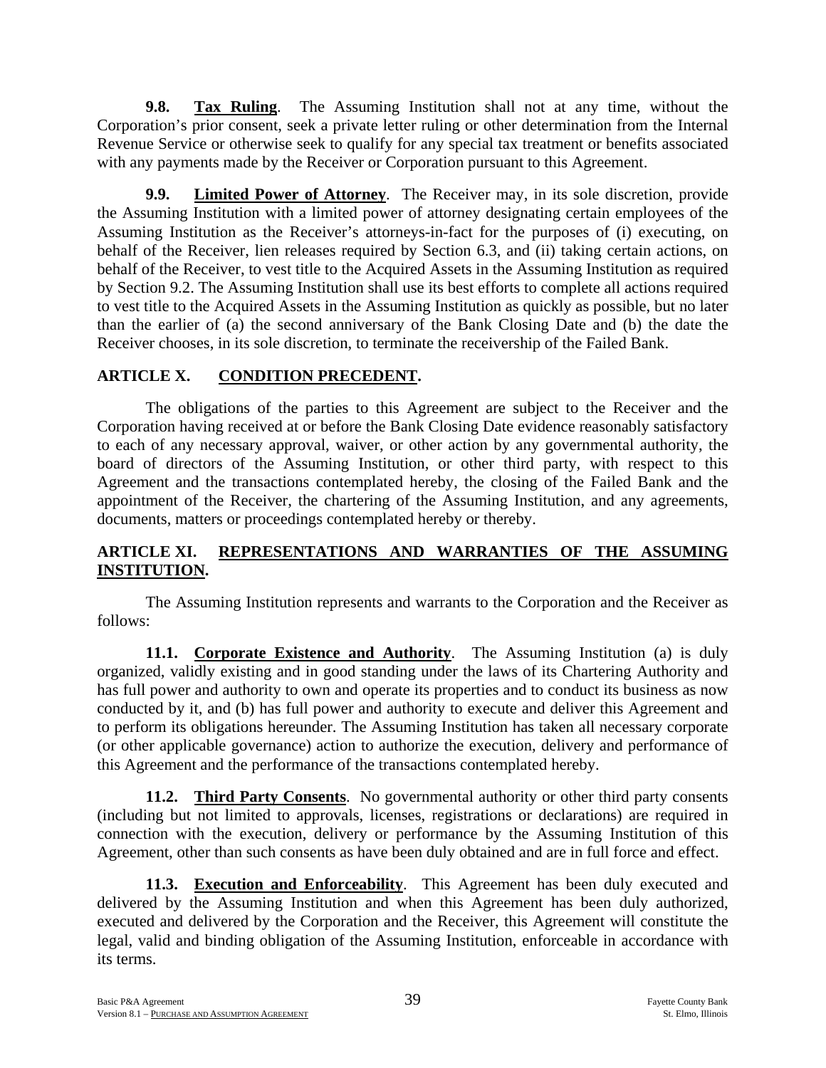**9.8. Tax Ruling**. The Assuming Institution shall not at any time, without the Corporation's prior consent, seek a private letter ruling or other determination from the Internal Revenue Service or otherwise seek to qualify for any special tax treatment or benefits associated with any payments made by the Receiver or Corporation pursuant to this Agreement.

**9.9. Limited Power of Attorney**. The Receiver may, in its sole discretion, provide the Assuming Institution with a limited power of attorney designating certain employees of the Assuming Institution as the Receiver's attorneys-in-fact for the purposes of (i) executing, on behalf of the Receiver, lien releases required by Section 6.3, and (ii) taking certain actions, on behalf of the Receiver, to vest title to the Acquired Assets in the Assuming Institution as required by Section 9.2. The Assuming Institution shall use its best efforts to complete all actions required to vest title to the Acquired Assets in the Assuming Institution as quickly as possible, but no later than the earlier of (a) the second anniversary of the Bank Closing Date and (b) the date the Receiver chooses, in its sole discretion, to terminate the receivership of the Failed Bank.

## ARTICLE X. CONDITION PRECEDENT.

The obligations of the parties to this Agreement are subject to the Receiver and the Corporation having received at or before the Bank Closing Date evidence reasonably satisfactory to each of any necessary approval, waiver, or other action by any governmental authority, the board of directors of the Assuming Institution, or other third party, with respect to this Agreement and the transactions contemplated hereby, the closing of the Failed Bank and the appointment of the Receiver, the chartering of the Assuming Institution, and any agreements, documents, matters or proceedings contemplated hereby or thereby.

## ARTICLE XI. REPRESENTATIONS AND WARRANTIES OF THE ASSUMING INSTITUTION.

The Assuming Institution represents and warrants to the Corporation and the Receiver as follows:

**11.1. Corporate Existence and Authority**. The Assuming Institution (a) is duly organized, validly existing and in good standing under the laws of its Chartering Authority and has full power and authority to own and operate its properties and to conduct its business as now conducted by it, and (b) has full power and authority to execute and deliver this Agreement and to perform its obligations hereunder. The Assuming Institution has taken all necessary corporate (or other applicable governance) action to authorize the execution, delivery and performance of this Agreement and the performance of the transactions contemplated hereby.

**11.2. Third Party Consents**. No governmental authority or other third party consents (including but not limited to approvals, licenses, registrations or declarations) are required in connection with the execution, delivery or performance by the Assuming Institution of this Agreement, other than such consents as have been duly obtained and are in full force and effect.

**11.3. Execution and Enforceability**. This Agreement has been duly executed and delivered by the Assuming Institution and when this Agreement has been duly authorized, executed and delivered by the Corporation and the Receiver, this Agreement will constitute the legal, valid and binding obligation of the Assuming Institution, enforceable in accordance with its terms.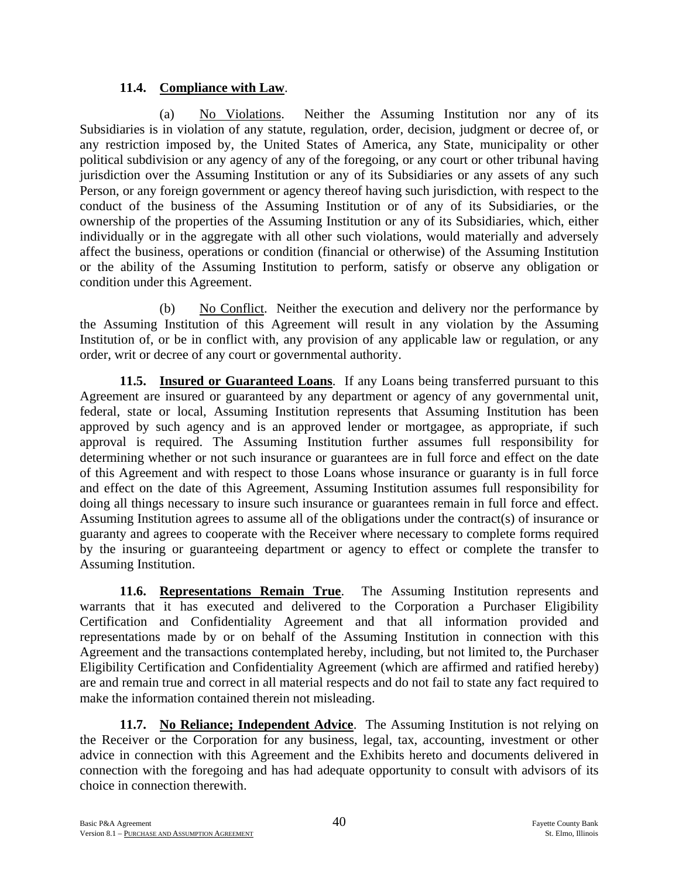**11.4. Compliance with Law**.

(a) No Violations. Neither the Assuming Institution nor any of its Subsidiaries is in violation of any statute, regulation, order, decision, judgment or decree of, or any restriction imposed by, the United States of America, any State, municipality or other political subdivision or any agency of any of the foregoing, or any court or other tribunal having jurisdiction over the Assuming Institution or any of its Subsidiaries or any assets of any such Person, or any foreign government or agency thereof having such jurisdiction, with respect to the conduct of the business of the Assuming Institution or of any of its Subsidiaries, or the ownership of the properties of the Assuming Institution or any of its Subsidiaries, which, either individually or in the aggregate with all other such violations, would materially and adversely affect the business, operations or condition (financial or otherwise) of the Assuming Institution or the ability of the Assuming Institution to perform, satisfy or observe any obligation or condition under this Agreement.

(b) No Conflict. Neither the execution and delivery nor the performance by the Assuming Institution of this Agreement will result in any violation by the Assuming Institution of, or be in conflict with, any provision of any applicable law or regulation, or any order, writ or decree of any court or governmental authority.

**11.5. Insured or Guaranteed Loans**. If any Loans being transferred pursuant to this Agreement are insured or guaranteed by any department or agency of any governmental unit, federal, state or local, Assuming Institution represents that Assuming Institution has been approved by such agency and is an approved lender or mortgagee, as appropriate, if such approval is required. The Assuming Institution further assumes full responsibility for determining whether or not such insurance or guarantees are in full force and effect on the date of this Agreement and with respect to those Loans whose insurance or guaranty is in full force and effect on the date of this Agreement, Assuming Institution assumes full responsibility for doing all things necessary to insure such insurance or guarantees remain in full force and effect. Assuming Institution agrees to assume all of the obligations under the contract(s) of insurance or guaranty and agrees to cooperate with the Receiver where necessary to complete forms required by the insuring or guaranteeing department or agency to effect or complete the transfer to Assuming Institution.

**11.6. Representations Remain True**. The Assuming Institution represents and warrants that it has executed and delivered to the Corporation a Purchaser Eligibility Certification and Confidentiality Agreement and that all information provided and representations made by or on behalf of the Assuming Institution in connection with this Agreement and the transactions contemplated hereby, including, but not limited to, the Purchaser Eligibility Certification and Confidentiality Agreement (which are affirmed and ratified hereby) are and remain true and correct in all material respects and do not fail to state any fact required to make the information contained therein not misleading.

**11.7. No Reliance; Independent Advice**. The Assuming Institution is not relying on the Receiver or the Corporation for any business, legal, tax, accounting, investment or other advice in connection with this Agreement and the Exhibits hereto and documents delivered in connection with the foregoing and has had adequate opportunity to consult with advisors of its choice in connection therewith.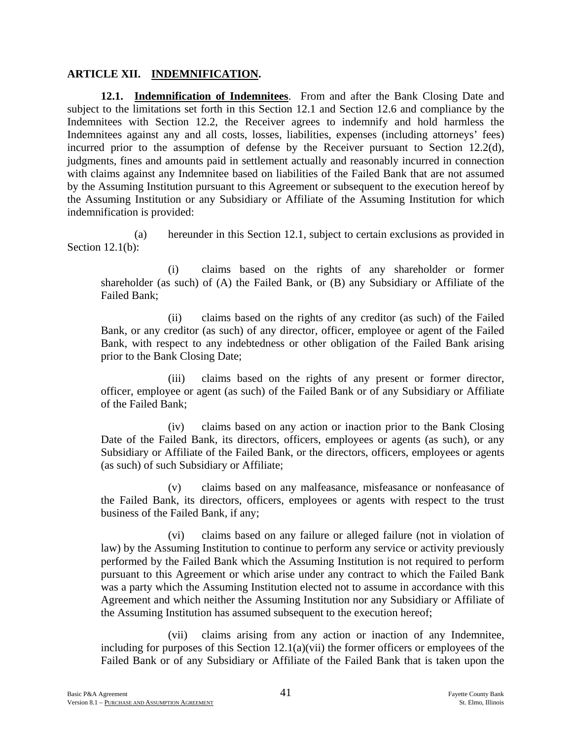## ARTICLE XII. INDEMNIFICATION.

**12.1. Indemnification of Indemnitees**. From and after the Bank Closing Date and subject to the limitations set forth in this Section 12.1 and Section 12.6 and compliance by the Indemnitees with Section 12.2, the Receiver agrees to indemnify and hold harmless the Indemnitees against any and all costs, losses, liabilities, expenses (including attorneys' fees) incurred prior to the assumption of defense by the Receiver pursuant to Section 12.2(d), judgments, fines and amounts paid in settlement actually and reasonably incurred in connection with claims against any Indemnitee based on liabilities of the Failed Bank that are not assumed by the Assuming Institution pursuant to this Agreement or subsequent to the execution hereof by the Assuming Institution or any Subsidiary or Affiliate of the Assuming Institution for which indemnification is provided:

(a) hereunder in this Section 12.1, subject to certain exclusions as provided in Section 12.1(b):

(i) claims based on the rights of any shareholder or former shareholder (as such) of (A) the Failed Bank, or (B) any Subsidiary or Affiliate of the Failed Bank;

(ii) claims based on the rights of any creditor (as such) of the Failed Bank, or any creditor (as such) of any director, officer, employee or agent of the Failed Bank, with respect to any indebtedness or other obligation of the Failed Bank arising prior to the Bank Closing Date;

(iii) claims based on the rights of any present or former director, officer, employee or agent (as such) of the Failed Bank or of any Subsidiary or Affiliate of the Failed Bank;

(iv) claims based on any action or inaction prior to the Bank Closing Date of the Failed Bank, its directors, officers, employees or agents (as such), or any Subsidiary or Affiliate of the Failed Bank, or the directors, officers, employees or agents (as such) of such Subsidiary or Affiliate;

(v) claims based on any malfeasance, misfeasance or nonfeasance of the Failed Bank, its directors, officers, employees or agents with respect to the trust business of the Failed Bank, if any;

(vi) claims based on any failure or alleged failure (not in violation of law) by the Assuming Institution to continue to perform any service or activity previously performed by the Failed Bank which the Assuming Institution is not required to perform pursuant to this Agreement or which arise under any contract to which the Failed Bank was a party which the Assuming Institution elected not to assume in accordance with this Agreement and which neither the Assuming Institution nor any Subsidiary or Affiliate of the Assuming Institution has assumed subsequent to the execution hereof;

(vii) claims arising from any action or inaction of any Indemnitee, including for purposes of this Section 12.1(a)(vii) the former officers or employees of the Failed Bank or of any Subsidiary or Affiliate of the Failed Bank that is taken upon the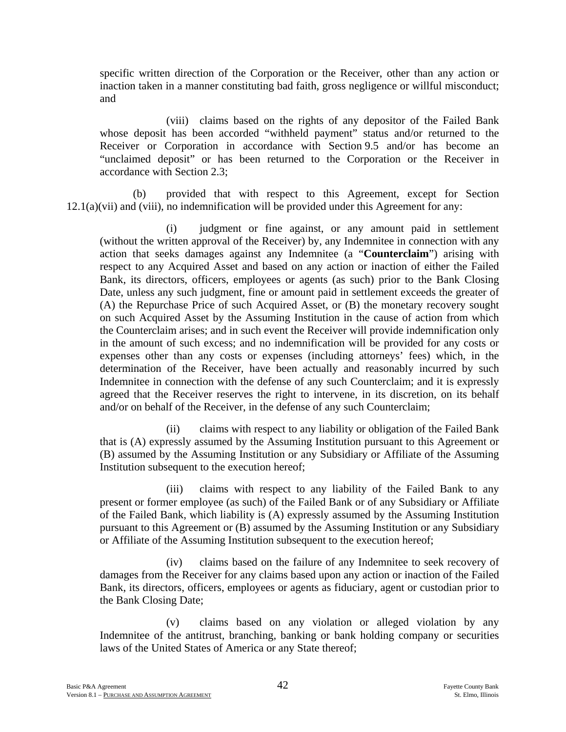specific written direction of the Corporation or the Receiver, other than any action or inaction taken in a manner constituting bad faith, gross negligence or willful misconduct; and

(viii) claims based on the rights of any depositor of the Failed Bank whose deposit has been accorded "withheld payment" status and/or returned to the Receiver or Corporation in accordance with Section 9.5 and/or has become an "unclaimed deposit" or has been returned to the Corporation or the Receiver in accordance with Section 2.3;

(b) provided that with respect to this Agreement, except for Section 12.1(a)(vii) and (viii), no indemnification will be provided under this Agreement for any:

(i) judgment or fine against, or any amount paid in settlement (without the written approval of the Receiver) by, any Indemnitee in connection with any action that seeks damages against any Indemnitee (a "**Counterclaim**") arising with respect to any Acquired Asset and based on any action or inaction of either the Failed Bank, its directors, officers, employees or agents (as such) prior to the Bank Closing Date, unless any such judgment, fine or amount paid in settlement exceeds the greater of (A) the Repurchase Price of such Acquired Asset, or (B) the monetary recovery sought on such Acquired Asset by the Assuming Institution in the cause of action from which the Counterclaim arises; and in such event the Receiver will provide indemnification only in the amount of such excess; and no indemnification will be provided for any costs or expenses other than any costs or expenses (including attorneys' fees) which, in the determination of the Receiver, have been actually and reasonably incurred by such Indemnitee in connection with the defense of any such Counterclaim; and it is expressly agreed that the Receiver reserves the right to intervene, in its discretion, on its behalf and/or on behalf of the Receiver, in the defense of any such Counterclaim;

(ii) claims with respect to any liability or obligation of the Failed Bank that is (A) expressly assumed by the Assuming Institution pursuant to this Agreement or (B) assumed by the Assuming Institution or any Subsidiary or Affiliate of the Assuming Institution subsequent to the execution hereof;

(iii) claims with respect to any liability of the Failed Bank to any present or former employee (as such) of the Failed Bank or of any Subsidiary or Affiliate of the Failed Bank, which liability is (A) expressly assumed by the Assuming Institution pursuant to this Agreement or (B) assumed by the Assuming Institution or any Subsidiary or Affiliate of the Assuming Institution subsequent to the execution hereof;

(iv) claims based on the failure of any Indemnitee to seek recovery of damages from the Receiver for any claims based upon any action or inaction of the Failed Bank, its directors, officers, employees or agents as fiduciary, agent or custodian prior to the Bank Closing Date;

(v) claims based on any violation or alleged violation by any Indemnitee of the antitrust, branching, banking or bank holding company or securities laws of the United States of America or any State thereof;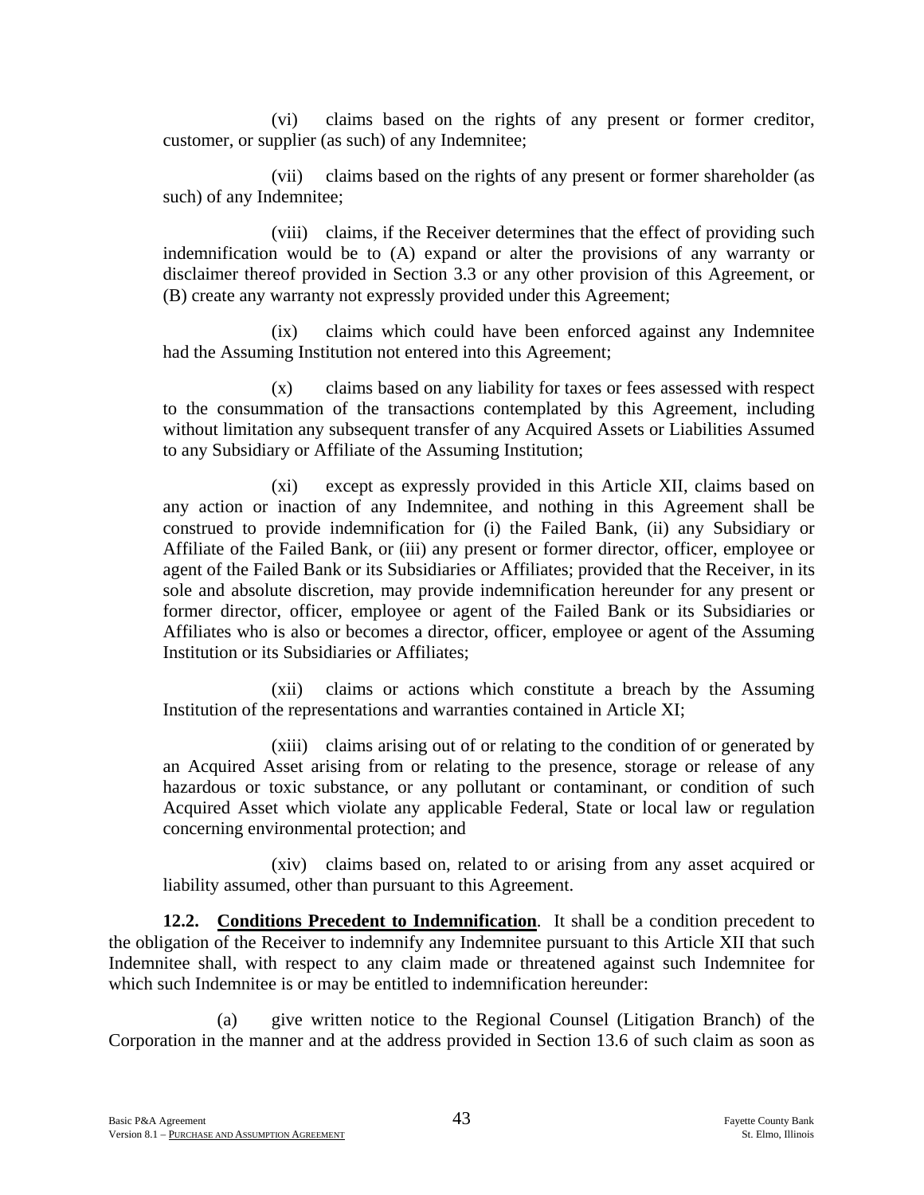(vi) claims based on the rights of any present or former creditor, customer, or supplier (as such) of any Indemnitee;

(vii) claims based on the rights of any present or former shareholder (as such) of any Indemnitee;

(viii) claims, if the Receiver determines that the effect of providing such indemnification would be to (A) expand or alter the provisions of any warranty or disclaimer thereof provided in Section 3.3 or any other provision of this Agreement, or (B) create any warranty not expressly provided under this Agreement;

(ix) claims which could have been enforced against any Indemnitee had the Assuming Institution not entered into this Agreement;

(x) claims based on any liability for taxes or fees assessed with respect to the consummation of the transactions contemplated by this Agreement, including without limitation any subsequent transfer of any Acquired Assets or Liabilities Assumed to any Subsidiary or Affiliate of the Assuming Institution;

(xi) except as expressly provided in this Article XII, claims based on any action or inaction of any Indemnitee, and nothing in this Agreement shall be construed to provide indemnification for (i) the Failed Bank, (ii) any Subsidiary or Affiliate of the Failed Bank, or (iii) any present or former director, officer, employee or agent of the Failed Bank or its Subsidiaries or Affiliates; provided that the Receiver, in its sole and absolute discretion, may provide indemnification hereunder for any present or former director, officer, employee or agent of the Failed Bank or its Subsidiaries or Affiliates who is also or becomes a director, officer, employee or agent of the Assuming Institution or its Subsidiaries or Affiliates;

(xii) claims or actions which constitute a breach by the Assuming Institution of the representations and warranties contained in Article XI;

(xiii) claims arising out of or relating to the condition of or generated by an Acquired Asset arising from or relating to the presence, storage or release of any hazardous or toxic substance, or any pollutant or contaminant, or condition of such Acquired Asset which violate any applicable Federal, State or local law or regulation concerning environmental protection; and

(xiv) claims based on, related to or arising from any asset acquired or liability assumed, other than pursuant to this Agreement.

**12.2. Conditions Precedent to Indemnification**. It shall be a condition precedent to the obligation of the Receiver to indemnify any Indemnitee pursuant to this Article XII that such Indemnitee shall, with respect to any claim made or threatened against such Indemnitee for which such Indemnitee is or may be entitled to indemnification hereunder:

(a) give written notice to the Regional Counsel (Litigation Branch) of the Corporation in the manner and at the address provided in Section 13.6 of such claim as soon as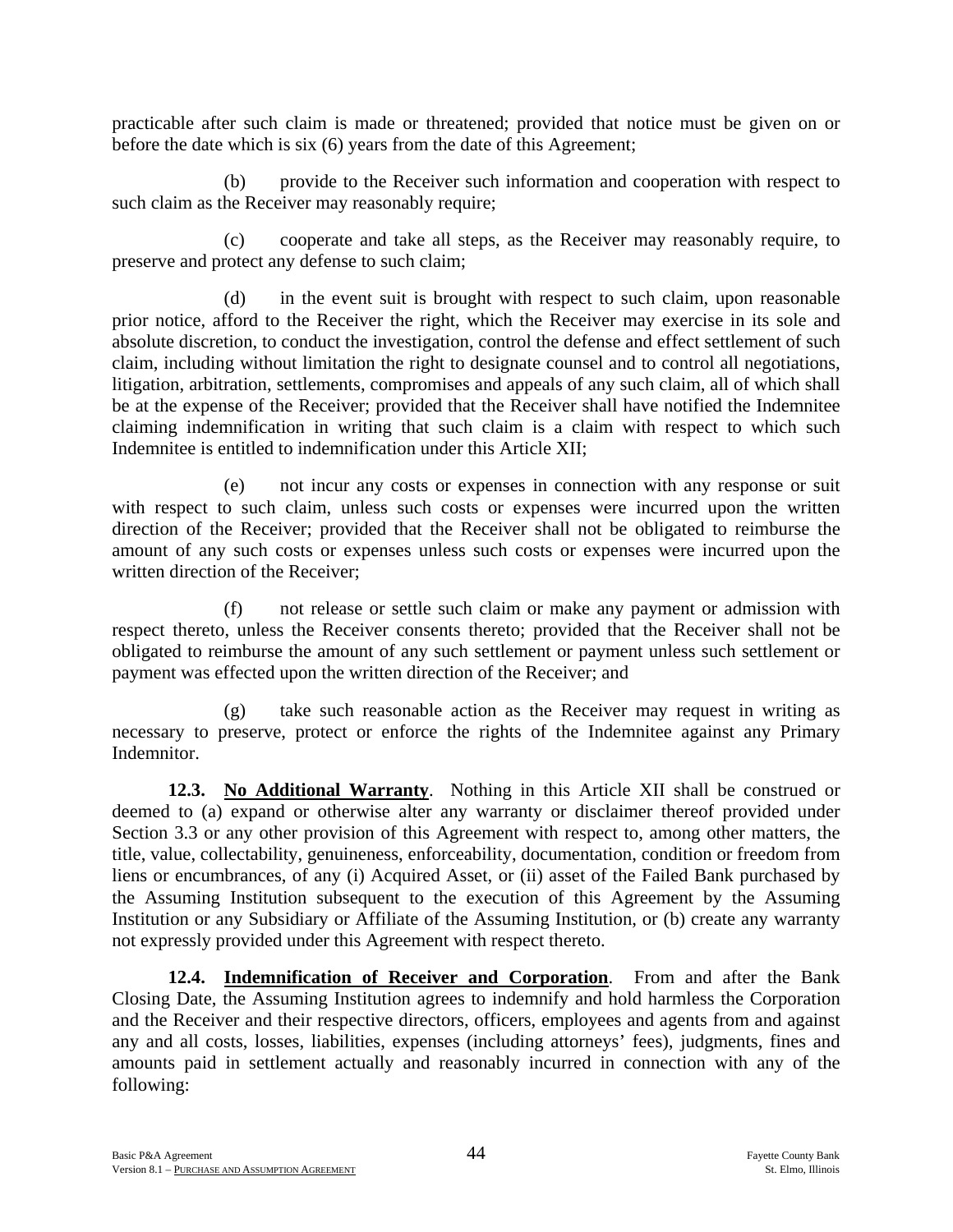practicable after such claim is made or threatened; provided that notice must be given on or before the date which is six (6) years from the date of this Agreement;

(b) provide to the Receiver such information and cooperation with respect to such claim as the Receiver may reasonably require;

(c) cooperate and take all steps, as the Receiver may reasonably require, to preserve and protect any defense to such claim;

(d) in the event suit is brought with respect to such claim, upon reasonable prior notice, afford to the Receiver the right, which the Receiver may exercise in its sole and absolute discretion, to conduct the investigation, control the defense and effect settlement of such claim, including without limitation the right to designate counsel and to control all negotiations, litigation, arbitration, settlements, compromises and appeals of any such claim, all of which shall be at the expense of the Receiver; provided that the Receiver shall have notified the Indemnitee claiming indemnification in writing that such claim is a claim with respect to which such Indemnitee is entitled to indemnification under this Article XII;

(e) not incur any costs or expenses in connection with any response or suit with respect to such claim, unless such costs or expenses were incurred upon the written direction of the Receiver; provided that the Receiver shall not be obligated to reimburse the amount of any such costs or expenses unless such costs or expenses were incurred upon the written direction of the Receiver;

(f) not release or settle such claim or make any payment or admission with respect thereto, unless the Receiver consents thereto; provided that the Receiver shall not be obligated to reimburse the amount of any such settlement or payment unless such settlement or payment was effected upon the written direction of the Receiver; and

(g) take such reasonable action as the Receiver may request in writing as necessary to preserve, protect or enforce the rights of the Indemnitee against any Primary Indemnitor.

**12.3. No Additional Warranty**. Nothing in this Article XII shall be construed or deemed to (a) expand or otherwise alter any warranty or disclaimer thereof provided under Section 3.3 or any other provision of this Agreement with respect to, among other matters, the title, value, collectability, genuineness, enforceability, documentation, condition or freedom from liens or encumbrances, of any (i) Acquired Asset, or (ii) asset of the Failed Bank purchased by the Assuming Institution subsequent to the execution of this Agreement by the Assuming Institution or any Subsidiary or Affiliate of the Assuming Institution, or (b) create any warranty not expressly provided under this Agreement with respect thereto.

**12.4. Indemnification of Receiver and Corporation**. From and after the Bank Closing Date, the Assuming Institution agrees to indemnify and hold harmless the Corporation and the Receiver and their respective directors, officers, employees and agents from and against any and all costs, losses, liabilities, expenses (including attorneys' fees), judgments, fines and amounts paid in settlement actually and reasonably incurred in connection with any of the following: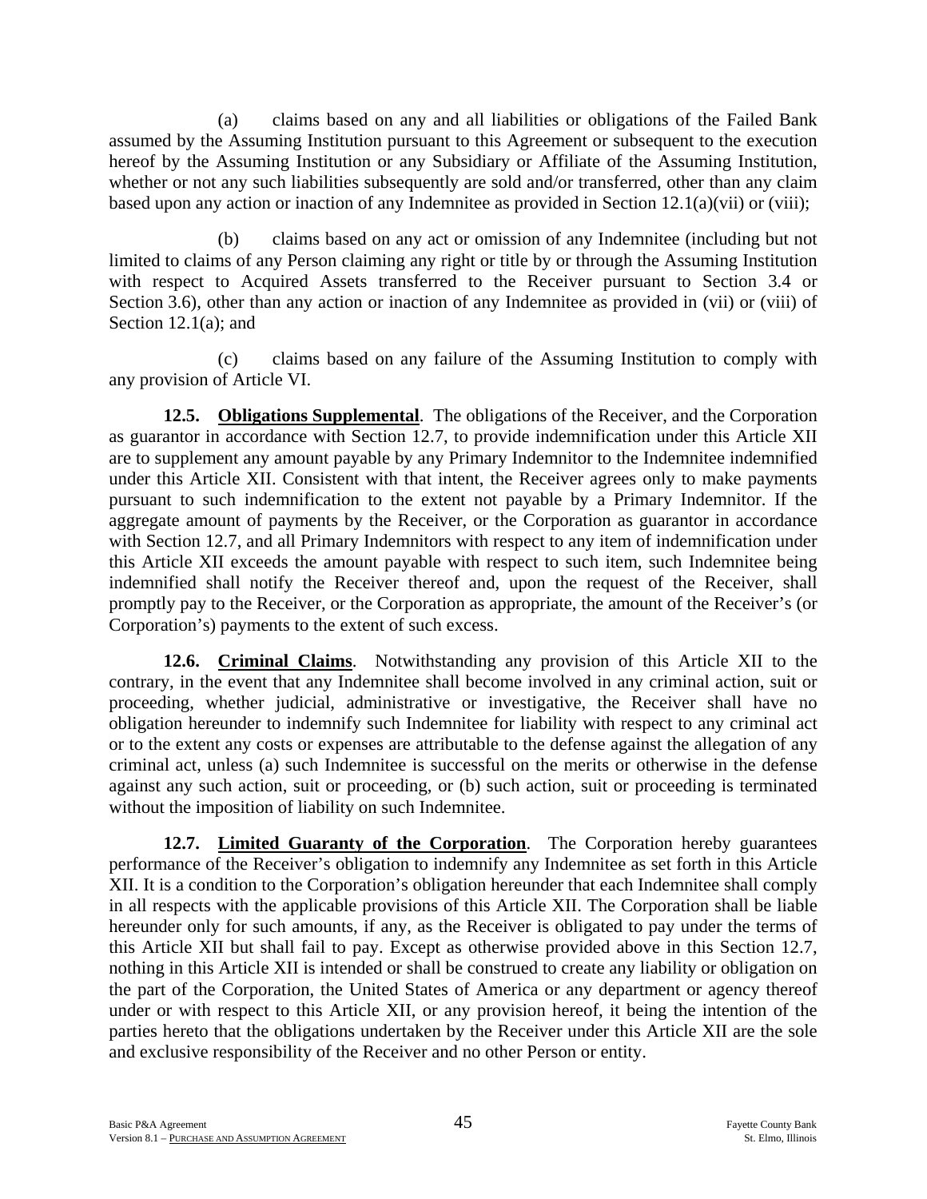(a) claims based on any and all liabilities or obligations of the Failed Bank assumed by the Assuming Institution pursuant to this Agreement or subsequent to the execution hereof by the Assuming Institution or any Subsidiary or Affiliate of the Assuming Institution, whether or not any such liabilities subsequently are sold and/or transferred, other than any claim based upon any action or inaction of any Indemnitee as provided in Section 12.1(a)(vii) or (viii);

(b) claims based on any act or omission of any Indemnitee (including but not limited to claims of any Person claiming any right or title by or through the Assuming Institution with respect to Acquired Assets transferred to the Receiver pursuant to Section 3.4 or Section 3.6), other than any action or inaction of any Indemnitee as provided in (vii) or (viii) of Section 12.1(a); and

(c) claims based on any failure of the Assuming Institution to comply with any provision of Article VI.

**12.5. Obligations Supplemental**. The obligations of the Receiver, and the Corporation as guarantor in accordance with Section 12.7, to provide indemnification under this Article XII are to supplement any amount payable by any Primary Indemnitor to the Indemnitee indemnified under this Article XII. Consistent with that intent, the Receiver agrees only to make payments pursuant to such indemnification to the extent not payable by a Primary Indemnitor. If the aggregate amount of payments by the Receiver, or the Corporation as guarantor in accordance with Section 12.7, and all Primary Indemnitors with respect to any item of indemnification under this Article XII exceeds the amount payable with respect to such item, such Indemnitee being indemnified shall notify the Receiver thereof and, upon the request of the Receiver, shall promptly pay to the Receiver, or the Corporation as appropriate, the amount of the Receiver's (or Corporation's) payments to the extent of such excess.

**12.6. Criminal Claims**. Notwithstanding any provision of this Article XII to the contrary, in the event that any Indemnitee shall become involved in any criminal action, suit or proceeding, whether judicial, administrative or investigative, the Receiver shall have no obligation hereunder to indemnify such Indemnitee for liability with respect to any criminal act or to the extent any costs or expenses are attributable to the defense against the allegation of any criminal act, unless (a) such Indemnitee is successful on the merits or otherwise in the defense against any such action, suit or proceeding, or (b) such action, suit or proceeding is terminated without the imposition of liability on such Indemnitee.

**12.7. Limited Guaranty of the Corporation**. The Corporation hereby guarantees performance of the Receiver's obligation to indemnify any Indemnitee as set forth in this Article XII. It is a condition to the Corporation's obligation hereunder that each Indemnitee shall comply in all respects with the applicable provisions of this Article XII. The Corporation shall be liable hereunder only for such amounts, if any, as the Receiver is obligated to pay under the terms of this Article XII but shall fail to pay. Except as otherwise provided above in this Section 12.7, nothing in this Article XII is intended or shall be construed to create any liability or obligation on the part of the Corporation, the United States of America or any department or agency thereof under or with respect to this Article XII, or any provision hereof, it being the intention of the parties hereto that the obligations undertaken by the Receiver under this Article XII are the sole and exclusive responsibility of the Receiver and no other Person or entity.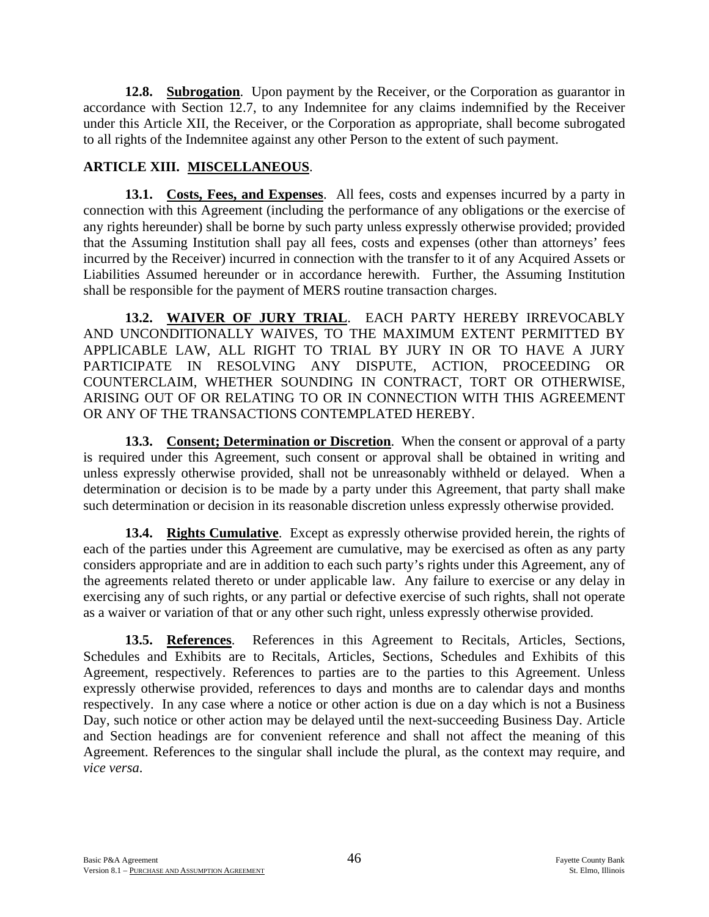**12.8. Subrogation**. Upon payment by the Receiver, or the Corporation as guarantor in accordance with Section 12.7, to any Indemnitee for any claims indemnified by the Receiver under this Article XII, the Receiver, or the Corporation as appropriate, shall become subrogated to all rights of the Indemnitee against any other Person to the extent of such payment.

## ARTICLE XIII. MISCELLANEOUS.

**13.1. Costs, Fees, and Expenses**. All fees, costs and expenses incurred by a party in connection with this Agreement (including the performance of any obligations or the exercise of any rights hereunder) shall be borne by such party unless expressly otherwise provided; provided that the Assuming Institution shall pay all fees, costs and expenses (other than attorneys' fees incurred by the Receiver) incurred in connection with the transfer to it of any Acquired Assets or Liabilities Assumed hereunder or in accordance herewith. Further, the Assuming Institution shall be responsible for the payment of MERS routine transaction charges.

**13.2. WAIVER OF JURY TRIAL**. EACH PARTY HEREBY IRREVOCABLY AND UNCONDITIONALLY WAIVES, TO THE MAXIMUM EXTENT PERMITTED BY APPLICABLE LAW, ALL RIGHT TO TRIAL BY JURY IN OR TO HAVE A JURY PARTICIPATE IN RESOLVING ANY DISPUTE, ACTION, PROCEEDING OR COUNTERCLAIM, WHETHER SOUNDING IN CONTRACT, TORT OR OTHERWISE, ARISING OUT OF OR RELATING TO OR IN CONNECTION WITH THIS AGREEMENT OR ANY OF THE TRANSACTIONS CONTEMPLATED HEREBY.

**13.3. Consent; Determination or Discretion**. When the consent or approval of a party is required under this Agreement, such consent or approval shall be obtained in writing and unless expressly otherwise provided, shall not be unreasonably withheld or delayed. When a determination or decision is to be made by a party under this Agreement, that party shall make such determination or decision in its reasonable discretion unless expressly otherwise provided.

**13.4. Rights Cumulative**. Except as expressly otherwise provided herein, the rights of each of the parties under this Agreement are cumulative, may be exercised as often as any party considers appropriate and are in addition to each such party's rights under this Agreement, any of the agreements related thereto or under applicable law. Any failure to exercise or any delay in exercising any of such rights, or any partial or defective exercise of such rights, shall not operate as a waiver or variation of that or any other such right, unless expressly otherwise provided.

**13.5. References**. References in this Agreement to Recitals, Articles, Sections, Schedules and Exhibits are to Recitals, Articles, Sections, Schedules and Exhibits of this Agreement, respectively. References to parties are to the parties to this Agreement. Unless expressly otherwise provided, references to days and months are to calendar days and months respectively. In any case where a notice or other action is due on a day which is not a Business Day, such notice or other action may be delayed until the next-succeeding Business Day. Article and Section headings are for convenient reference and shall not affect the meaning of this Agreement. References to the singular shall include the plural, as the context may require, and *vice versa*.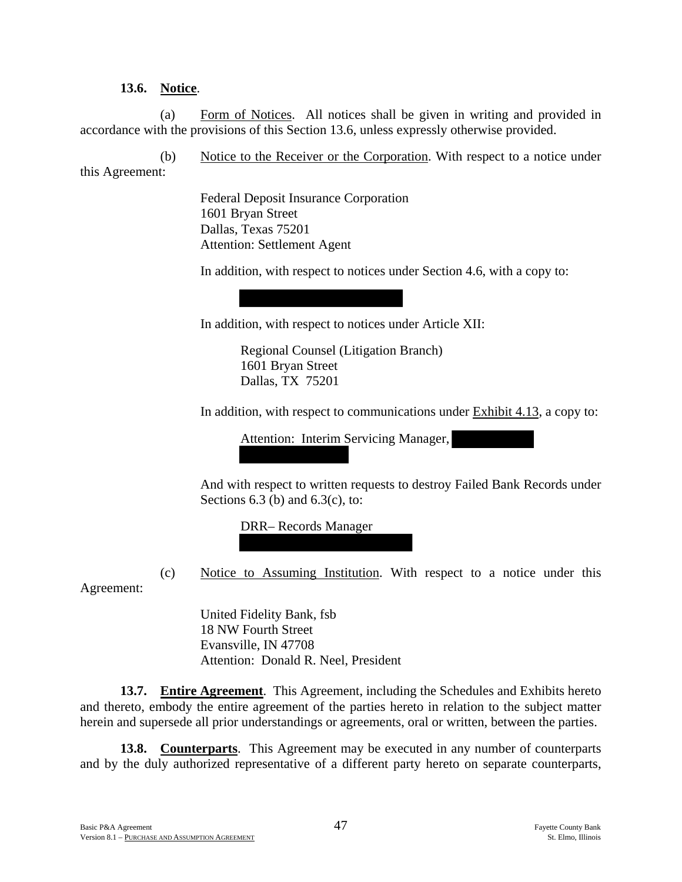**13.6. Notice.**

(a) Form of Notices. All notices shall be given in writing and provided in accordance with the provisions of this Section 13.6, unless expressly otherwise provided.

(b) Notice to the Receiver or the Corporation. With respect to a notice under this Agreement:

Federal Deposit Insurance Corporation
1601 Bryan Street
Dallas, Texas 75201
Attention: Settlement Agent

In addition, with respect to notices under Section 4.6, with a copy to:

In addition, with respect to notices under Article XII:

Regional Counsel (Litigation Branch)
1601 Bryan Street
Dallas, TX 75201

In addition, with respect to communications under Exhibit 4.13, a copy to:

Attention: Interim Servicing Manager,

And with respect to written requests to destroy Failed Bank Records under Sections 6.3 (b) and 6.3(c), to:

DRR– Records Manager

(c) Notice to Assuming Institution. With respect to a notice under this Agreement:

United Fidelity Bank, fsb
18 NW Fourth Street
Evansville, IN 47708
Attention: Donald R. Neel, President

**13.7. Entire Agreement**. This Agreement, including the Schedules and Exhibits hereto and thereto, embody the entire agreement of the parties hereto in relation to the subject matter herein and supersede all prior understandings or agreements, oral or written, between the parties.

**13.8. Counterparts**. This Agreement may be executed in any number of counterparts and by the duly authorized representative of a different party hereto on separate counterparts,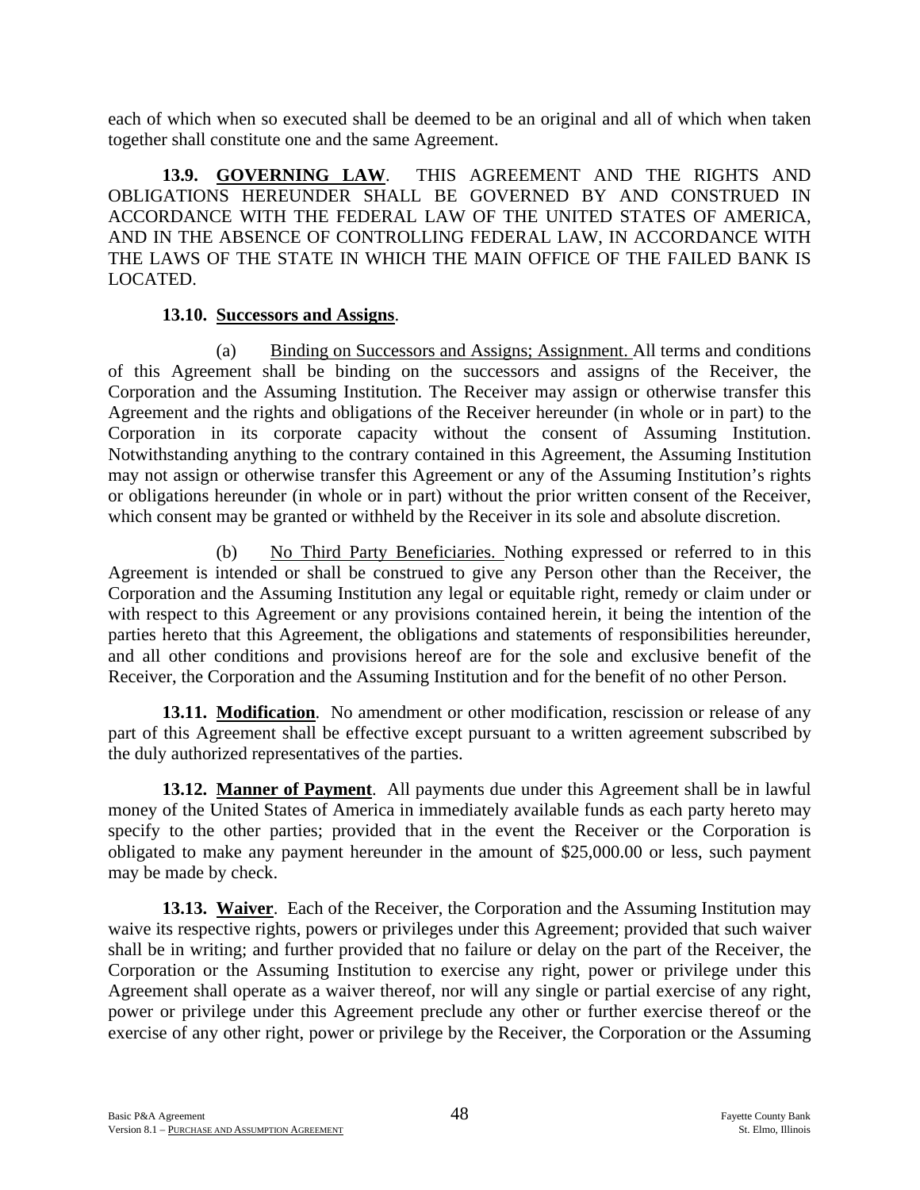each of which when so executed shall be deemed to be an original and all of which when taken together shall constitute one and the same Agreement.

**13.9. GOVERNING LAW**. THIS AGREEMENT AND THE RIGHTS AND OBLIGATIONS HEREUNDER SHALL BE GOVERNED BY AND CONSTRUED IN ACCORDANCE WITH THE FEDERAL LAW OF THE UNITED STATES OF AMERICA, AND IN THE ABSENCE OF CONTROLLING FEDERAL LAW, IN ACCORDANCE WITH THE LAWS OF THE STATE IN WHICH THE MAIN OFFICE OF THE FAILED BANK IS LOCATED.

**13.10. Successors and Assigns**.

(a) Binding on Successors and Assigns; Assignment. All terms and conditions of this Agreement shall be binding on the successors and assigns of the Receiver, the Corporation and the Assuming Institution. The Receiver may assign or otherwise transfer this Agreement and the rights and obligations of the Receiver hereunder (in whole or in part) to the Corporation in its corporate capacity without the consent of Assuming Institution. Notwithstanding anything to the contrary contained in this Agreement, the Assuming Institution may not assign or otherwise transfer this Agreement or any of the Assuming Institution's rights or obligations hereunder (in whole or in part) without the prior written consent of the Receiver, which consent may be granted or withheld by the Receiver in its sole and absolute discretion.

(b) No Third Party Beneficiaries. Nothing expressed or referred to in this Agreement is intended or shall be construed to give any Person other than the Receiver, the Corporation and the Assuming Institution any legal or equitable right, remedy or claim under or with respect to this Agreement or any provisions contained herein, it being the intention of the parties hereto that this Agreement, the obligations and statements of responsibilities hereunder, and all other conditions and provisions hereof are for the sole and exclusive benefit of the Receiver, the Corporation and the Assuming Institution and for the benefit of no other Person.

**13.11. Modification**. No amendment or other modification, rescission or release of any part of this Agreement shall be effective except pursuant to a written agreement subscribed by the duly authorized representatives of the parties.

**13.12. Manner of Payment**. All payments due under this Agreement shall be in lawful money of the United States of America in immediately available funds as each party hereto may specify to the other parties; provided that in the event the Receiver or the Corporation is obligated to make any payment hereunder in the amount of $25,000.00 or less, such payment may be made by check.

**13.13. Waiver**. Each of the Receiver, the Corporation and the Assuming Institution may waive its respective rights, powers or privileges under this Agreement; provided that such waiver shall be in writing; and further provided that no failure or delay on the part of the Receiver, the Corporation or the Assuming Institution to exercise any right, power or privilege under this Agreement shall operate as a waiver thereof, nor will any single or partial exercise of any right, power or privilege under this Agreement preclude any other or further exercise thereof or the exercise of any other right, power or privilege by the Receiver, the Corporation or the Assuming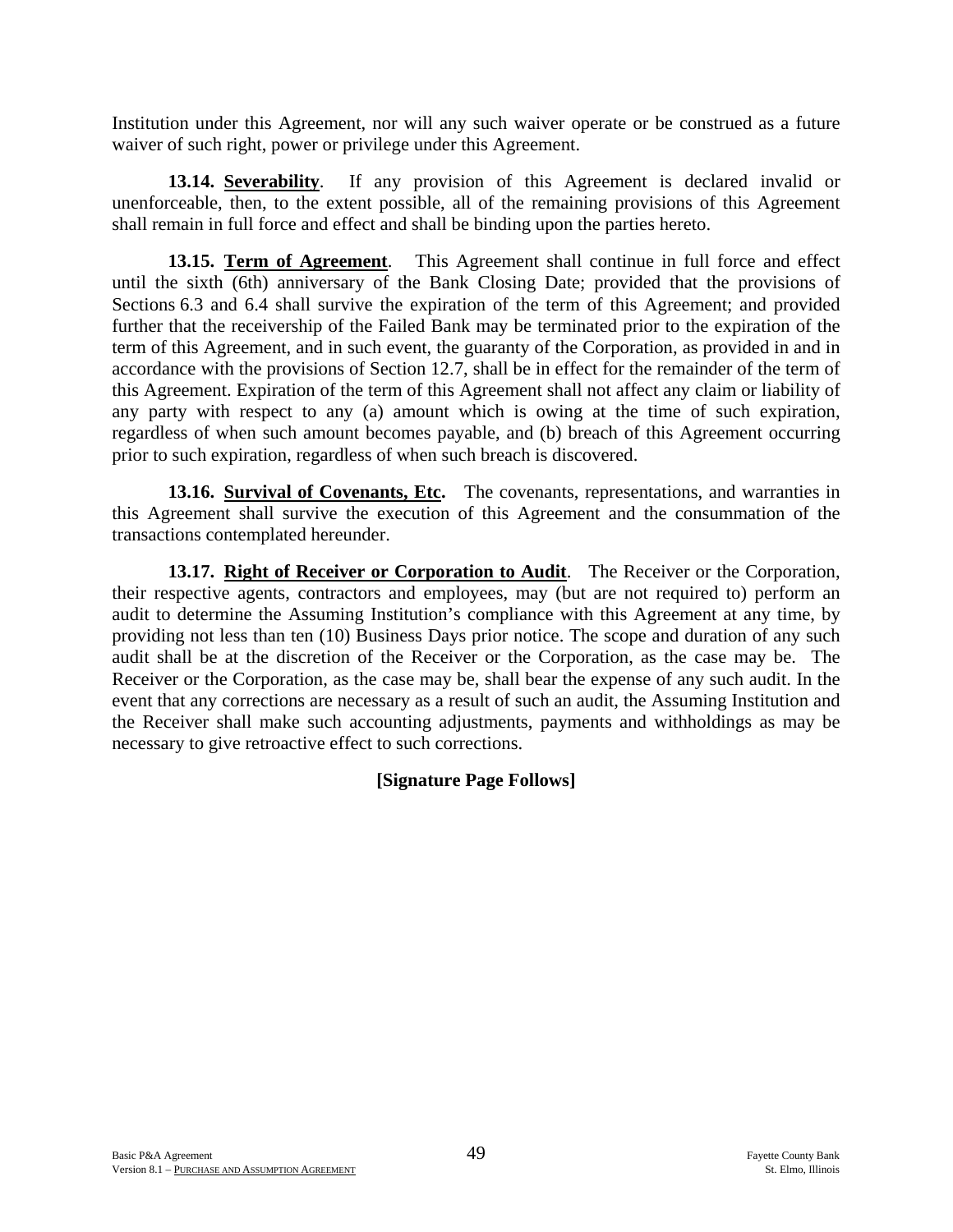Institution under this Agreement, nor will any such waiver operate or be construed as a future waiver of such right, power or privilege under this Agreement.

**13.14. Severability**. If any provision of this Agreement is declared invalid or unenforceable, then, to the extent possible, all of the remaining provisions of this Agreement shall remain in full force and effect and shall be binding upon the parties hereto.

**13.15. Term of Agreement**. This Agreement shall continue in full force and effect until the sixth (6th) anniversary of the Bank Closing Date; provided that the provisions of Sections 6.3 and 6.4 shall survive the expiration of the term of this Agreement; and provided further that the receivership of the Failed Bank may be terminated prior to the expiration of the term of this Agreement, and in such event, the guaranty of the Corporation, as provided in and in accordance with the provisions of Section 12.7, shall be in effect for the remainder of the term of this Agreement. Expiration of the term of this Agreement shall not affect any claim or liability of any party with respect to any (a) amount which is owing at the time of such expiration, regardless of when such amount becomes payable, and (b) breach of this Agreement occurring prior to such expiration, regardless of when such breach is discovered.

**13.16. Survival of Covenants, Etc.** The covenants, representations, and warranties in this Agreement shall survive the execution of this Agreement and the consummation of the transactions contemplated hereunder.

**13.17. Right of Receiver or Corporation to Audit**. The Receiver or the Corporation, their respective agents, contractors and employees, may (but are not required to) perform an audit to determine the Assuming Institution's compliance with this Agreement at any time, by providing not less than ten (10) Business Days prior notice. The scope and duration of any such audit shall be at the discretion of the Receiver or the Corporation, as the case may be. The Receiver or the Corporation, as the case may be, shall bear the expense of any such audit. In the event that any corrections are necessary as a result of such an audit, the Assuming Institution and the Receiver shall make such accounting adjustments, payments and withholdings as may be necessary to give retroactive effect to such corrections.

**[Signature Page Follows]**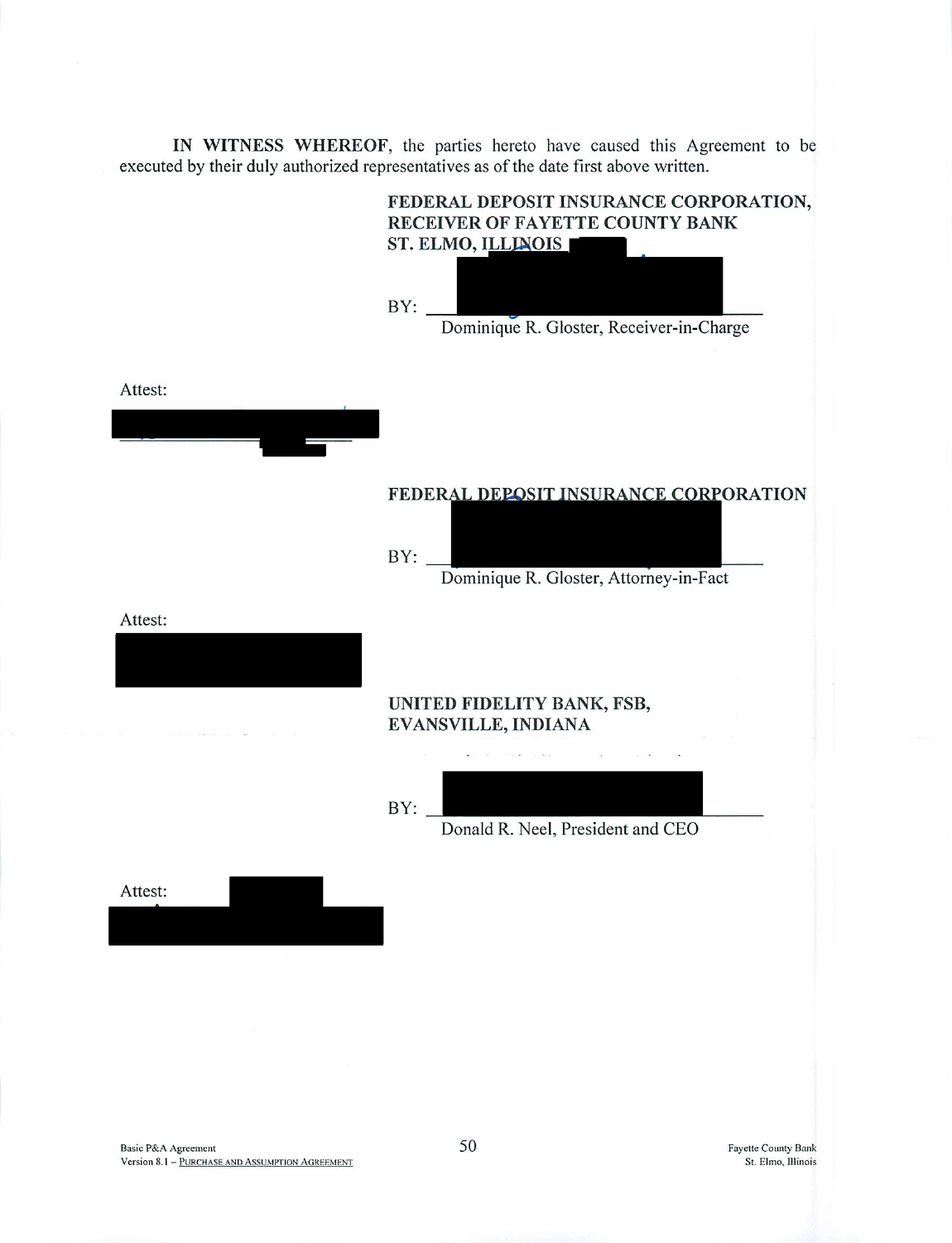**IN WITNESS WHEREOF**, the parties hereto have caused this Agreement to be executed by their duly authorized representatives as of the date first above written.

**FEDERAL DEPOSIT INSURANCE CORPORATION, RECEIVER OF FAYETTE COUNTY BANK ST. ELMO, ILLINOIS**

BY: ______________________________
Dominique R. Gloster, Receiver-in-Charge

Attest:

______________________________

**FEDERAL DEPOSIT INSURANCE CORPORATION**

BY: ______________________________
Dominique R. Gloster, Attorney-in-Fact

Attest:

______________________________

**UNITED FIDELITY BANK, FSB, EVANSVILLE, INDIANA**

BY: ______________________________
Donald R. Neel, President and CEO

Attest:

______________________________

Basic P&A Agreement
Version 8.1 – PURCHASE AND ASSUMPTION AGREEMENT

Fayette County Bank
St. Elmo, Illinois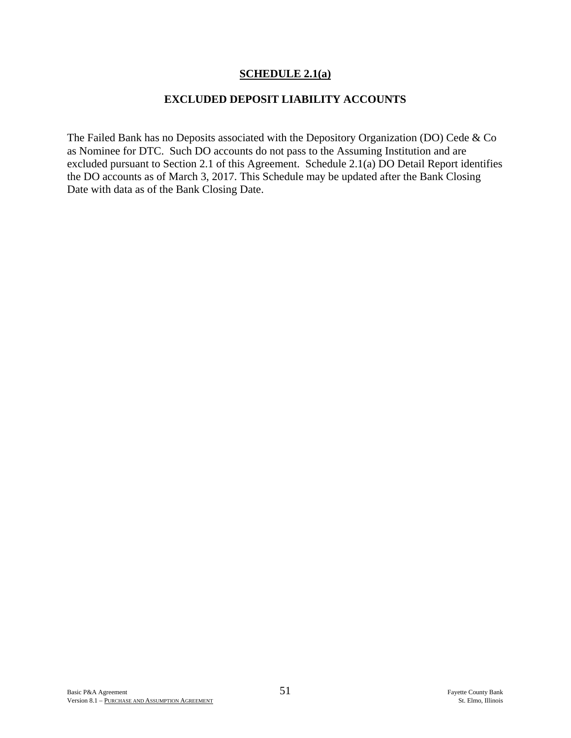# SCHEDULE 2.1(a)

## EXCLUDED DEPOSIT LIABILITY ACCOUNTS

The Failed Bank has no Deposits associated with the Depository Organization (DO) Cede & Co as Nominee for DTC. Such DO accounts do not pass to the Assuming Institution and are excluded pursuant to Section 2.1 of this Agreement. Schedule 2.1(a) DO Detail Report identifies the DO accounts as of March 3, 2017. This Schedule may be updated after the Bank Closing Date with data as of the Bank Closing Date.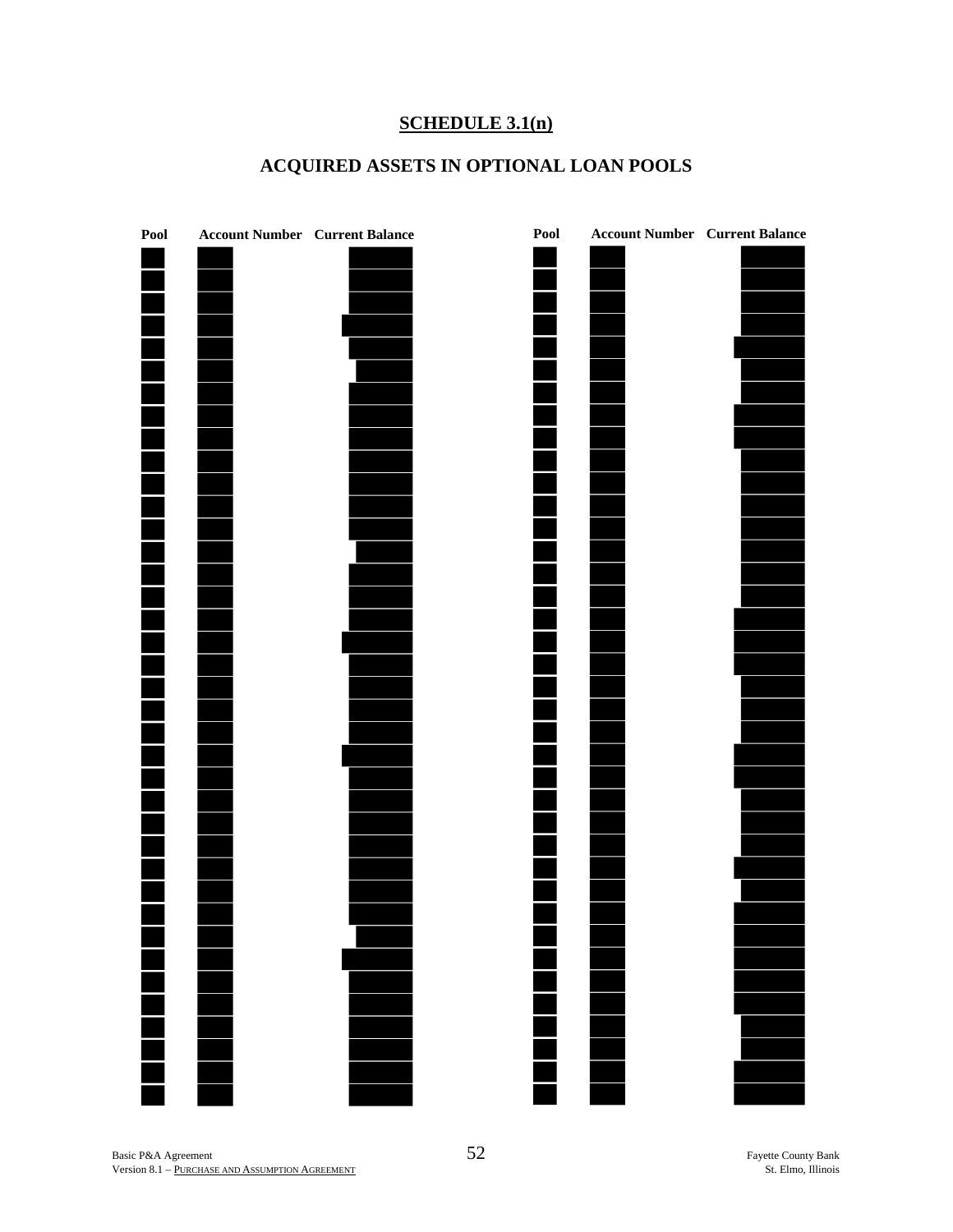**SCHEDULE 3.1(n)**

**ACQUIRED ASSETS IN OPTIONAL LOAN POOLS**

| Pool | Account Number | Current Balance | Pool | Account Number | Current Balance |
|---|---|---|---|---|---|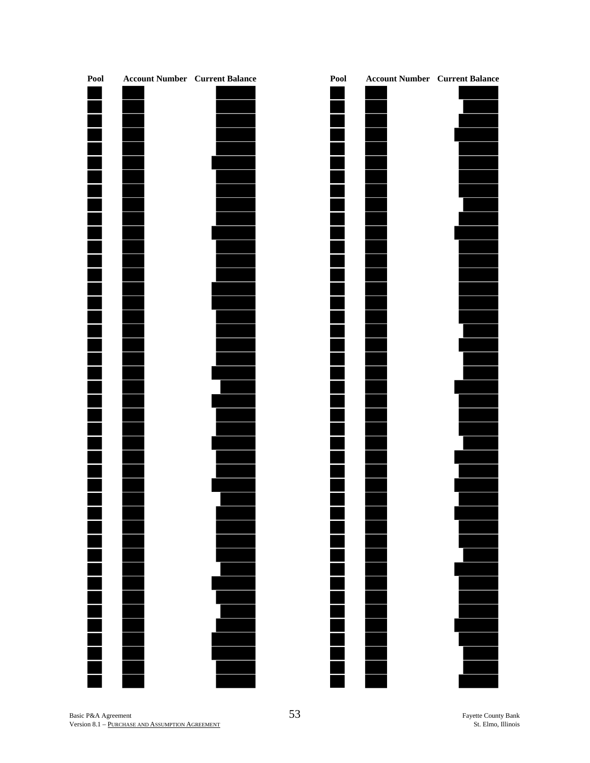| Pool | Account Number | Current Balance |
|---|---|---|
| | | |

| Pool | Account Number | Current Balance |
|---|---|---|
| | | |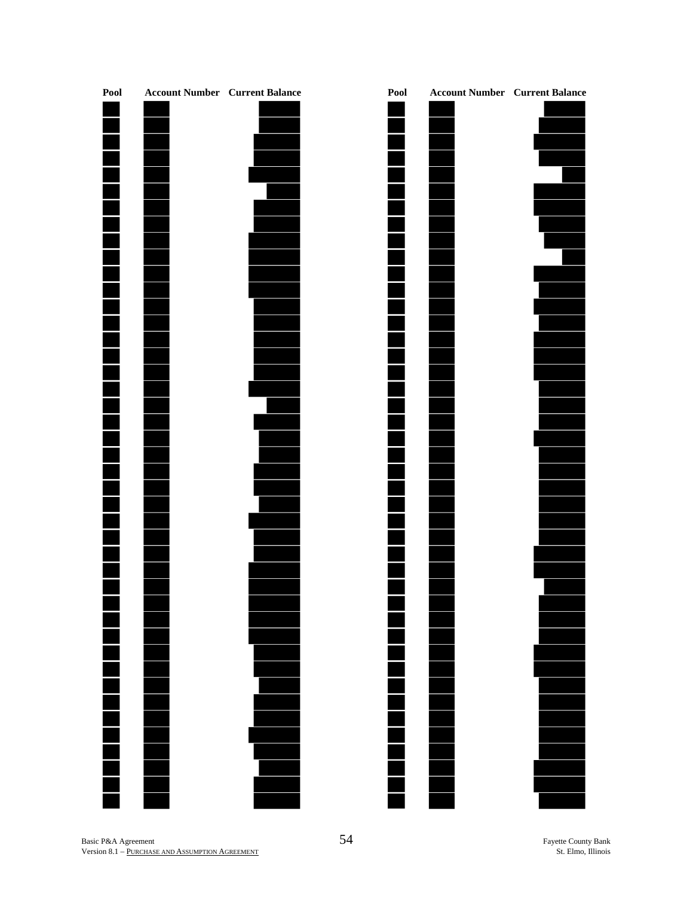| Pool | Account Number | Current Balance |
|---|---|---|
| | | |

| Pool | Account Number | Current Balance |
|---|---|---|
| | | |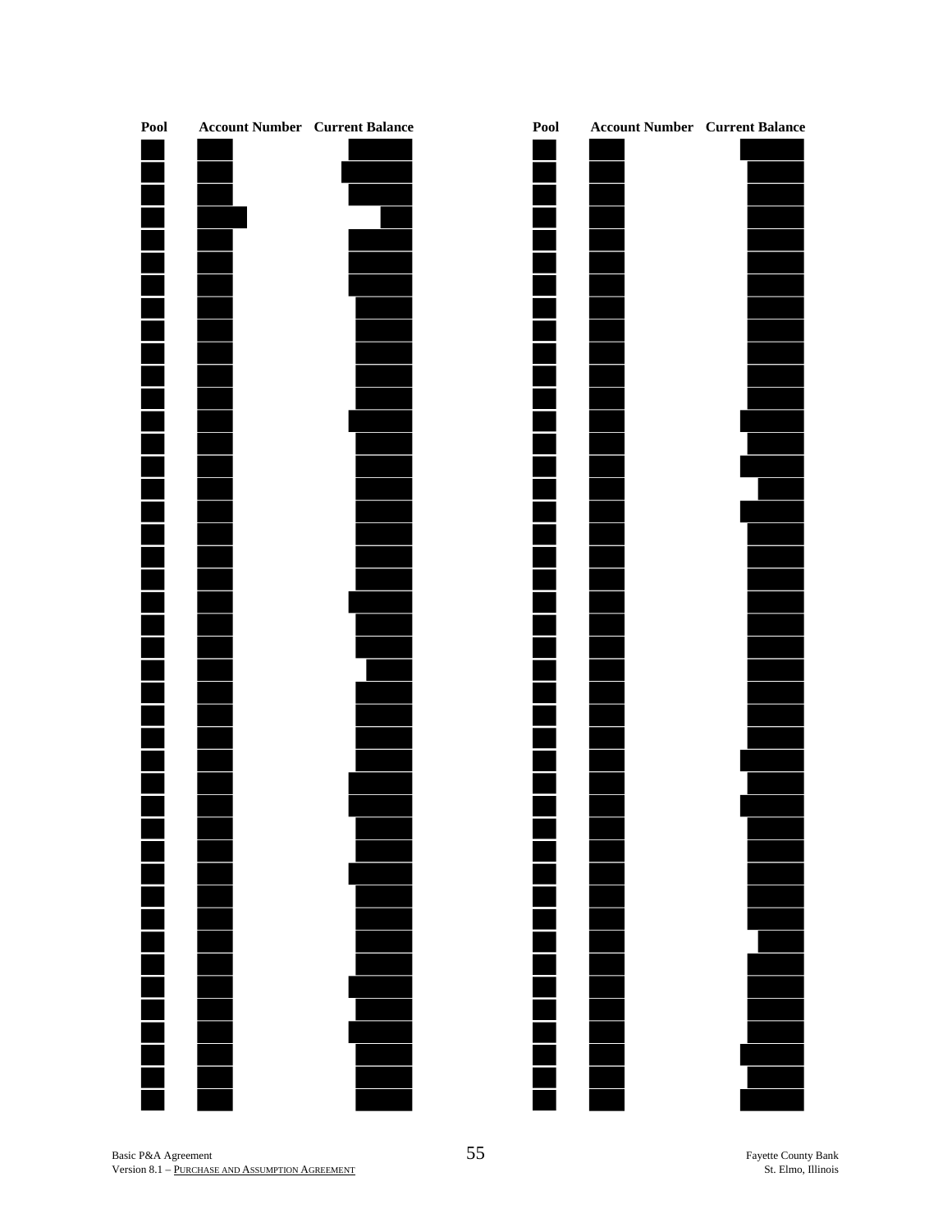| Pool | Account Number | Current Balance |
|---|---|---|
| | | |
| | | |
| | | |
| | | |
| | | |
| | | |
| | | |
| | | |
| | | |
| | | |
| | | |
| | | |
| | | |
| | | |
| | | |
| | | |
| | | |
| | | |
| | | |
| | | |
| | | |
| | | |
| | | |
| | | |
| | | |
| | | |
| | | |
| | | |
| | | |
| | | |
| | | |
| | | |
| | | |
| | | |
| | | |
| | | |
| | | |
| | | |
| | | |
| | | |
| | | |
| | | |
| | | |
| | | |
| | | |
| | | |
| | | |
| | | |
| | | |
| | | |
| | | |
| | | |
| | | |
| | | |
| | | |
| | | |
| | | |
| | | |
| | | |
| | | |
| | | |
| | | |
| | | |
| | | |
| | | |
| | | |
| | | |
| | | |
| | | |
| | | |
| | | |
| | | |
| | | |
| | | |
| | | |
| | | |
| | | |
| | | |
| | | |
| | | |
| | | |
| | | |
| | | |
| | | |
| | | |
| | | |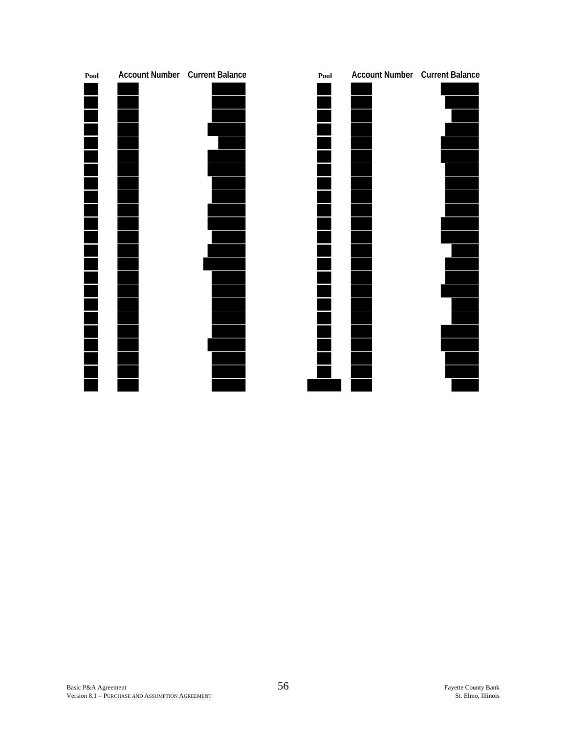| Pool | Account Number | Current Balance |
| --- | --- | --- |
| | | |
| | | |
| | | |
| | | |
| | | |
| | | |
| | | |
| | | |
| | | |
| | | |
| | | |
| | | |
| | | |
| | | |
| | | |
| | | |
| | | |
| | | |
| | | |
| | | |
| | | |
| | | |
| | | |

| Pool | Account Number | Current Balance |
| --- | --- | --- |
| | | |
| | | |
| | | |
| | | |
| | | |
| | | |
| | | |
| | | |
| | | |
| | | |
| | | |
| | | |
| | | |
| | | |
| | | |
| | | |
| | | |
| | | |
| | | |
| | | |
| | | |
| | | |
| | | |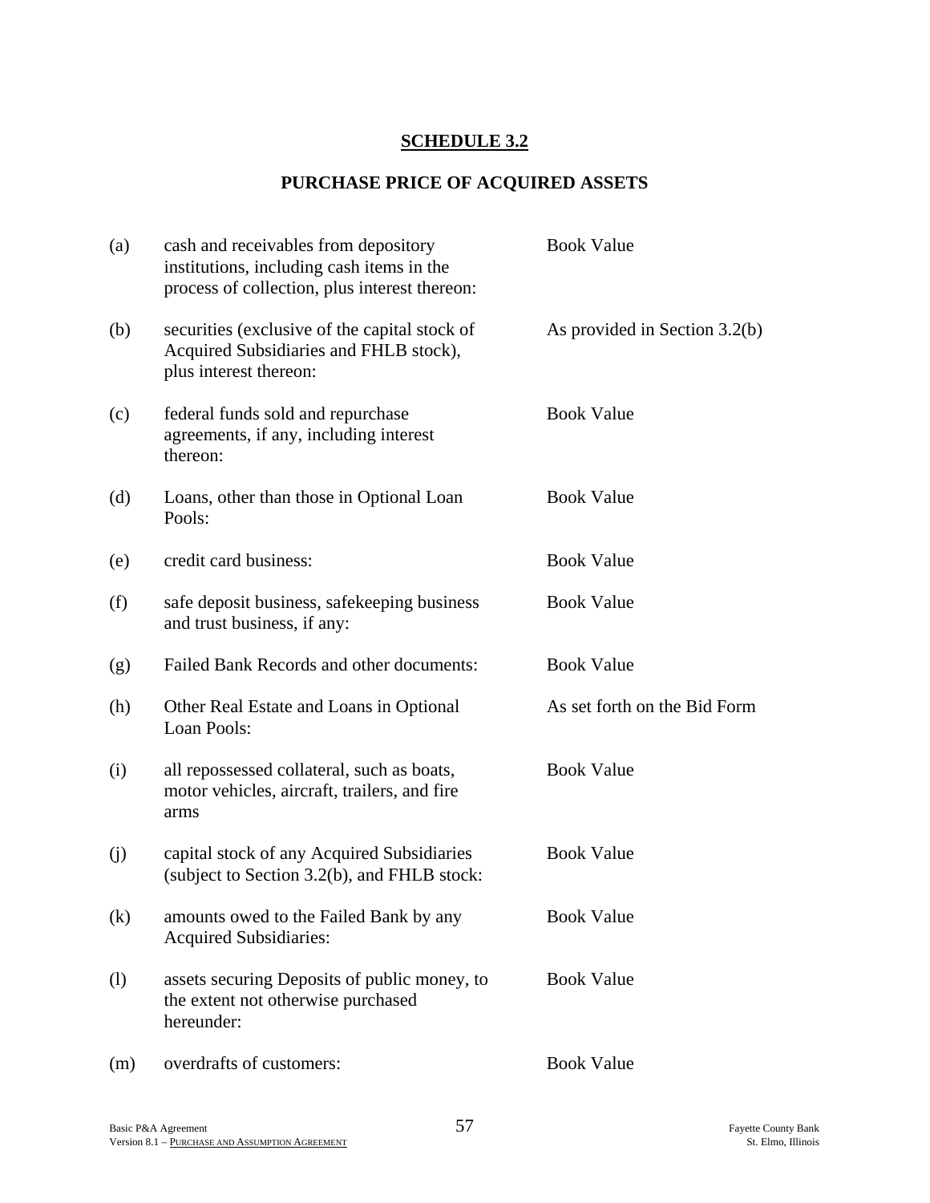## SCHEDULE 3.2

## PURCHASE PRICE OF ACQUIRED ASSETS

| | | |
|---|---|---|
| (a) | cash and receivables from depository institutions, including cash items in the process of collection, plus interest thereon: | Book Value |
| (b) | securities (exclusive of the capital stock of Acquired Subsidiaries and FHLB stock), plus interest thereon: | As provided in Section 3.2(b) |
| (c) | federal funds sold and repurchase agreements, if any, including interest thereon: | Book Value |
| (d) | Loans, other than those in Optional Loan Pools: | Book Value |
| (e) | credit card business: | Book Value |
| (f) | safe deposit business, safekeeping business and trust business, if any: | Book Value |
| (g) | Failed Bank Records and other documents: | Book Value |
| (h) | Other Real Estate and Loans in Optional Loan Pools: | As set forth on the Bid Form |
| (i) | all repossessed collateral, such as boats, motor vehicles, aircraft, trailers, and fire arms | Book Value |
| (j) | capital stock of any Acquired Subsidiaries (subject to Section 3.2(b), and FHLB stock: | Book Value |
| (k) | amounts owed to the Failed Bank by any Acquired Subsidiaries: | Book Value |
| (l) | assets securing Deposits of public money, to the extent not otherwise purchased hereunder: | Book Value |
| (m) | overdrafts of customers: | Book Value |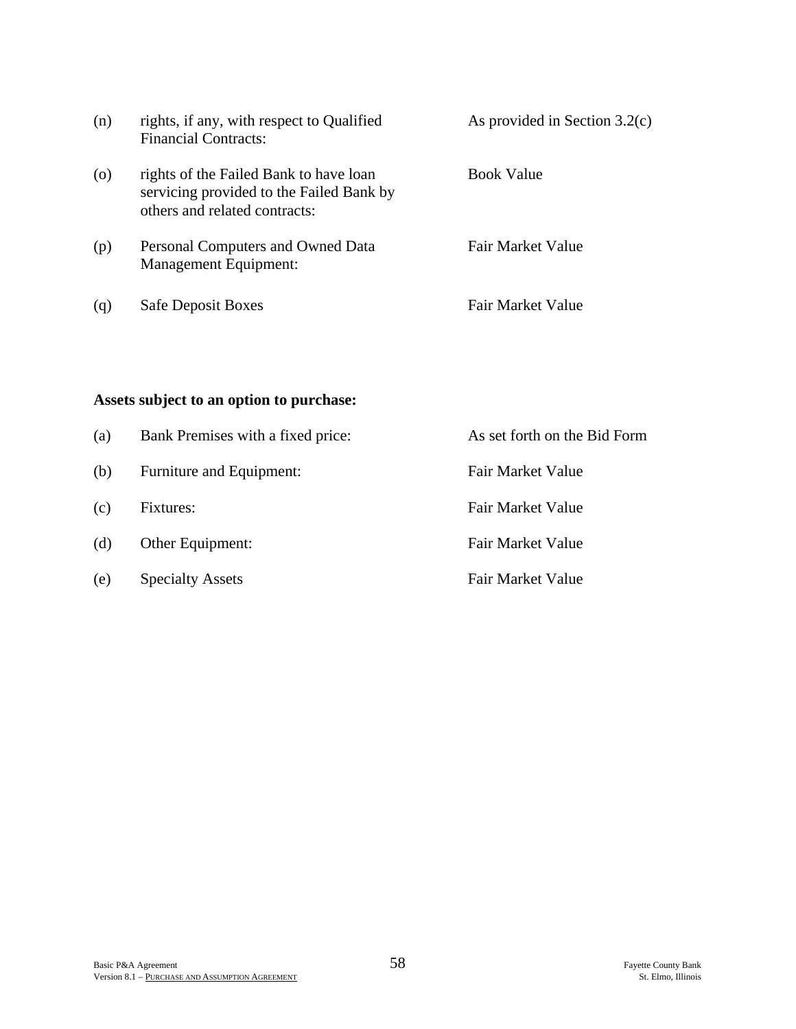| | | |
|---|---|---|
| (n) | rights, if any, with respect to Qualified Financial Contracts: | As provided in Section 3.2(c) |
| (o) | rights of the Failed Bank to have loan servicing provided to the Failed Bank by others and related contracts: | Book Value |
| (p) | Personal Computers and Owned Data Management Equipment: | Fair Market Value |
| (q) | Safe Deposit Boxes | Fair Market Value |

**Assets subject to an option to purchase:**

| | | |
|---|---|---|
| (a) | Bank Premises with a fixed price: | As set forth on the Bid Form |
| (b) | Furniture and Equipment: | Fair Market Value |
| (c) | Fixtures: | Fair Market Value |
| (d) | Other Equipment: | Fair Market Value |
| (e) | Specialty Assets | Fair Market Value |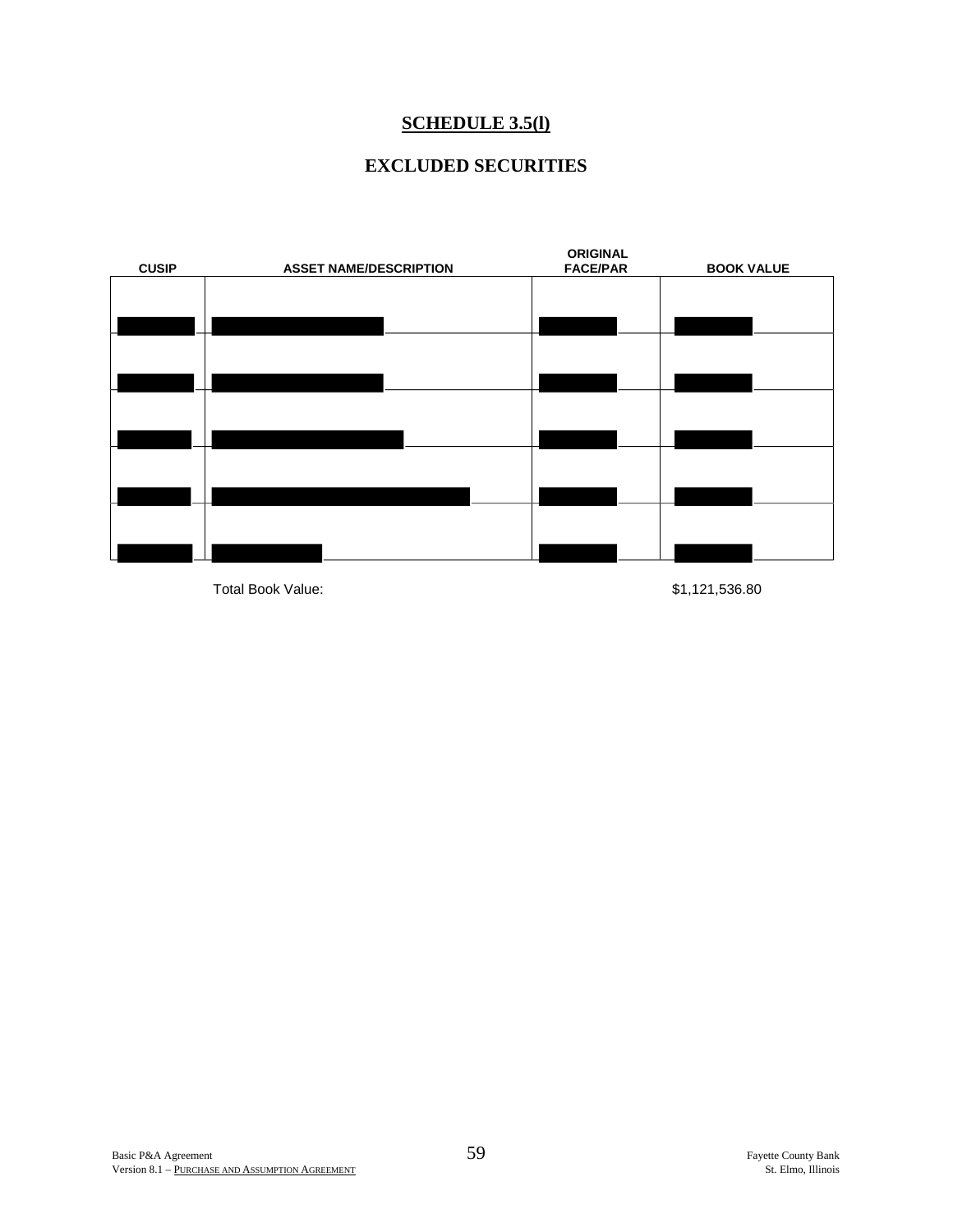**SCHEDULE 3.5(l)**

**EXCLUDED SECURITIES**

| CUSIP | ASSET NAME/DESCRIPTION | ORIGINAL FACE/PAR | BOOK VALUE |
|---|---|---|---|
| ███ | ███ | ███ | ███ |
| ███ | ███ | ███ | ███ |
| ███ | ███ | ███ | ███ |
| ███ | ███ | ███ | ███ |
| ███ | ███ | ███ | ███ |

Total Book Value: $1,121,536.80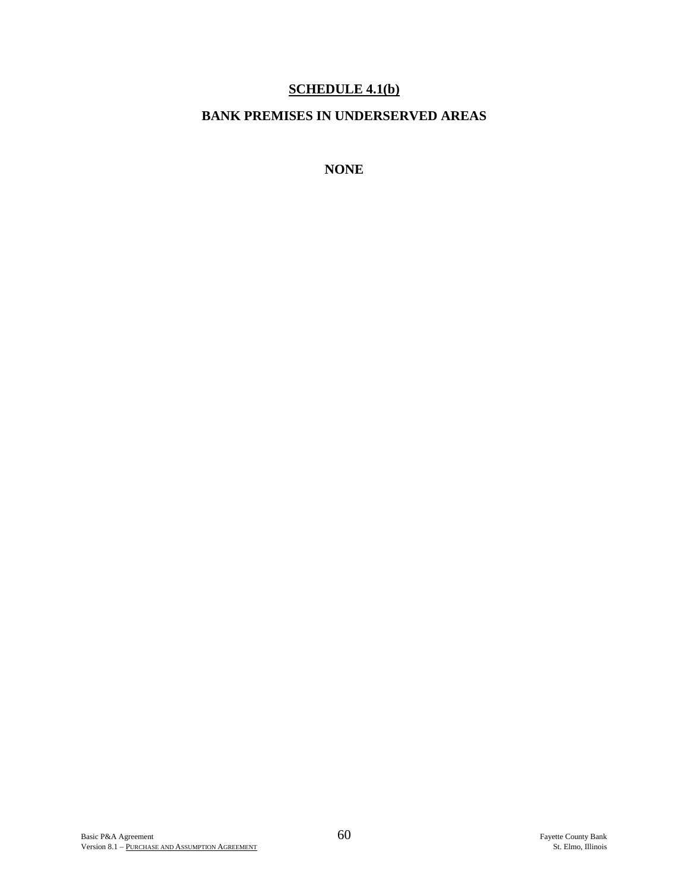# SCHEDULE 4.1(b)

## BANK PREMISES IN UNDERSERVED AREAS

**NONE**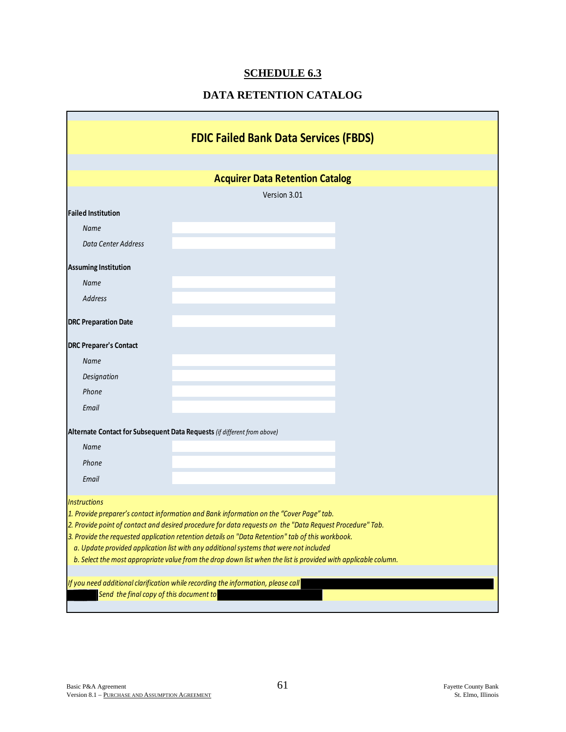## SCHEDULE 6.3

## DATA RETENTION CATALOG

# FDIC Failed Bank Data Services (FBDS)

## Acquirer Data Retention Catalog

Version 3.01

**Failed Institution**

| | |
|---|---|
| *Name* | |
| *Data Center Address* | |

**Assuming Institution**

| | |
|---|---|
| *Name* | |
| *Address* | |

| | |
|---|---|
| **DRC Preparation Date** | |

**DRC Preparer's Contact**

| | |
|---|---|
| *Name* | |
| *Designation* | |
| *Phone* | |
| *Email* | |

**Alternate Contact for Subsequent Data Requests** *(if different from above)*

| | |
|---|---|
| *Name* | |
| *Phone* | |
| *Email* | |

*Instructions*

*1. Provide preparer's contact information and Bank information on the "Cover Page" tab.*

*2. Provide point of contact and desired procedure for data requests on the "Data Request Procedure" Tab.*

*3. Provide the requested application retention details on "Data Retention" tab of this workbook.*

*a. Update provided application list with any additional systems that were not included*

*b. Select the most appropriate value from the drop down list when the list is provided with applicable column.*

*If you need additional clarification while recording the information, please call* [REDACTED] *Send the final copy of this document to* [REDACTED]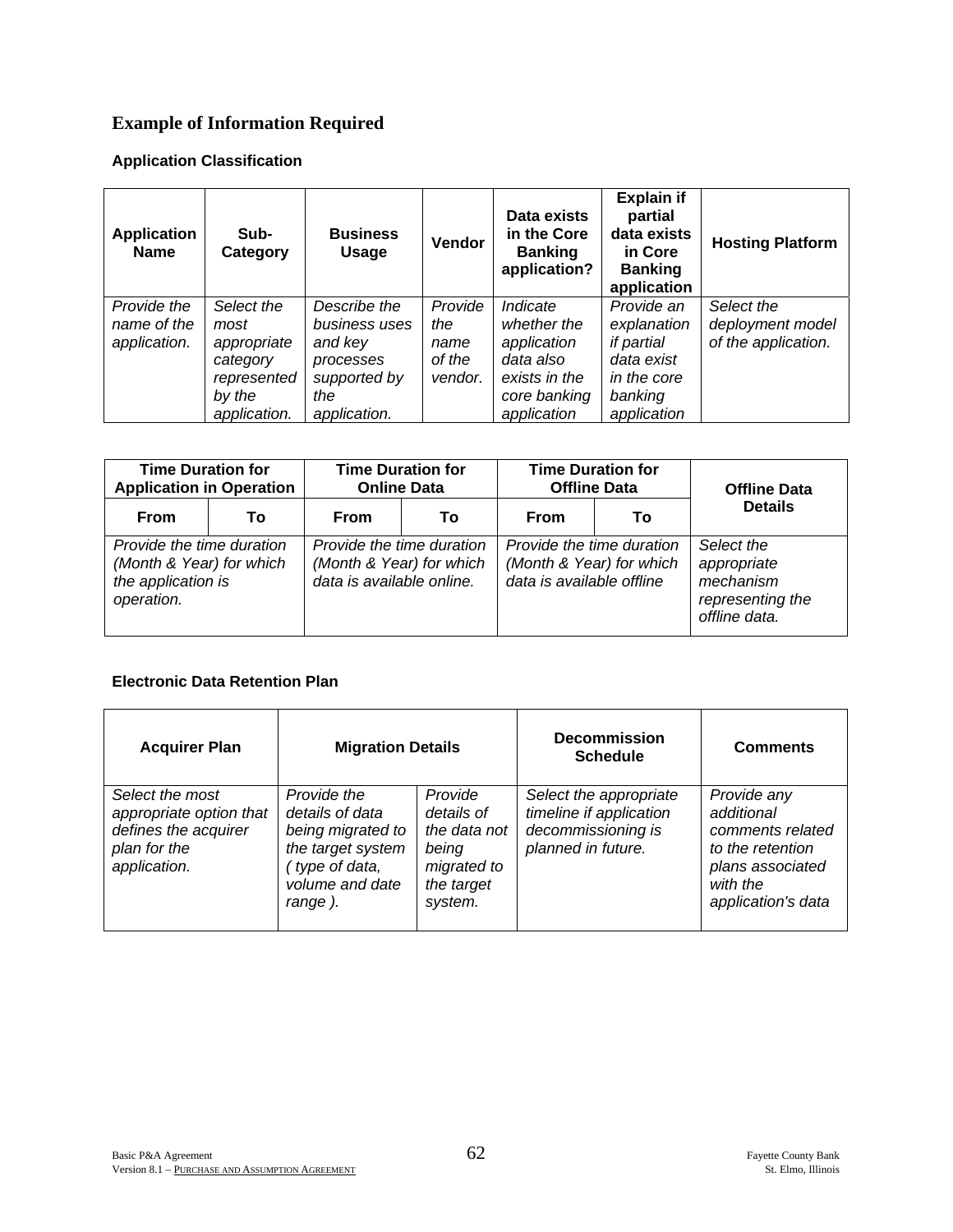## Example of Information Required

### Application Classification

| Application Name | Sub-Category | Business Usage | Vendor | Data exists in the Core Banking application? | Explain if partial data exists in Core Banking application | Hosting Platform |
|---|---|---|---|---|---|---|
| *Provide the name of the application.* | *Select the most appropriate category represented by the application.* | *Describe the business uses and key processes supported by the application.* | *Provide the name of the vendor.* | *Indicate whether the application data also exists in the core banking application* | *Provide an explanation if partial data exist in the core banking application* | *Select the deployment model of the application.* |

| Time Duration for Application in Operation | | Time Duration for Online Data | | Time Duration for Offline Data | | Offline Data Details |
|---|---|---|---|---|---|---|
| From | To | From | To | From | To | |
| *Provide the time duration (Month & Year) for which the application is operation.* | | *Provide the time duration (Month & Year) for which data is available online.* | | *Provide the time duration (Month & Year) for which data is available offline* | | *Select the appropriate mechanism representing the offline data.* |

### Electronic Data Retention Plan

| Acquirer Plan | Migration Details | | Decommission Schedule | Comments |
|---|---|---|---|---|
| *Select the most appropriate option that defines the acquirer plan for the application.* | *Provide the details of data being migrated to the target system ( type of data, volume and date range ).* | *Provide details of the data not being migrated to the target system.* | *Select the appropriate timeline if application decommissioning is planned in future.* | *Provide any additional comments related to the retention plans associated with the application's data* |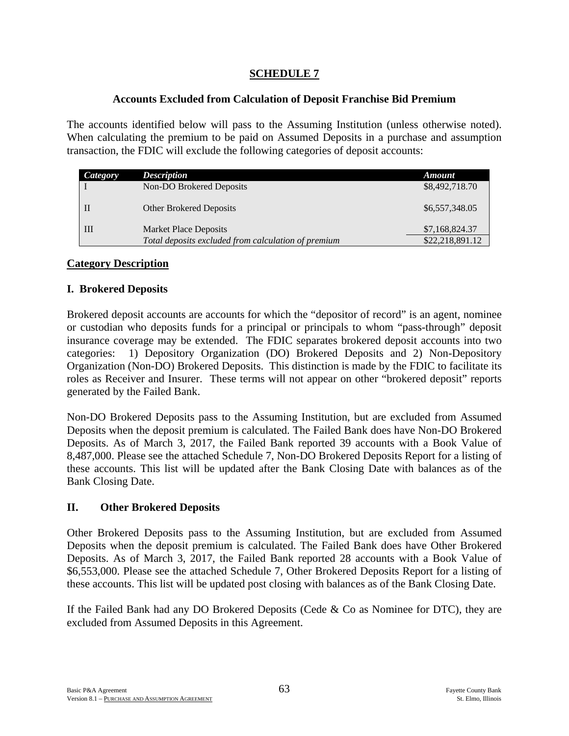## SCHEDULE 7

### Accounts Excluded from Calculation of Deposit Franchise Bid Premium

The accounts identified below will pass to the Assuming Institution (unless otherwise noted). When calculating the premium to be paid on Assumed Deposits in a purchase and assumption transaction, the FDIC will exclude the following categories of deposit accounts:

| *Category* | *Description* | *Amount* |
|---|---|---|
| I | Non-DO Brokered Deposits | \$8,492,718.70 |
| II | Other Brokered Deposits | \$6,557,348.05 |
| III | Market Place Deposits | \$7,168,824.37 |
| | *Total deposits excluded from calculation of premium* | \$22,218,891.12 |

**Category Description**

### I. Brokered Deposits

Brokered deposit accounts are accounts for which the "depositor of record" is an agent, nominee or custodian who deposits funds for a principal or principals to whom "pass-through" deposit insurance coverage may be extended. The FDIC separates brokered deposit accounts into two categories: 1) Depository Organization (DO) Brokered Deposits and 2) Non-Depository Organization (Non-DO) Brokered Deposits. This distinction is made by the FDIC to facilitate its roles as Receiver and Insurer. These terms will not appear on other "brokered deposit" reports generated by the Failed Bank.

Non-DO Brokered Deposits pass to the Assuming Institution, but are excluded from Assumed Deposits when the deposit premium is calculated. The Failed Bank does have Non-DO Brokered Deposits. As of March 3, 2017, the Failed Bank reported 39 accounts with a Book Value of 8,487,000. Please see the attached Schedule 7, Non-DO Brokered Deposits Report for a listing of these accounts. This list will be updated after the Bank Closing Date with balances as of the Bank Closing Date.

### II. Other Brokered Deposits

Other Brokered Deposits pass to the Assuming Institution, but are excluded from Assumed Deposits when the deposit premium is calculated. The Failed Bank does have Other Brokered Deposits. As of March 3, 2017, the Failed Bank reported 28 accounts with a Book Value of \$6,553,000. Please see the attached Schedule 7, Other Brokered Deposits Report for a listing of these accounts. This list will be updated post closing with balances as of the Bank Closing Date.

If the Failed Bank had any DO Brokered Deposits (Cede & Co as Nominee for DTC), they are excluded from Assumed Deposits in this Agreement.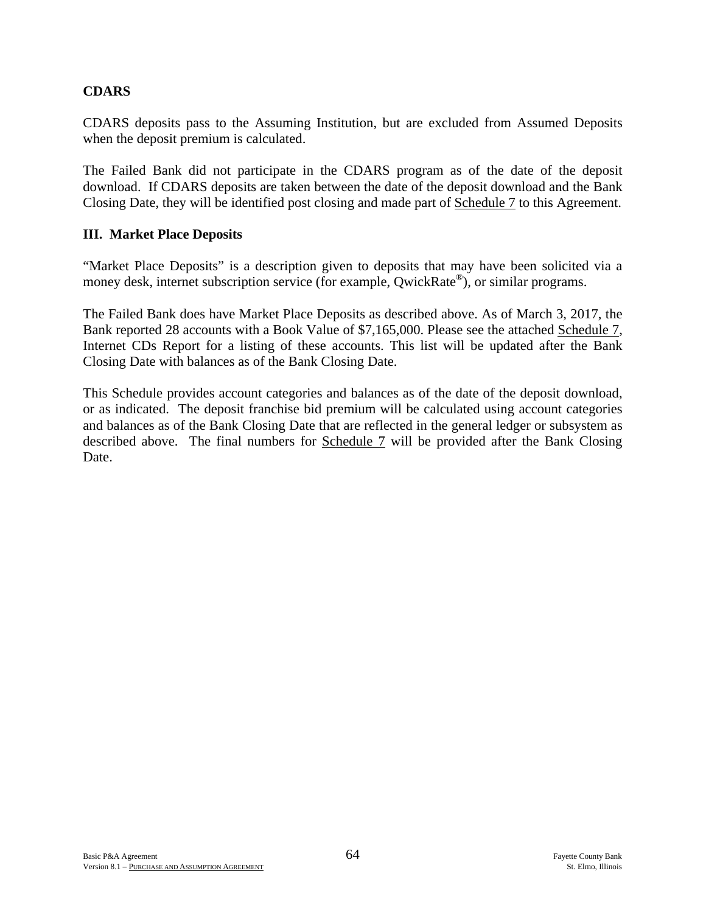**CDARS**

CDARS deposits pass to the Assuming Institution, but are excluded from Assumed Deposits when the deposit premium is calculated.

The Failed Bank did not participate in the CDARS program as of the date of the deposit download. If CDARS deposits are taken between the date of the deposit download and the Bank Closing Date, they will be identified post closing and made part of Schedule 7 to this Agreement.

**III. Market Place Deposits**

"Market Place Deposits" is a description given to deposits that may have been solicited via a money desk, internet subscription service (for example, QwickRate®), or similar programs.

The Failed Bank does have Market Place Deposits as described above. As of March 3, 2017, the Bank reported 28 accounts with a Book Value of $7,165,000. Please see the attached Schedule 7, Internet CDs Report for a listing of these accounts. This list will be updated after the Bank Closing Date with balances as of the Bank Closing Date.

This Schedule provides account categories and balances as of the date of the deposit download, or as indicated. The deposit franchise bid premium will be calculated using account categories and balances as of the Bank Closing Date that are reflected in the general ledger or subsystem as described above. The final numbers for Schedule 7 will be provided after the Bank Closing Date.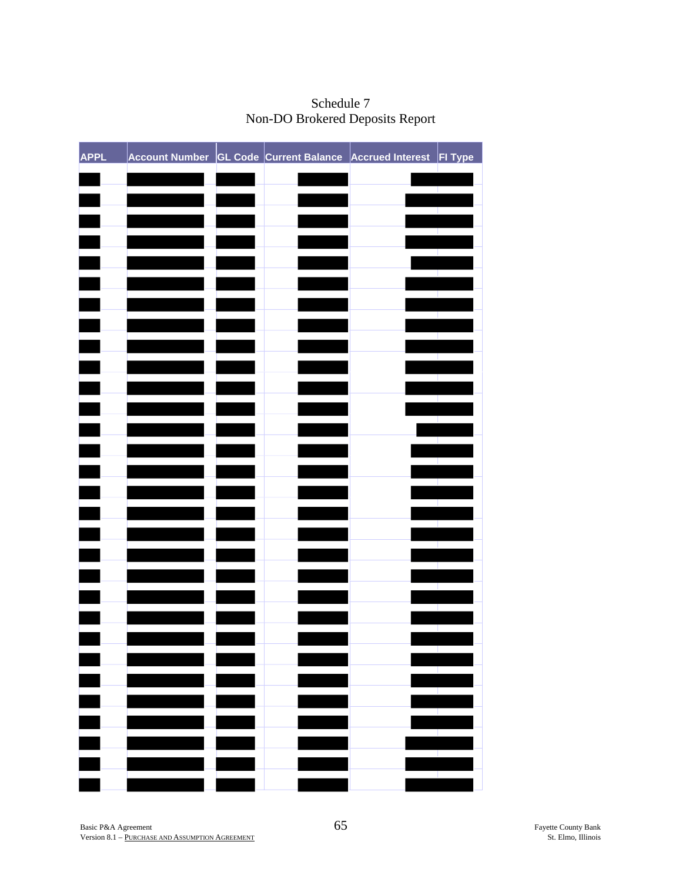Schedule 7
Non-DO Brokered Deposits Report

| APPL | Account Number | GL Code | Current Balance | Accrued Interest | FI Type |
|---|---|---|---|---|---|
| | | | | | |
| | | | | | |
| | | | | | |
| | | | | | |
| | | | | | |
| | | | | | |
| | | | | | |
| | | | | | |
| | | | | | |
| | | | | | |
| | | | | | |
| | | | | | |
| | | | | | |
| | | | | | |
| | | | | | |
| | | | | | |
| | | | | | |
| | | | | | |
| | | | | | |
| | | | | | |
| | | | | | |
| | | | | | |
| | | | | | |
| | | | | | |
| | | | | | |
| | | | | | |
| | | | | | |
| | | | | | |
| | | | | | |
| | | | | | |
| | | | | | |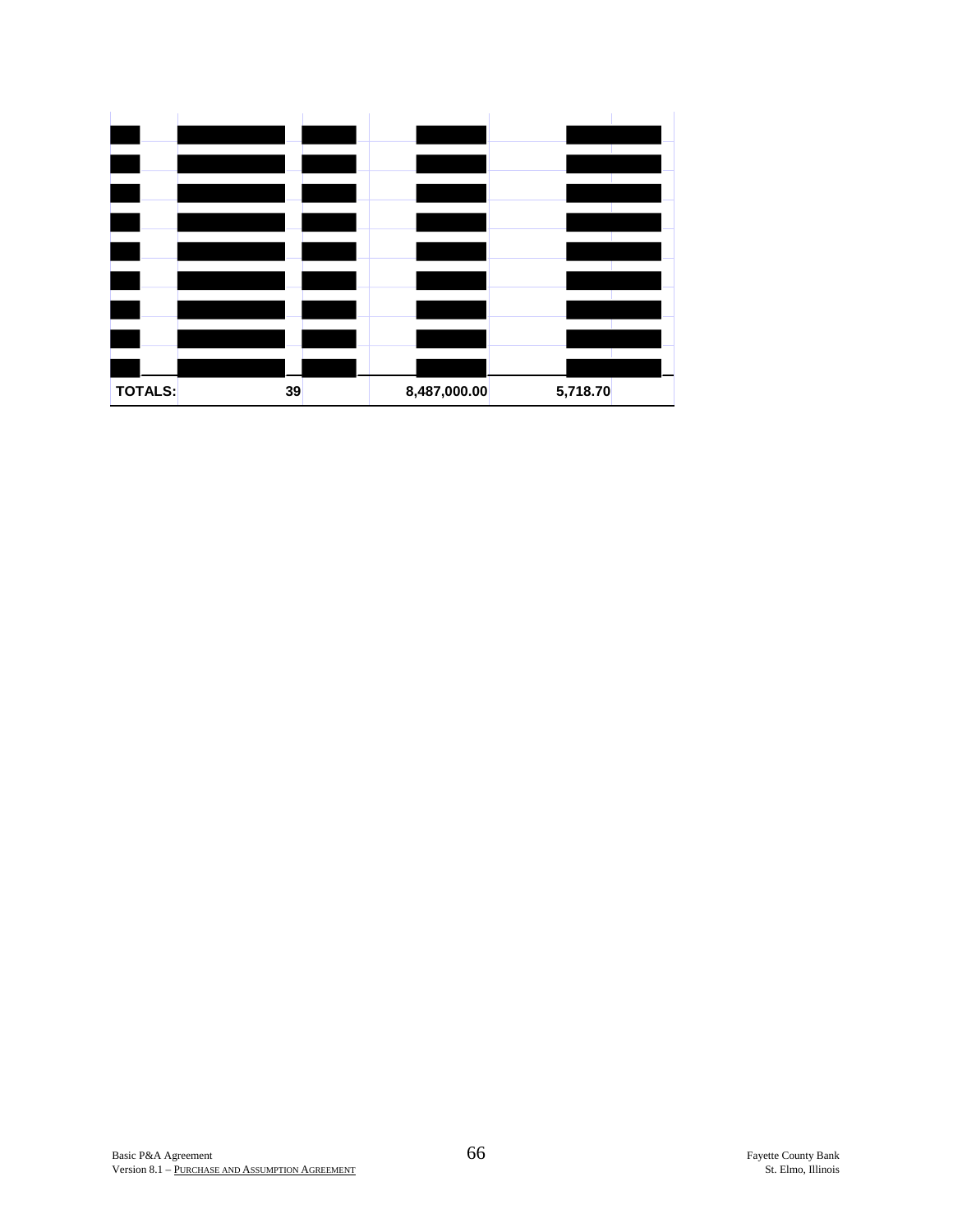| | | | | |
|---|---|---|---|---|
| ████ | ████ | ████ | ████ | ████ |
| ████ | ████ | ████ | ████ | ████ |
| ████ | ████ | ████ | ████ | ████ |
| ████ | ████ | ████ | ████ | ████ |
| ████ | ████ | ████ | ████ | ████ |
| ████ | ████ | ████ | ████ | ████ |
| ████ | ████ | ████ | ████ | ████ |
| ████ | ████ | ████ | ████ | ████ |
| ████ | ████ | ████ | ████ | ████ |
| **TOTALS:** | **39** | | **8,487,000.00** | **5,718.70** |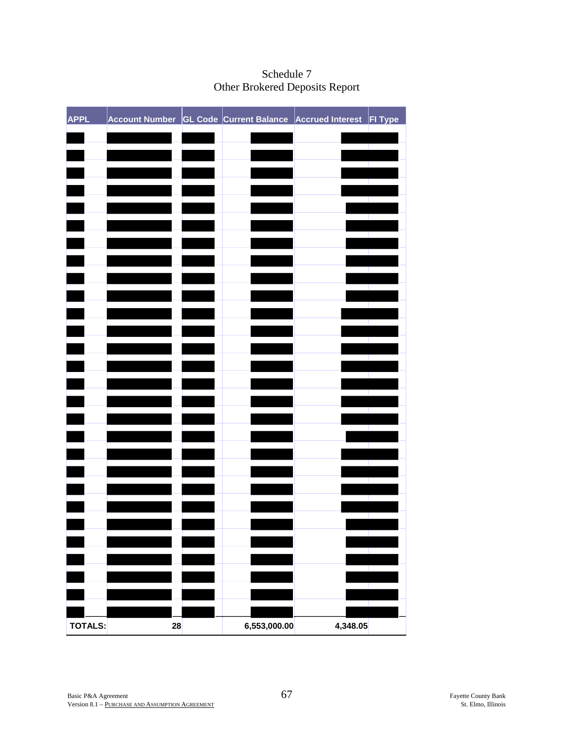# Schedule 7
## Other Brokered Deposits Report

| APPL | Account Number | GL Code | Current Balance | Accrued Interest | FI Type |
|---|---|---|---|---|---|
| [REDACTED] | [REDACTED] | [REDACTED] | [REDACTED] | [REDACTED] | |
| [REDACTED] | [REDACTED] | [REDACTED] | [REDACTED] | [REDACTED] | |
| [REDACTED] | [REDACTED] | [REDACTED] | [REDACTED] | [REDACTED] | |
| [REDACTED] | [REDACTED] | [REDACTED] | [REDACTED] | [REDACTED] | |
| [REDACTED] | [REDACTED] | [REDACTED] | [REDACTED] | [REDACTED] | |
| [REDACTED] | [REDACTED] | [REDACTED] | [REDACTED] | [REDACTED] | |
| [REDACTED] | [REDACTED] | [REDACTED] | [REDACTED] | [REDACTED] | |
| [REDACTED] | [REDACTED] | [REDACTED] | [REDACTED] | [REDACTED] | |
| [REDACTED] | [REDACTED] | [REDACTED] | [REDACTED] | [REDACTED] | |
| [REDACTED] | [REDACTED] | [REDACTED] | [REDACTED] | [REDACTED] | |
| [REDACTED] | [REDACTED] | [REDACTED] | [REDACTED] | [REDACTED] | |
| [REDACTED] | [REDACTED] | [REDACTED] | [REDACTED] | [REDACTED] | |
| [REDACTED] | [REDACTED] | [REDACTED] | [REDACTED] | [REDACTED] | |
| [REDACTED] | [REDACTED] | [REDACTED] | [REDACTED] | [REDACTED] | |
| [REDACTED] | [REDACTED] | [REDACTED] | [REDACTED] | [REDACTED] | |
| [REDACTED] | [REDACTED] | [REDACTED] | [REDACTED] | [REDACTED] | |
| [REDACTED] | [REDACTED] | [REDACTED] | [REDACTED] | [REDACTED] | |
| [REDACTED] | [REDACTED] | [REDACTED] | [REDACTED] | [REDACTED] | |
| [REDACTED] | [REDACTED] | [REDACTED] | [REDACTED] | [REDACTED] | |
| [REDACTED] | [REDACTED] | [REDACTED] | [REDACTED] | [REDACTED] | |
| [REDACTED] | [REDACTED] | [REDACTED] | [REDACTED] | [REDACTED] | |
| [REDACTED] | [REDACTED] | [REDACTED] | [REDACTED] | [REDACTED] | |
| [REDACTED] | [REDACTED] | [REDACTED] | [REDACTED] | [REDACTED] | |
| [REDACTED] | [REDACTED] | [REDACTED] | [REDACTED] | [REDACTED] | |
| [REDACTED] | [REDACTED] | [REDACTED] | [REDACTED] | [REDACTED] | |
| [REDACTED] | [REDACTED] | [REDACTED] | [REDACTED] | [REDACTED] | |
| [REDACTED] | [REDACTED] | [REDACTED] | [REDACTED] | [REDACTED] | |
| [REDACTED] | [REDACTED] | [REDACTED] | [REDACTED] | [REDACTED] | |
| **TOTALS:** | **28** | | **6,553,000.00** | **4,348.05** | |

Basic P&A Agreement
Version 8.1 – PURCHASE AND ASSUMPTION AGREEMENT

Fayette County Bank
St. Elmo, Illinois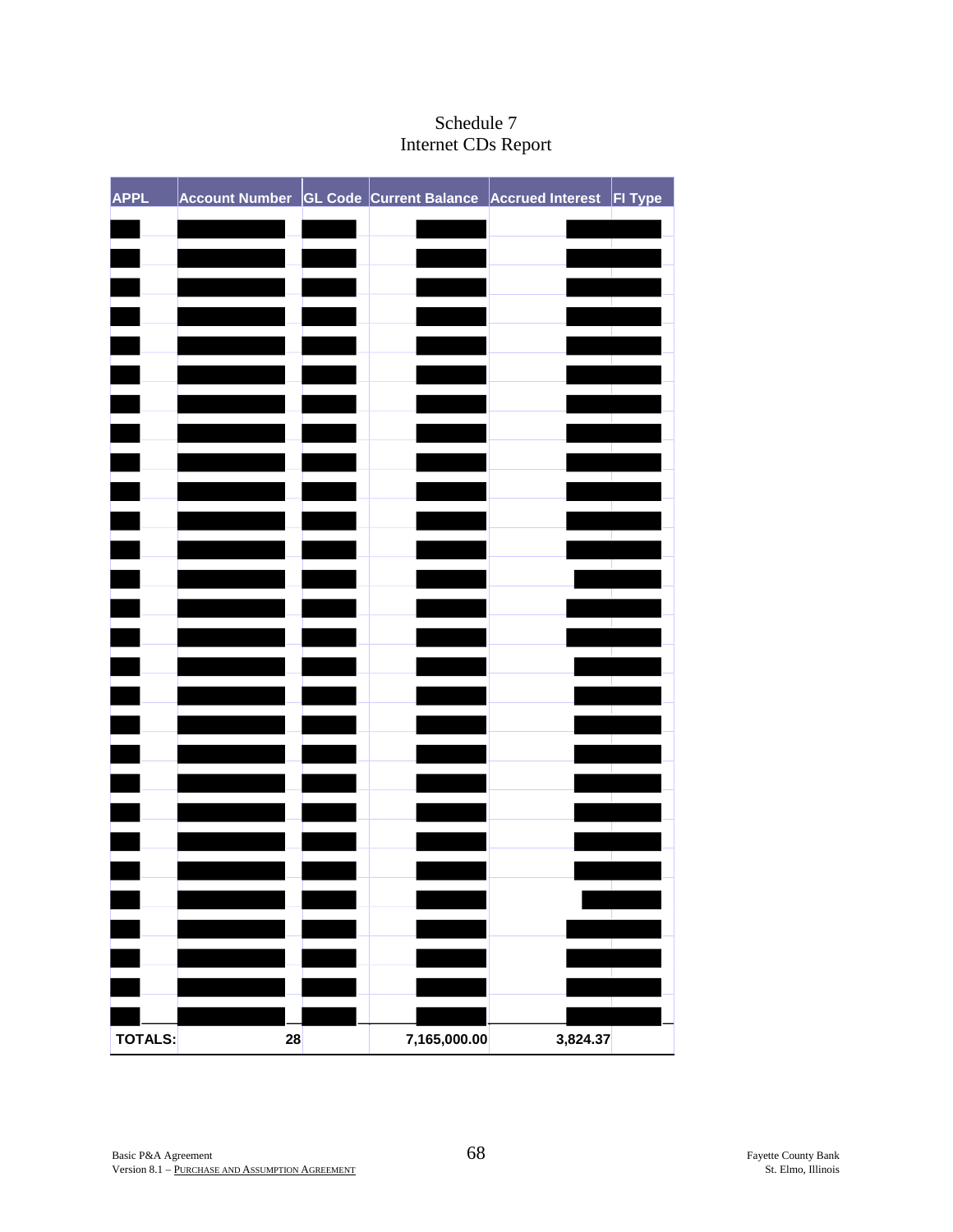# Schedule 7
## Internet CDs Report

| APPL | Account Number | GL Code | Current Balance | Accrued Interest | FI Type |
|---|---|---|---|---|---|
| | | | | | |
| | | | | | |
| | | | | | |
| | | | | | |
| | | | | | |
| | | | | | |
| | | | | | |
| | | | | | |
| | | | | | |
| | | | | | |
| | | | | | |
| | | | | | |
| | | | | | |
| | | | | | |
| | | | | | |
| | | | | | |
| | | | | | |
| | | | | | |
| | | | | | |
| | | | | | |
| | | | | | |
| | | | | | |
| | | | | | |
| | | | | | |
| | | | | | |
| | | | | | |
| | | | | | |
| | | | | | |
| **TOTALS:** | **28** | | **7,165,000.00** | **3,824.37** | |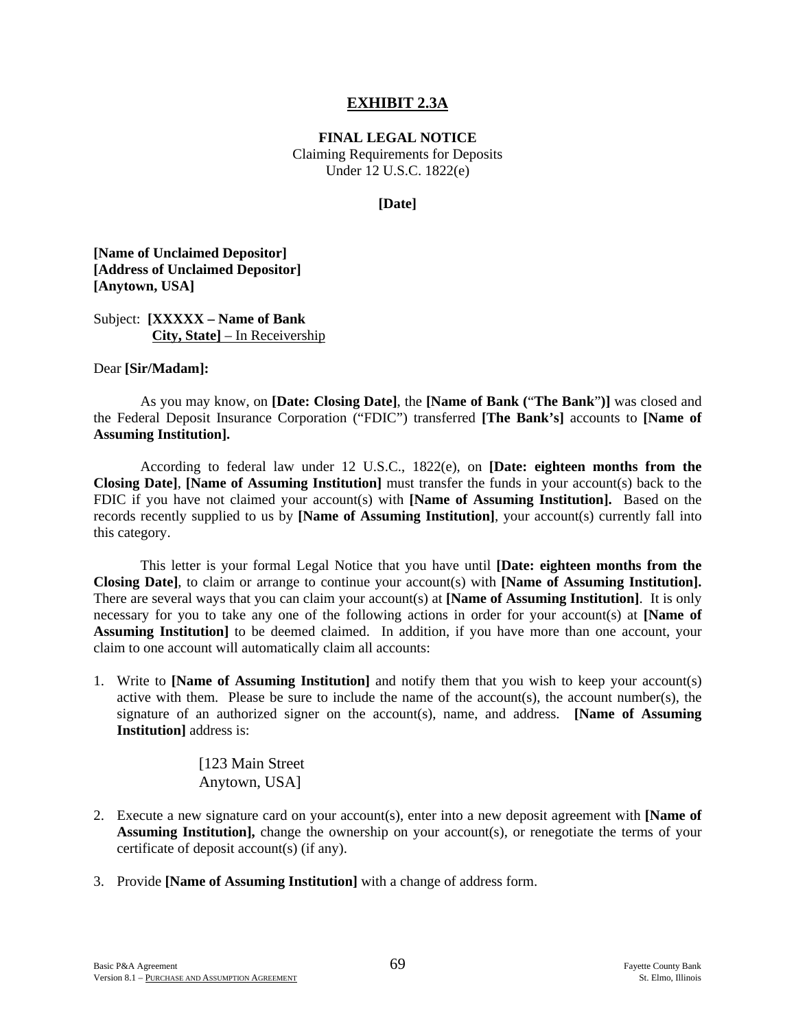# EXHIBIT 2.3A

**FINAL LEGAL NOTICE**
Claiming Requirements for Deposits
Under 12 U.S.C. 1822(e)

**[Date]**

**[Name of Unclaimed Depositor]**
**[Address of Unclaimed Depositor]**
**[Anytown, USA]**

Subject: **[XXXXX – Name of Bank**
**City, State]** – In Receivership

Dear **[Sir/Madam]:**

As you may know, on **[Date: Closing Date]**, the **[Name of Bank (**"**The Bank**"**)]** was closed and the Federal Deposit Insurance Corporation ("FDIC") transferred **[The Bank's]** accounts to **[Name of Assuming Institution].**

According to federal law under 12 U.S.C., 1822(e), on **[Date: eighteen months from the Closing Date]**, **[Name of Assuming Institution]** must transfer the funds in your account(s) back to the FDIC if you have not claimed your account(s) with **[Name of Assuming Institution].** Based on the records recently supplied to us by **[Name of Assuming Institution]**, your account(s) currently fall into this category.

This letter is your formal Legal Notice that you have until **[Date: eighteen months from the Closing Date]**, to claim or arrange to continue your account(s) with **[Name of Assuming Institution].** There are several ways that you can claim your account(s) at **[Name of Assuming Institution]**. It is only necessary for you to take any one of the following actions in order for your account(s) at **[Name of Assuming Institution]** to be deemed claimed. In addition, if you have more than one account, your claim to one account will automatically claim all accounts:

1. Write to **[Name of Assuming Institution]** and notify them that you wish to keep your account(s) active with them. Please be sure to include the name of the account(s), the account number(s), the signature of an authorized signer on the account(s), name, and address. **[Name of Assuming Institution]** address is:

   [123 Main Street
   Anytown, USA]

2. Execute a new signature card on your account(s), enter into a new deposit agreement with **[Name of Assuming Institution],** change the ownership on your account(s), or renegotiate the terms of your certificate of deposit account(s) (if any).

3. Provide **[Name of Assuming Institution]** with a change of address form.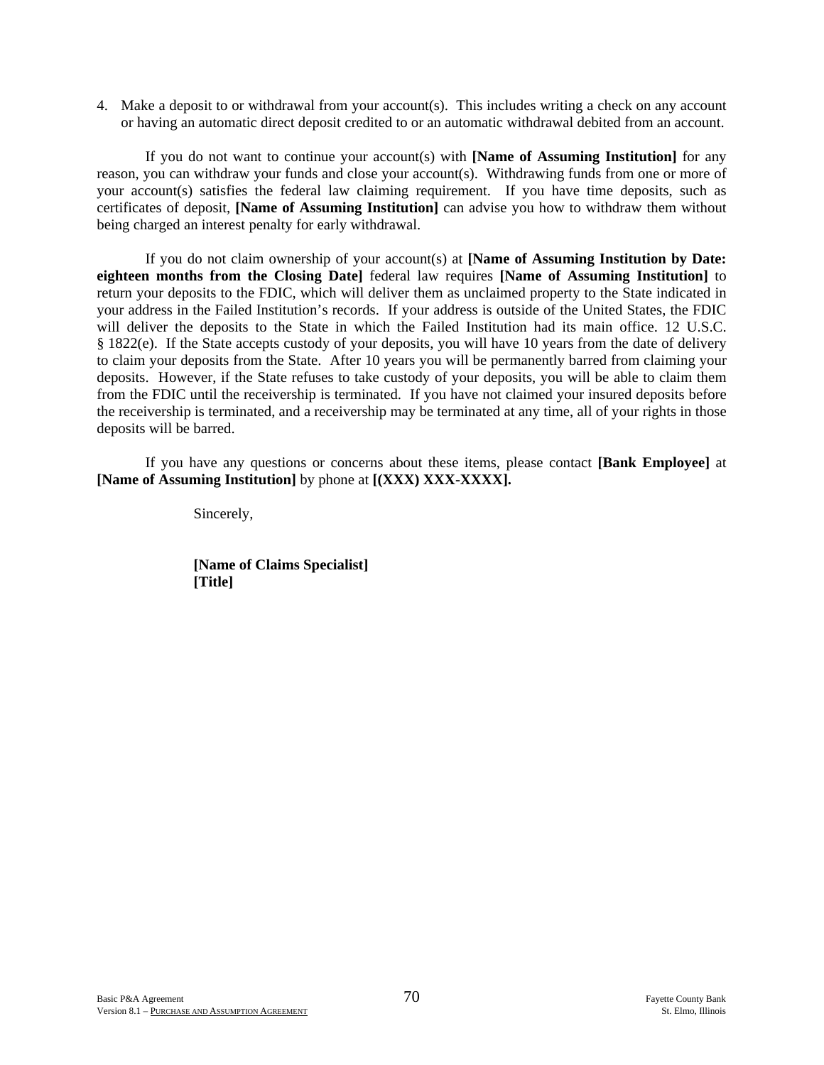4. Make a deposit to or withdrawal from your account(s). This includes writing a check on any account or having an automatic direct deposit credited to or an automatic withdrawal debited from an account.

If you do not want to continue your account(s) with **[Name of Assuming Institution]** for any reason, you can withdraw your funds and close your account(s). Withdrawing funds from one or more of your account(s) satisfies the federal law claiming requirement. If you have time deposits, such as certificates of deposit, **[Name of Assuming Institution]** can advise you how to withdraw them without being charged an interest penalty for early withdrawal.

If you do not claim ownership of your account(s) at **[Name of Assuming Institution by Date: eighteen months from the Closing Date]** federal law requires **[Name of Assuming Institution]** to return your deposits to the FDIC, which will deliver them as unclaimed property to the State indicated in your address in the Failed Institution's records. If your address is outside of the United States, the FDIC will deliver the deposits to the State in which the Failed Institution had its main office. 12 U.S.C. § 1822(e). If the State accepts custody of your deposits, you will have 10 years from the date of delivery to claim your deposits from the State. After 10 years you will be permanently barred from claiming your deposits. However, if the State refuses to take custody of your deposits, you will be able to claim them from the FDIC until the receivership is terminated. If you have not claimed your insured deposits before the receivership is terminated, and a receivership may be terminated at any time, all of your rights in those deposits will be barred.

If you have any questions or concerns about these items, please contact **[Bank Employee]** at **[Name of Assuming Institution]** by phone at **[(XXX) XXX-XXXX].**

Sincerely,

**[Name of Claims Specialist]**
**[Title]**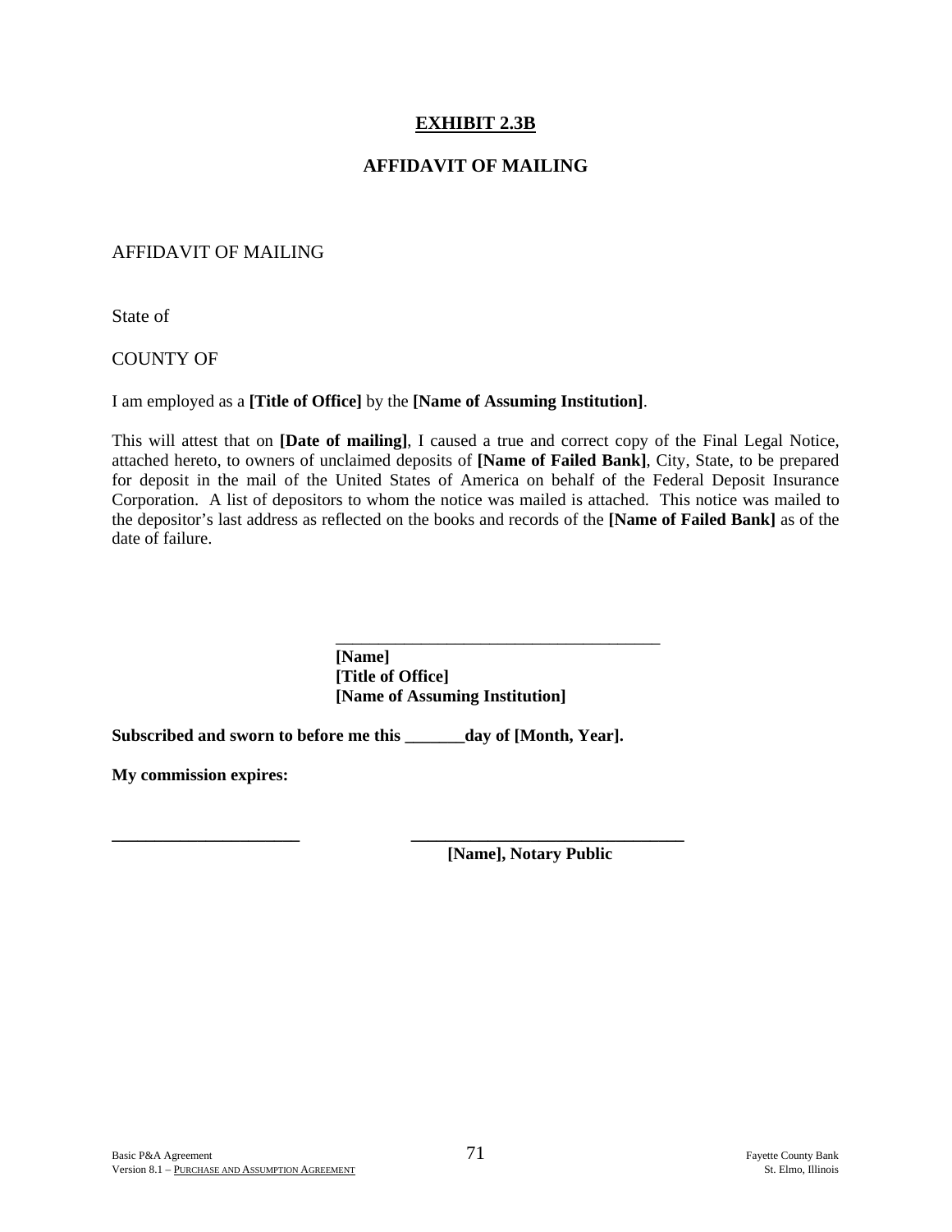# EXHIBIT 2.3B

## AFFIDAVIT OF MAILING

AFFIDAVIT OF MAILING

State of

COUNTY OF

I am employed as a **[Title of Office]** by the **[Name of Assuming Institution]**.

This will attest that on **[Date of mailing]**, I caused a true and correct copy of the Final Legal Notice, attached hereto, to owners of unclaimed deposits of **[Name of Failed Bank]**, City, State, to be prepared for deposit in the mail of the United States of America on behalf of the Federal Deposit Insurance Corporation. A list of depositors to whom the notice was mailed is attached. This notice was mailed to the depositor's last address as reflected on the books and records of the **[Name of Failed Bank]** as of the date of failure.

_______________________________________
**[Name]**
**[Title of Office]**
**[Name of Assuming Institution]**

**Subscribed and sworn to before me this _______day of [Month, Year].**

**My commission expires:**

______________________ ________________________________
**[Name], Notary Public**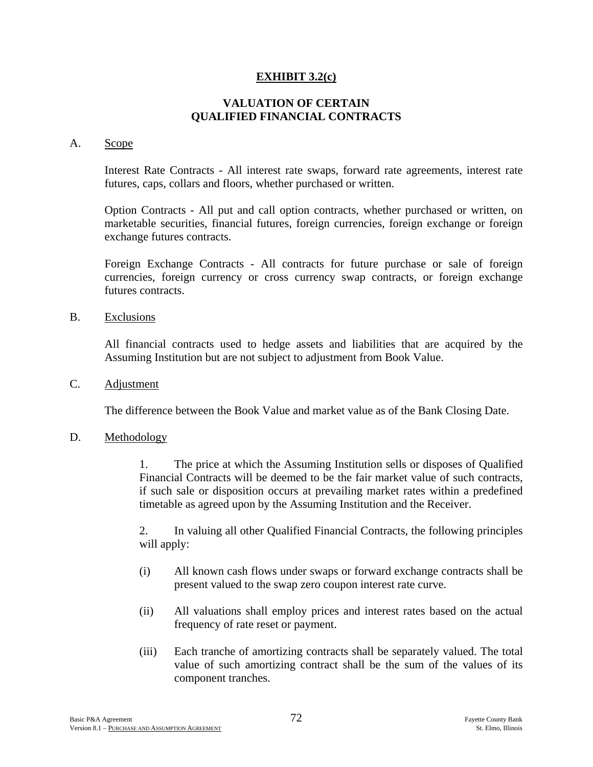# EXHIBIT 3.2(c)

## VALUATION OF CERTAIN QUALIFIED FINANCIAL CONTRACTS

A. Scope

Interest Rate Contracts - All interest rate swaps, forward rate agreements, interest rate futures, caps, collars and floors, whether purchased or written.

Option Contracts - All put and call option contracts, whether purchased or written, on marketable securities, financial futures, foreign currencies, foreign exchange or foreign exchange futures contracts.

Foreign Exchange Contracts - All contracts for future purchase or sale of foreign currencies, foreign currency or cross currency swap contracts, or foreign exchange futures contracts.

B. Exclusions

All financial contracts used to hedge assets and liabilities that are acquired by the Assuming Institution but are not subject to adjustment from Book Value.

C. Adjustment

The difference between the Book Value and market value as of the Bank Closing Date.

D. Methodology

1. The price at which the Assuming Institution sells or disposes of Qualified Financial Contracts will be deemed to be the fair market value of such contracts, if such sale or disposition occurs at prevailing market rates within a predefined timetable as agreed upon by the Assuming Institution and the Receiver.

2. In valuing all other Qualified Financial Contracts, the following principles will apply:

(i) All known cash flows under swaps or forward exchange contracts shall be present valued to the swap zero coupon interest rate curve.

(ii) All valuations shall employ prices and interest rates based on the actual frequency of rate reset or payment.

(iii) Each tranche of amortizing contracts shall be separately valued. The total value of such amortizing contract shall be the sum of the values of its component tranches.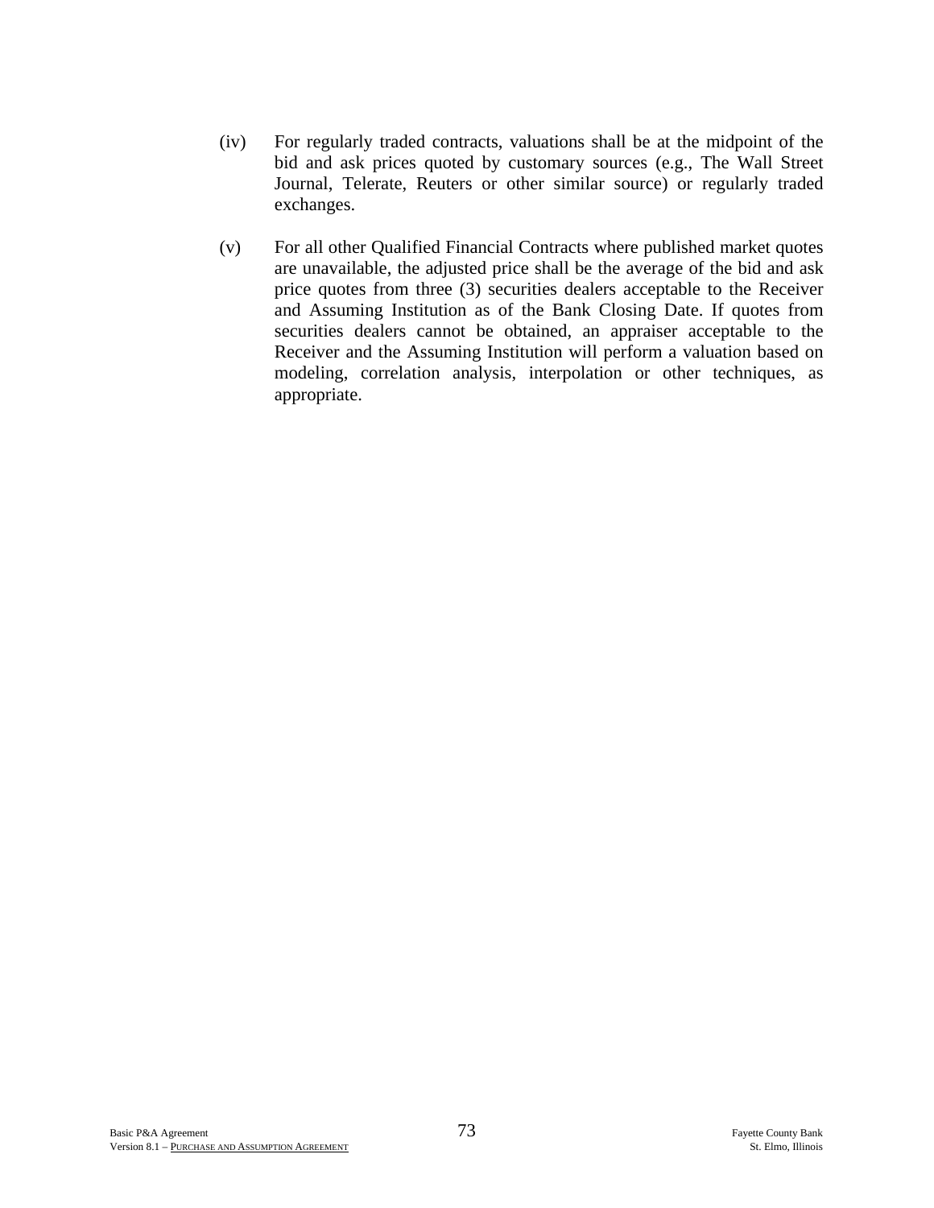(iv) For regularly traded contracts, valuations shall be at the midpoint of the bid and ask prices quoted by customary sources (e.g., The Wall Street Journal, Telerate, Reuters or other similar source) or regularly traded exchanges.

(v) For all other Qualified Financial Contracts where published market quotes are unavailable, the adjusted price shall be the average of the bid and ask price quotes from three (3) securities dealers acceptable to the Receiver and Assuming Institution as of the Bank Closing Date. If quotes from securities dealers cannot be obtained, an appraiser acceptable to the Receiver and the Assuming Institution will perform a valuation based on modeling, correlation analysis, interpolation or other techniques, as appropriate.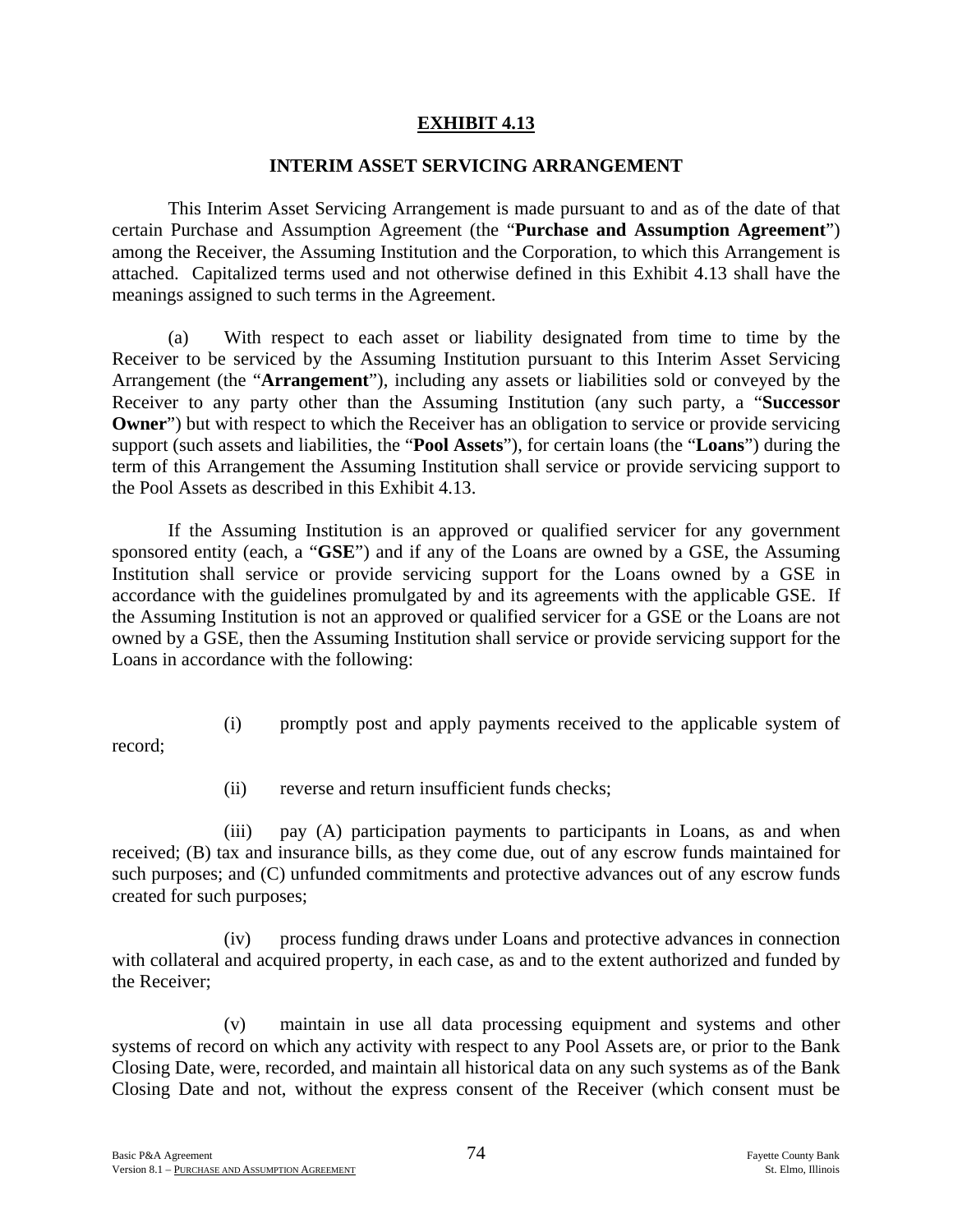**EXHIBIT 4.13**

**INTERIM ASSET SERVICING ARRANGEMENT**

This Interim Asset Servicing Arrangement is made pursuant to and as of the date of that certain Purchase and Assumption Agreement (the "**Purchase and Assumption Agreement**") among the Receiver, the Assuming Institution and the Corporation, to which this Arrangement is attached. Capitalized terms used and not otherwise defined in this Exhibit 4.13 shall have the meanings assigned to such terms in the Agreement.

(a) With respect to each asset or liability designated from time to time by the Receiver to be serviced by the Assuming Institution pursuant to this Interim Asset Servicing Arrangement (the "**Arrangement**"), including any assets or liabilities sold or conveyed by the Receiver to any party other than the Assuming Institution (any such party, a "**Successor Owner**") but with respect to which the Receiver has an obligation to service or provide servicing support (such assets and liabilities, the "**Pool Assets**"), for certain loans (the "**Loans**") during the term of this Arrangement the Assuming Institution shall service or provide servicing support to the Pool Assets as described in this Exhibit 4.13.

If the Assuming Institution is an approved or qualified servicer for any government sponsored entity (each, a "**GSE**") and if any of the Loans are owned by a GSE, the Assuming Institution shall service or provide servicing support for the Loans owned by a GSE in accordance with the guidelines promulgated by and its agreements with the applicable GSE. If the Assuming Institution is not an approved or qualified servicer for a GSE or the Loans are not owned by a GSE, then the Assuming Institution shall service or provide servicing support for the Loans in accordance with the following:

(i) promptly post and apply payments received to the applicable system of record;

(ii) reverse and return insufficient funds checks;

(iii) pay (A) participation payments to participants in Loans, as and when received; (B) tax and insurance bills, as they come due, out of any escrow funds maintained for such purposes; and (C) unfunded commitments and protective advances out of any escrow funds created for such purposes;

(iv) process funding draws under Loans and protective advances in connection with collateral and acquired property, in each case, as and to the extent authorized and funded by the Receiver;

(v) maintain in use all data processing equipment and systems and other systems of record on which any activity with respect to any Pool Assets are, or prior to the Bank Closing Date, were, recorded, and maintain all historical data on any such systems as of the Bank Closing Date and not, without the express consent of the Receiver (which consent must be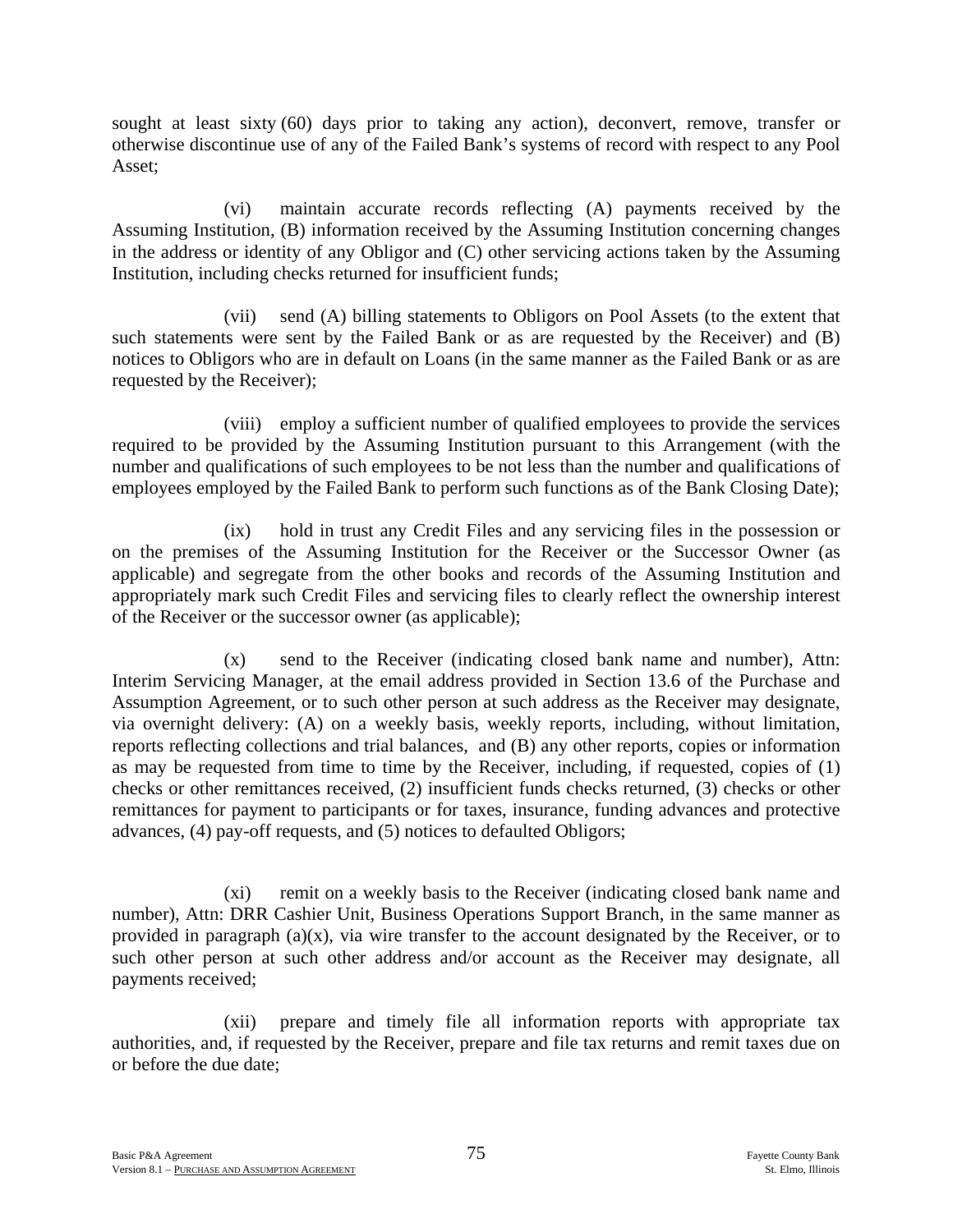sought at least sixty (60) days prior to taking any action), deconvert, remove, transfer or otherwise discontinue use of any of the Failed Bank's systems of record with respect to any Pool Asset;

(vi) maintain accurate records reflecting (A) payments received by the Assuming Institution, (B) information received by the Assuming Institution concerning changes in the address or identity of any Obligor and (C) other servicing actions taken by the Assuming Institution, including checks returned for insufficient funds;

(vii) send (A) billing statements to Obligors on Pool Assets (to the extent that such statements were sent by the Failed Bank or as are requested by the Receiver) and (B) notices to Obligors who are in default on Loans (in the same manner as the Failed Bank or as are requested by the Receiver);

(viii) employ a sufficient number of qualified employees to provide the services required to be provided by the Assuming Institution pursuant to this Arrangement (with the number and qualifications of such employees to be not less than the number and qualifications of employees employed by the Failed Bank to perform such functions as of the Bank Closing Date);

(ix) hold in trust any Credit Files and any servicing files in the possession or on the premises of the Assuming Institution for the Receiver or the Successor Owner (as applicable) and segregate from the other books and records of the Assuming Institution and appropriately mark such Credit Files and servicing files to clearly reflect the ownership interest of the Receiver or the successor owner (as applicable);

(x) send to the Receiver (indicating closed bank name and number), Attn: Interim Servicing Manager, at the email address provided in Section 13.6 of the Purchase and Assumption Agreement, or to such other person at such address as the Receiver may designate, via overnight delivery: (A) on a weekly basis, weekly reports, including, without limitation, reports reflecting collections and trial balances, and (B) any other reports, copies or information as may be requested from time to time by the Receiver, including, if requested, copies of (1) checks or other remittances received, (2) insufficient funds checks returned, (3) checks or other remittances for payment to participants or for taxes, insurance, funding advances and protective advances, (4) pay-off requests, and (5) notices to defaulted Obligors;

(xi) remit on a weekly basis to the Receiver (indicating closed bank name and number), Attn: DRR Cashier Unit, Business Operations Support Branch, in the same manner as provided in paragraph (a)(x), via wire transfer to the account designated by the Receiver, or to such other person at such other address and/or account as the Receiver may designate, all payments received;

(xii) prepare and timely file all information reports with appropriate tax authorities, and, if requested by the Receiver, prepare and file tax returns and remit taxes due on or before the due date;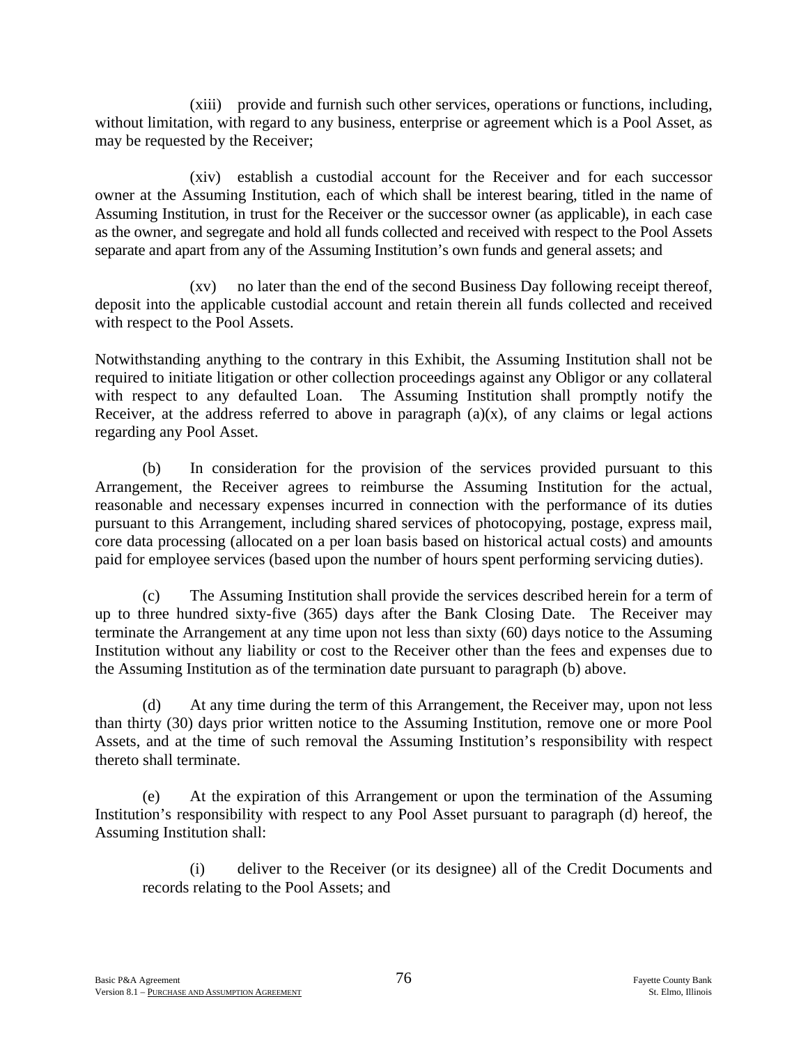(xiii) provide and furnish such other services, operations or functions, including, without limitation, with regard to any business, enterprise or agreement which is a Pool Asset, as may be requested by the Receiver;

(xiv) establish a custodial account for the Receiver and for each successor owner at the Assuming Institution, each of which shall be interest bearing, titled in the name of Assuming Institution, in trust for the Receiver or the successor owner (as applicable), in each case as the owner, and segregate and hold all funds collected and received with respect to the Pool Assets separate and apart from any of the Assuming Institution's own funds and general assets; and

(xv) no later than the end of the second Business Day following receipt thereof, deposit into the applicable custodial account and retain therein all funds collected and received with respect to the Pool Assets.

Notwithstanding anything to the contrary in this Exhibit, the Assuming Institution shall not be required to initiate litigation or other collection proceedings against any Obligor or any collateral with respect to any defaulted Loan. The Assuming Institution shall promptly notify the Receiver, at the address referred to above in paragraph (a)(x), of any claims or legal actions regarding any Pool Asset.

(b) In consideration for the provision of the services provided pursuant to this Arrangement, the Receiver agrees to reimburse the Assuming Institution for the actual, reasonable and necessary expenses incurred in connection with the performance of its duties pursuant to this Arrangement, including shared services of photocopying, postage, express mail, core data processing (allocated on a per loan basis based on historical actual costs) and amounts paid for employee services (based upon the number of hours spent performing servicing duties).

(c) The Assuming Institution shall provide the services described herein for a term of up to three hundred sixty-five (365) days after the Bank Closing Date. The Receiver may terminate the Arrangement at any time upon not less than sixty (60) days notice to the Assuming Institution without any liability or cost to the Receiver other than the fees and expenses due to the Assuming Institution as of the termination date pursuant to paragraph (b) above.

(d) At any time during the term of this Arrangement, the Receiver may, upon not less than thirty (30) days prior written notice to the Assuming Institution, remove one or more Pool Assets, and at the time of such removal the Assuming Institution's responsibility with respect thereto shall terminate.

(e) At the expiration of this Arrangement or upon the termination of the Assuming Institution's responsibility with respect to any Pool Asset pursuant to paragraph (d) hereof, the Assuming Institution shall:

(i) deliver to the Receiver (or its designee) all of the Credit Documents and records relating to the Pool Assets; and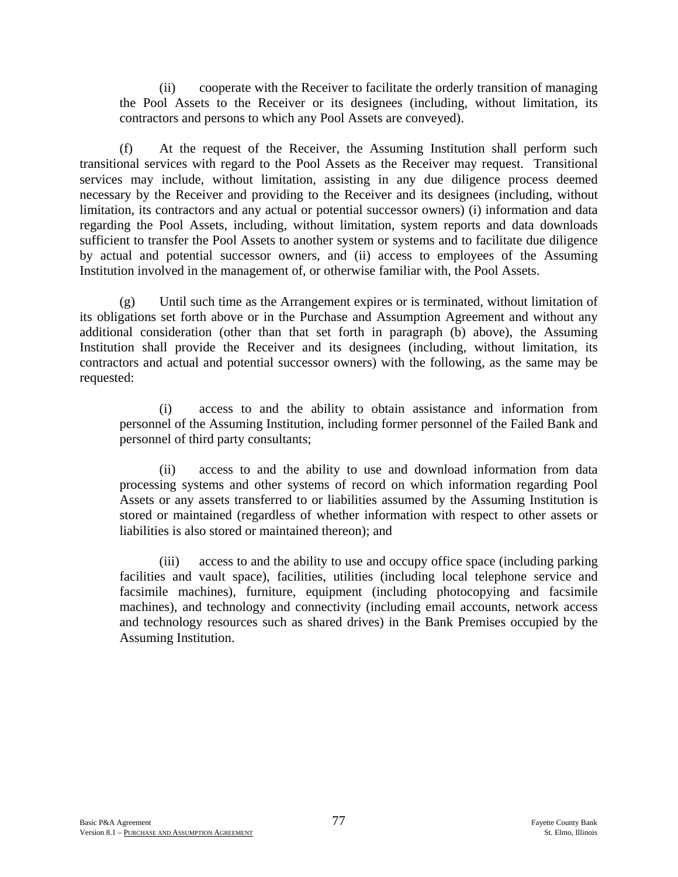(ii) cooperate with the Receiver to facilitate the orderly transition of managing the Pool Assets to the Receiver or its designees (including, without limitation, its contractors and persons to which any Pool Assets are conveyed).

(f) At the request of the Receiver, the Assuming Institution shall perform such transitional services with regard to the Pool Assets as the Receiver may request. Transitional services may include, without limitation, assisting in any due diligence process deemed necessary by the Receiver and providing to the Receiver and its designees (including, without limitation, its contractors and any actual or potential successor owners) (i) information and data regarding the Pool Assets, including, without limitation, system reports and data downloads sufficient to transfer the Pool Assets to another system or systems and to facilitate due diligence by actual and potential successor owners, and (ii) access to employees of the Assuming Institution involved in the management of, or otherwise familiar with, the Pool Assets.

(g) Until such time as the Arrangement expires or is terminated, without limitation of its obligations set forth above or in the Purchase and Assumption Agreement and without any additional consideration (other than that set forth in paragraph (b) above), the Assuming Institution shall provide the Receiver and its designees (including, without limitation, its contractors and actual and potential successor owners) with the following, as the same may be requested:

(i) access to and the ability to obtain assistance and information from personnel of the Assuming Institution, including former personnel of the Failed Bank and personnel of third party consultants;

(ii) access to and the ability to use and download information from data processing systems and other systems of record on which information regarding Pool Assets or any assets transferred to or liabilities assumed by the Assuming Institution is stored or maintained (regardless of whether information with respect to other assets or liabilities is also stored or maintained thereon); and

(iii) access to and the ability to use and occupy office space (including parking facilities and vault space), facilities, utilities (including local telephone service and facsimile machines), furniture, equipment (including photocopying and facsimile machines), and technology and connectivity (including email accounts, network access and technology resources such as shared drives) in the Bank Premises occupied by the Assuming Institution.